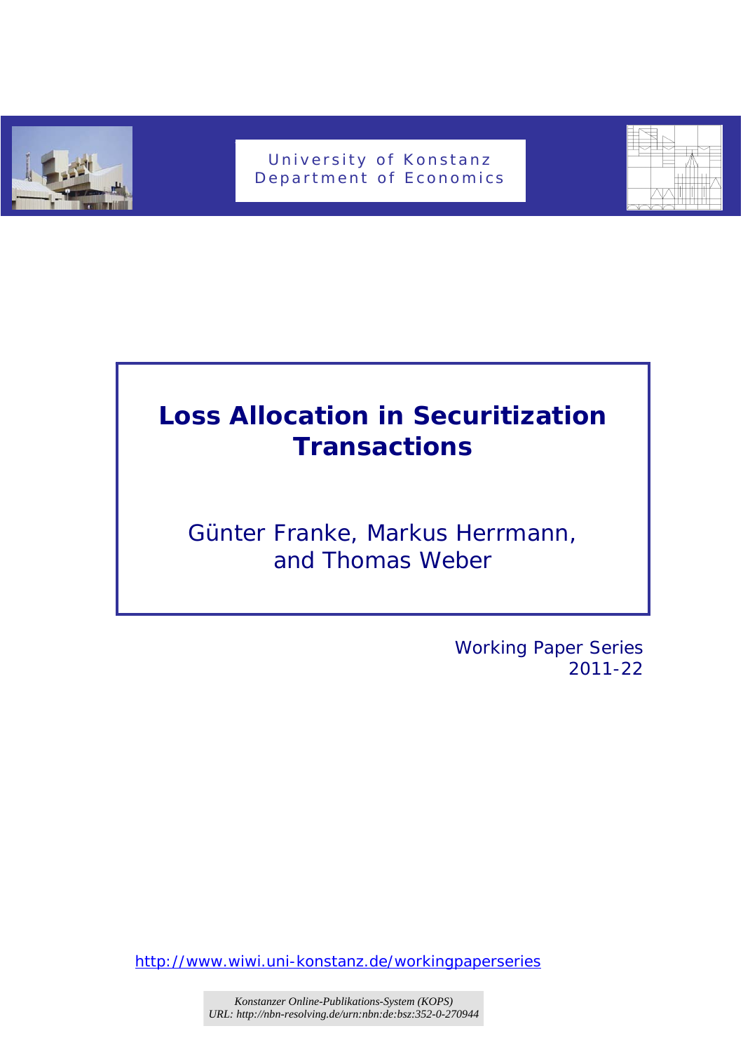University of Konstanz
Department of Economics

# Loss Allocation in Securitization Transactions

Günter Franke, Markus Herrmann, and Thomas Weber

Working Paper Series
2011-22

http://www.wiwi.uni-konstanz.de/workingpaperseries

*Konstanzer Online-Publikations-System (KOPS)*
*URL: http://nbn-resolving.de/urn:nbn:de:bsz:352-0-270944*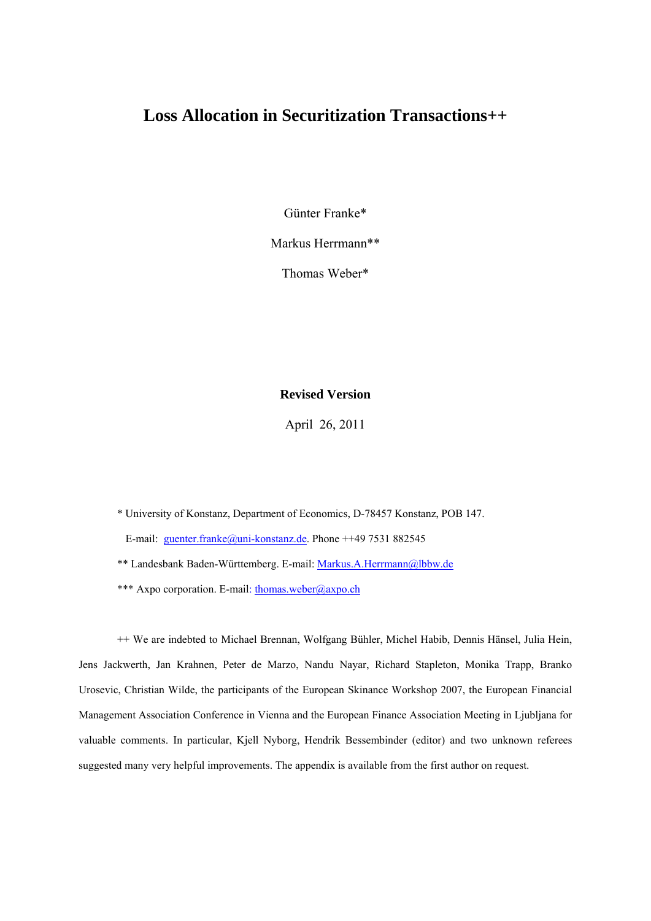# Loss Allocation in Securitization Transactions++

Günter Franke*

Markus Herrmann**

Thomas Weber*

**Revised Version**

April 26, 2011

* University of Konstanz, Department of Economics, D-78457 Konstanz, POB 147.

E-mail: guenter.franke@uni-konstanz.de. Phone ++49 7531 882545

** Landesbank Baden-Württemberg. E-mail: Markus.A.Herrmann@lbbw.de

*** Axpo corporation. E-mail: thomas.weber@axpo.ch

++ We are indebted to Michael Brennan, Wolfgang Bühler, Michel Habib, Dennis Hänsel, Julia Hein, Jens Jackwerth, Jan Krahnen, Peter de Marzo, Nandu Nayar, Richard Stapleton, Monika Trapp, Branko Urosevic, Christian Wilde, the participants of the European Skinance Workshop 2007, the European Financial Management Association Conference in Vienna and the European Finance Association Meeting in Ljubljana for valuable comments. In particular, Kjell Nyborg, Hendrik Bessembinder (editor) and two unknown referees suggested many very helpful improvements. The appendix is available from the first author on request.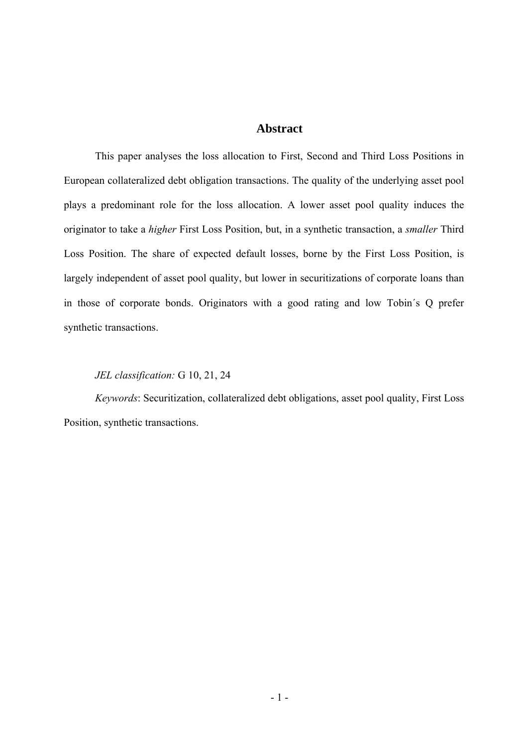## Abstract

This paper analyses the loss allocation to First, Second and Third Loss Positions in European collateralized debt obligation transactions. The quality of the underlying asset pool plays a predominant role for the loss allocation. A lower asset pool quality induces the originator to take a *higher* First Loss Position, but, in a synthetic transaction, a *smaller* Third Loss Position. The share of expected default losses, borne by the First Loss Position, is largely independent of asset pool quality, but lower in securitizations of corporate loans than in those of corporate bonds. Originators with a good rating and low Tobin´s Q prefer synthetic transactions.

*JEL classification:* G 10, 21, 24

*Keywords*: Securitization, collateralized debt obligations, asset pool quality, First Loss Position, synthetic transactions.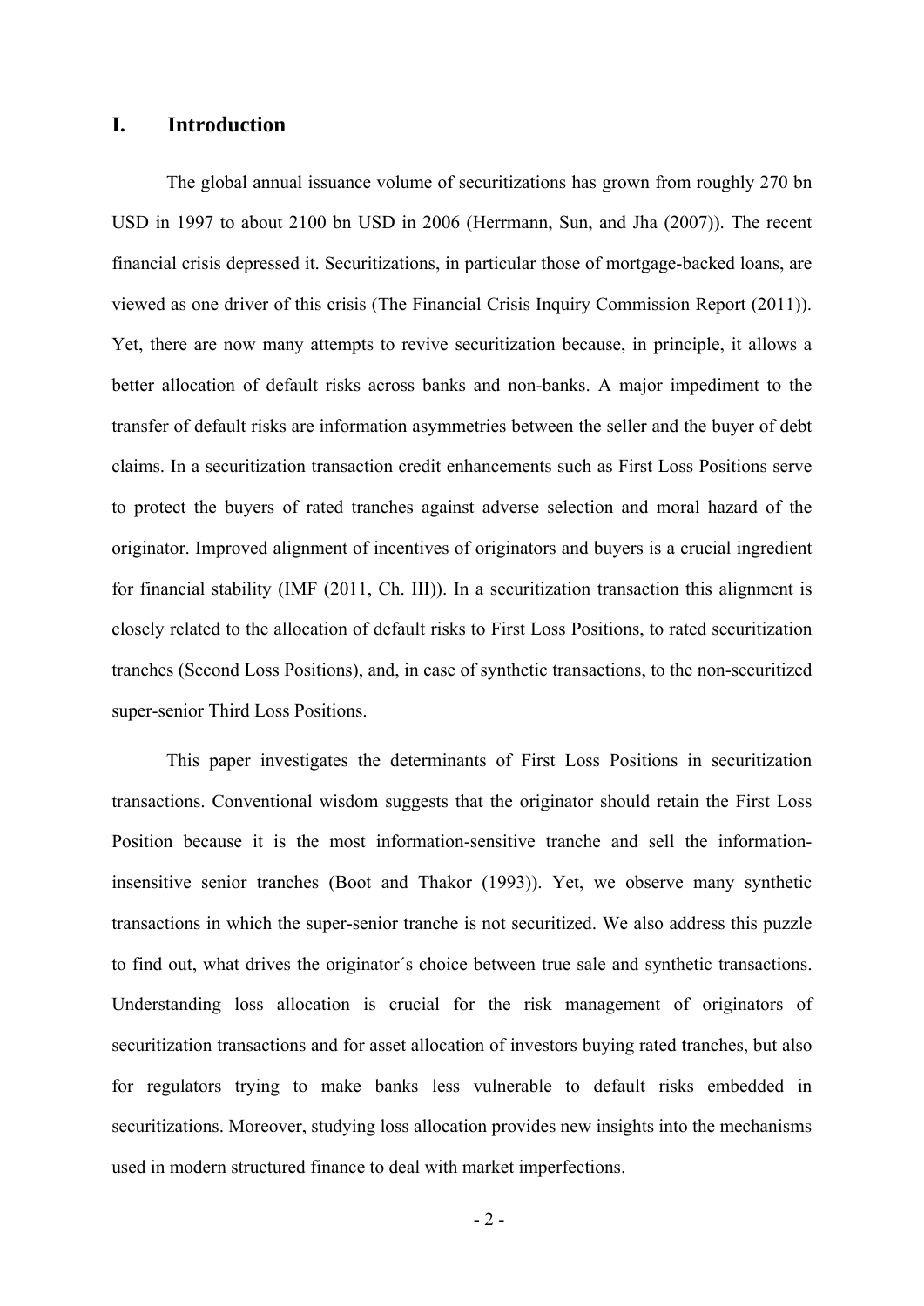# I. Introduction

The global annual issuance volume of securitizations has grown from roughly 270 bn USD in 1997 to about 2100 bn USD in 2006 (Herrmann, Sun, and Jha (2007)). The recent financial crisis depressed it. Securitizations, in particular those of mortgage-backed loans, are viewed as one driver of this crisis (The Financial Crisis Inquiry Commission Report (2011)). Yet, there are now many attempts to revive securitization because, in principle, it allows a better allocation of default risks across banks and non-banks. A major impediment to the transfer of default risks are information asymmetries between the seller and the buyer of debt claims. In a securitization transaction credit enhancements such as First Loss Positions serve to protect the buyers of rated tranches against adverse selection and moral hazard of the originator. Improved alignment of incentives of originators and buyers is a crucial ingredient for financial stability (IMF (2011, Ch. III)). In a securitization transaction this alignment is closely related to the allocation of default risks to First Loss Positions, to rated securitization tranches (Second Loss Positions), and, in case of synthetic transactions, to the non-securitized super-senior Third Loss Positions.

This paper investigates the determinants of First Loss Positions in securitization transactions. Conventional wisdom suggests that the originator should retain the First Loss Position because it is the most information-sensitive tranche and sell the information-insensitive senior tranches (Boot and Thakor (1993)). Yet, we observe many synthetic transactions in which the super-senior tranche is not securitized. We also address this puzzle to find out, what drives the originator´s choice between true sale and synthetic transactions. Understanding loss allocation is crucial for the risk management of originators of securitization transactions and for asset allocation of investors buying rated tranches, but also for regulators trying to make banks less vulnerable to default risks embedded in securitizations. Moreover, studying loss allocation provides new insights into the mechanisms used in modern structured finance to deal with market imperfections.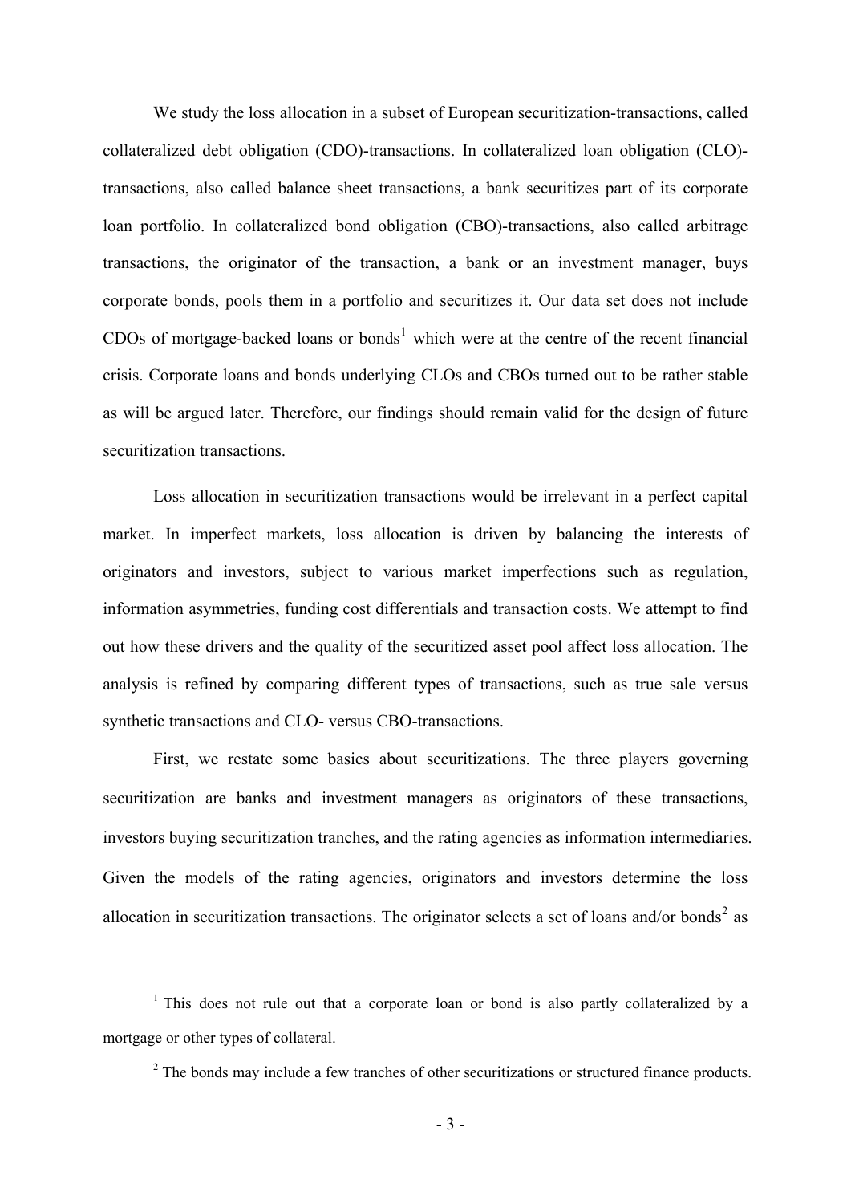We study the loss allocation in a subset of European securitization-transactions, called collateralized debt obligation (CDO)-transactions. In collateralized loan obligation (CLO)-transactions, also called balance sheet transactions, a bank securitizes part of its corporate loan portfolio. In collateralized bond obligation (CBO)-transactions, also called arbitrage transactions, the originator of the transaction, a bank or an investment manager, buys corporate bonds, pools them in a portfolio and securitizes it. Our data set does not include CDOs of mortgage-backed loans or bonds[1] which were at the centre of the recent financial crisis. Corporate loans and bonds underlying CLOs and CBOs turned out to be rather stable as will be argued later. Therefore, our findings should remain valid for the design of future securitization transactions.

Loss allocation in securitization transactions would be irrelevant in a perfect capital market. In imperfect markets, loss allocation is driven by balancing the interests of originators and investors, subject to various market imperfections such as regulation, information asymmetries, funding cost differentials and transaction costs. We attempt to find out how these drivers and the quality of the securitized asset pool affect loss allocation. The analysis is refined by comparing different types of transactions, such as true sale versus synthetic transactions and CLO- versus CBO-transactions.

First, we restate some basics about securitizations. The three players governing securitization are banks and investment managers as originators of these transactions, investors buying securitization tranches, and the rating agencies as information intermediaries. Given the models of the rating agencies, originators and investors determine the loss allocation in securitization transactions. The originator selects a set of loans and/or bonds[2] as

---

[1] This does not rule out that a corporate loan or bond is also partly collateralized by a mortgage or other types of collateral.

[2] The bonds may include a few tranches of other securitizations or structured finance products.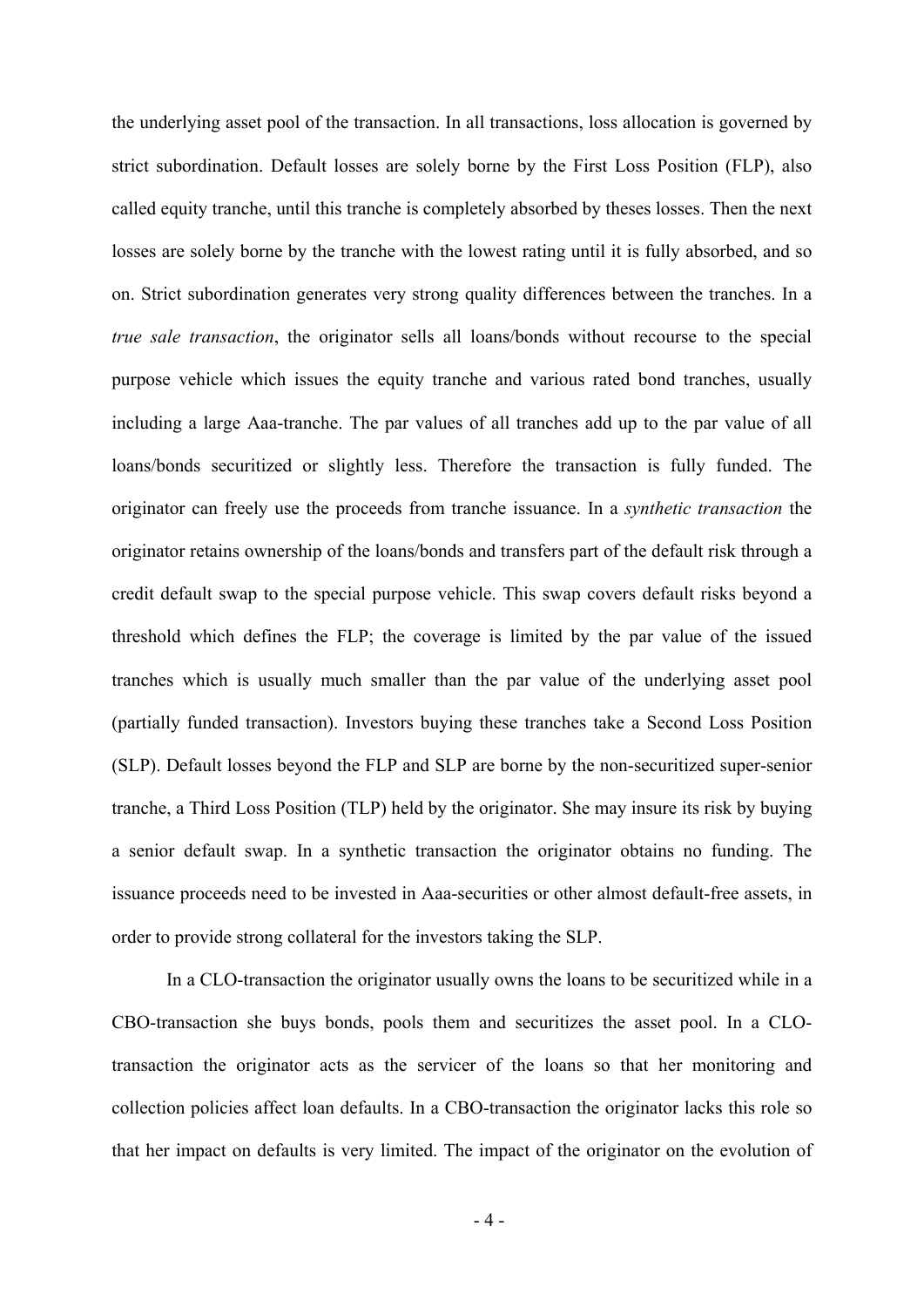the underlying asset pool of the transaction. In all transactions, loss allocation is governed by strict subordination. Default losses are solely borne by the First Loss Position (FLP), also called equity tranche, until this tranche is completely absorbed by theses losses. Then the next losses are solely borne by the tranche with the lowest rating until it is fully absorbed, and so on. Strict subordination generates very strong quality differences between the tranches. In a *true sale transaction*, the originator sells all loans/bonds without recourse to the special purpose vehicle which issues the equity tranche and various rated bond tranches, usually including a large Aaa-tranche. The par values of all tranches add up to the par value of all loans/bonds securitized or slightly less. Therefore the transaction is fully funded. The originator can freely use the proceeds from tranche issuance. In a *synthetic transaction* the originator retains ownership of the loans/bonds and transfers part of the default risk through a credit default swap to the special purpose vehicle. This swap covers default risks beyond a threshold which defines the FLP; the coverage is limited by the par value of the issued tranches which is usually much smaller than the par value of the underlying asset pool (partially funded transaction). Investors buying these tranches take a Second Loss Position (SLP). Default losses beyond the FLP and SLP are borne by the non-securitized super-senior tranche, a Third Loss Position (TLP) held by the originator. She may insure its risk by buying a senior default swap. In a synthetic transaction the originator obtains no funding. The issuance proceeds need to be invested in Aaa-securities or other almost default-free assets, in order to provide strong collateral for the investors taking the SLP.

In a CLO-transaction the originator usually owns the loans to be securitized while in a CBO-transaction she buys bonds, pools them and securitizes the asset pool. In a CLO-transaction the originator acts as the servicer of the loans so that her monitoring and collection policies affect loan defaults. In a CBO-transaction the originator lacks this role so that her impact on defaults is very limited. The impact of the originator on the evolution of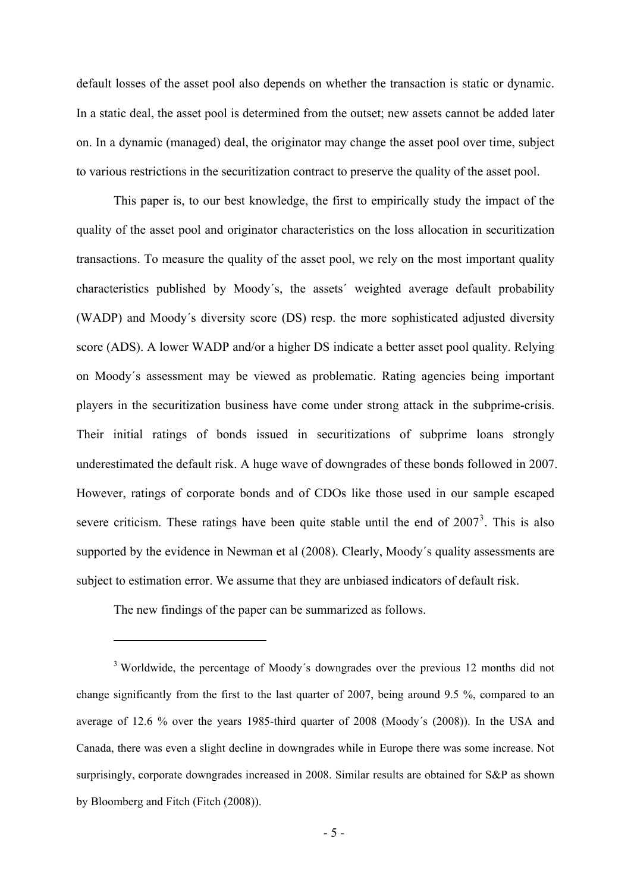default losses of the asset pool also depends on whether the transaction is static or dynamic. In a static deal, the asset pool is determined from the outset; new assets cannot be added later on. In a dynamic (managed) deal, the originator may change the asset pool over time, subject to various restrictions in the securitization contract to preserve the quality of the asset pool.

This paper is, to our best knowledge, the first to empirically study the impact of the quality of the asset pool and originator characteristics on the loss allocation in securitization transactions. To measure the quality of the asset pool, we rely on the most important quality characteristics published by Moody´s, the assets´ weighted average default probability (WADP) and Moody´s diversity score (DS) resp. the more sophisticated adjusted diversity score (ADS). A lower WADP and/or a higher DS indicate a better asset pool quality. Relying on Moody´s assessment may be viewed as problematic. Rating agencies being important players in the securitization business have come under strong attack in the subprime-crisis. Their initial ratings of bonds issued in securitizations of subprime loans strongly underestimated the default risk. A huge wave of downgrades of these bonds followed in 2007. However, ratings of corporate bonds and of CDOs like those used in our sample escaped severe criticism. These ratings have been quite stable until the end of 2007[3]. This is also supported by the evidence in Newman et al (2008). Clearly, Moody´s quality assessments are subject to estimation error. We assume that they are unbiased indicators of default risk.

The new findings of the paper can be summarized as follows.

---

[3] Worldwide, the percentage of Moody´s downgrades over the previous 12 months did not change significantly from the first to the last quarter of 2007, being around 9.5 %, compared to an average of 12.6 % over the years 1985-third quarter of 2008 (Moody´s (2008)). In the USA and Canada, there was even a slight decline in downgrades while in Europe there was some increase. Not surprisingly, corporate downgrades increased in 2008. Similar results are obtained for S&P as shown by Bloomberg and Fitch (Fitch (2008)).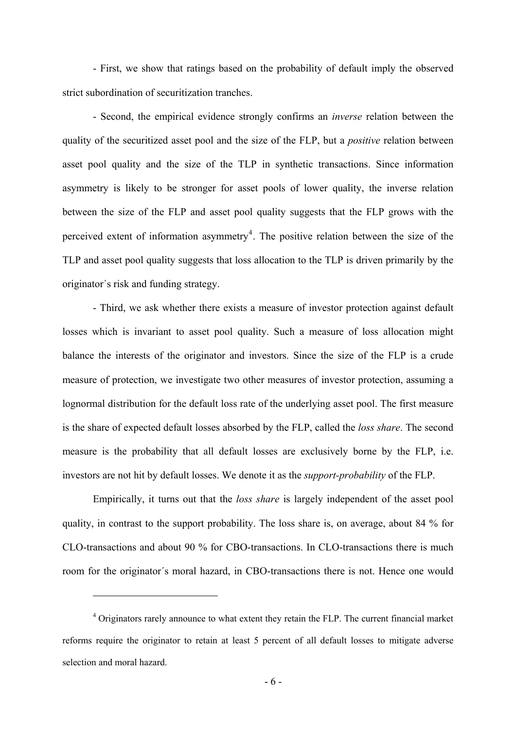- First, we show that ratings based on the probability of default imply the observed strict subordination of securitization tranches.

- Second, the empirical evidence strongly confirms an *inverse* relation between the quality of the securitized asset pool and the size of the FLP, but a *positive* relation between asset pool quality and the size of the TLP in synthetic transactions. Since information asymmetry is likely to be stronger for asset pools of lower quality, the inverse relation between the size of the FLP and asset pool quality suggests that the FLP grows with the perceived extent of information asymmetry[4]. The positive relation between the size of the TLP and asset pool quality suggests that loss allocation to the TLP is driven primarily by the originator´s risk and funding strategy.

- Third, we ask whether there exists a measure of investor protection against default losses which is invariant to asset pool quality. Such a measure of loss allocation might balance the interests of the originator and investors. Since the size of the FLP is a crude measure of protection, we investigate two other measures of investor protection, assuming a lognormal distribution for the default loss rate of the underlying asset pool. The first measure is the share of expected default losses absorbed by the FLP, called the *loss share*. The second measure is the probability that all default losses are exclusively borne by the FLP, i.e. investors are not hit by default losses. We denote it as the *support-probability* of the FLP.

Empirically, it turns out that the *loss share* is largely independent of the asset pool quality, in contrast to the support probability. The loss share is, on average, about 84 % for CLO-transactions and about 90 % for CBO-transactions. In CLO-transactions there is much room for the originator´s moral hazard, in CBO-transactions there is not. Hence one would

[4] Originators rarely announce to what extent they retain the FLP. The current financial market reforms require the originator to retain at least 5 percent of all default losses to mitigate adverse selection and moral hazard.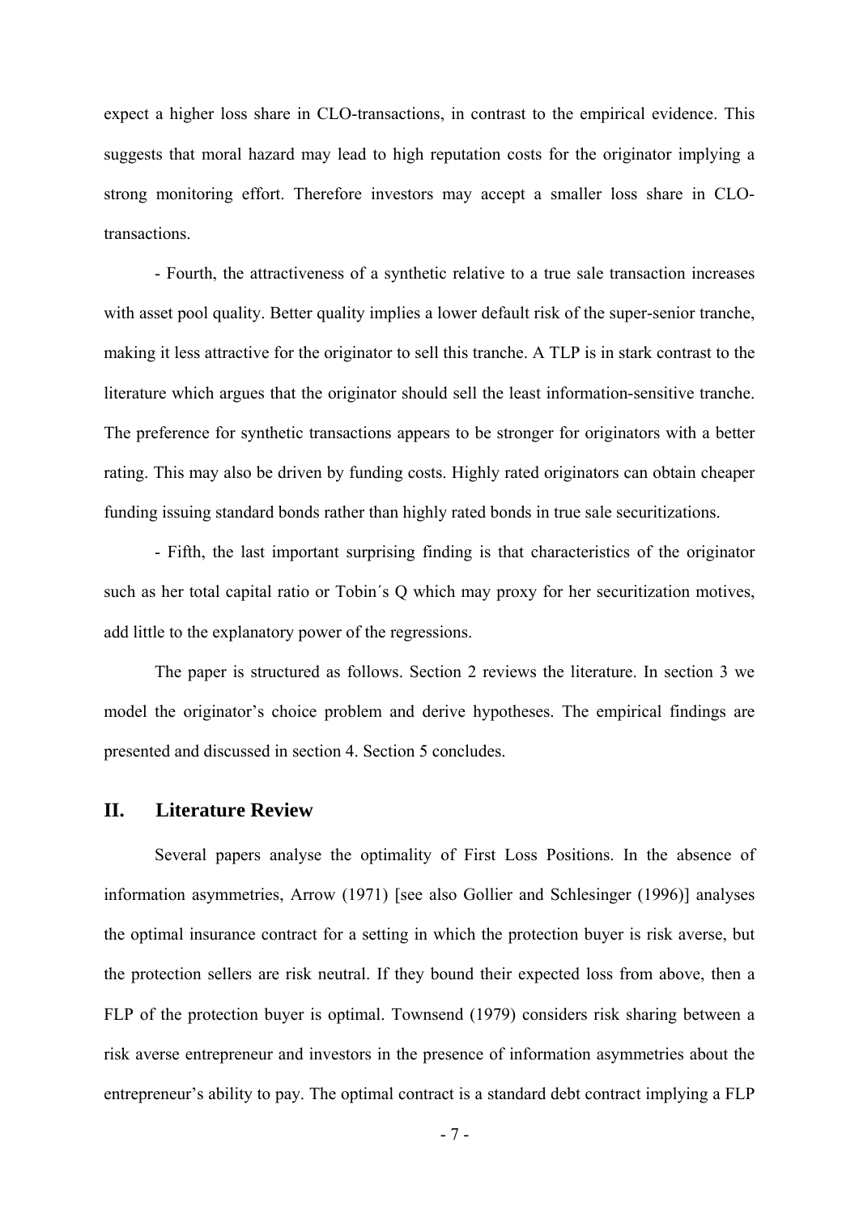expect a higher loss share in CLO-transactions, in contrast to the empirical evidence. This suggests that moral hazard may lead to high reputation costs for the originator implying a strong monitoring effort. Therefore investors may accept a smaller loss share in CLO-transactions.

- Fourth, the attractiveness of a synthetic relative to a true sale transaction increases with asset pool quality. Better quality implies a lower default risk of the super-senior tranche, making it less attractive for the originator to sell this tranche. A TLP is in stark contrast to the literature which argues that the originator should sell the least information-sensitive tranche. The preference for synthetic transactions appears to be stronger for originators with a better rating. This may also be driven by funding costs. Highly rated originators can obtain cheaper funding issuing standard bonds rather than highly rated bonds in true sale securitizations.

- Fifth, the last important surprising finding is that characteristics of the originator such as her total capital ratio or Tobin´s Q which may proxy for her securitization motives, add little to the explanatory power of the regressions.

The paper is structured as follows. Section 2 reviews the literature. In section 3 we model the originator's choice problem and derive hypotheses. The empirical findings are presented and discussed in section 4. Section 5 concludes.

## II. Literature Review

Several papers analyse the optimality of First Loss Positions. In the absence of information asymmetries, Arrow (1971) [see also Gollier and Schlesinger (1996)] analyses the optimal insurance contract for a setting in which the protection buyer is risk averse, but the protection sellers are risk neutral. If they bound their expected loss from above, then a FLP of the protection buyer is optimal. Townsend (1979) considers risk sharing between a risk averse entrepreneur and investors in the presence of information asymmetries about the entrepreneur's ability to pay. The optimal contract is a standard debt contract implying a FLP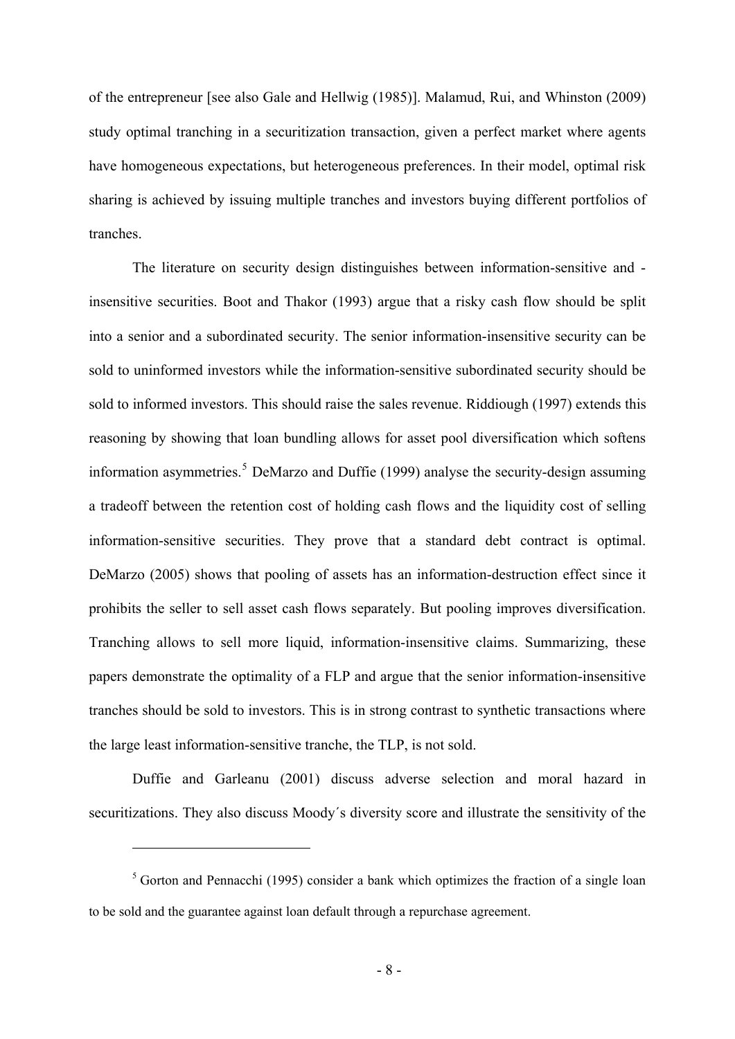of the entrepreneur [see also Gale and Hellwig (1985)]. Malamud, Rui, and Whinston (2009) study optimal tranching in a securitization transaction, given a perfect market where agents have homogeneous expectations, but heterogeneous preferences. In their model, optimal risk sharing is achieved by issuing multiple tranches and investors buying different portfolios of tranches.

The literature on security design distinguishes between information-sensitive and -insensitive securities. Boot and Thakor (1993) argue that a risky cash flow should be split into a senior and a subordinated security. The senior information-insensitive security can be sold to uninformed investors while the information-sensitive subordinated security should be sold to informed investors. This should raise the sales revenue. Riddiough (1997) extends this reasoning by showing that loan bundling allows for asset pool diversification which softens information asymmetries.[5] DeMarzo and Duffie (1999) analyse the security-design assuming a tradeoff between the retention cost of holding cash flows and the liquidity cost of selling information-sensitive securities. They prove that a standard debt contract is optimal. DeMarzo (2005) shows that pooling of assets has an information-destruction effect since it prohibits the seller to sell asset cash flows separately. But pooling improves diversification. Tranching allows to sell more liquid, information-insensitive claims. Summarizing, these papers demonstrate the optimality of a FLP and argue that the senior information-insensitive tranches should be sold to investors. This is in strong contrast to synthetic transactions where the large least information-sensitive tranche, the TLP, is not sold.

Duffie and Garleanu (2001) discuss adverse selection and moral hazard in securitizations. They also discuss Moody´s diversity score and illustrate the sensitivity of the

---

[5] Gorton and Pennacchi (1995) consider a bank which optimizes the fraction of a single loan to be sold and the guarantee against loan default through a repurchase agreement.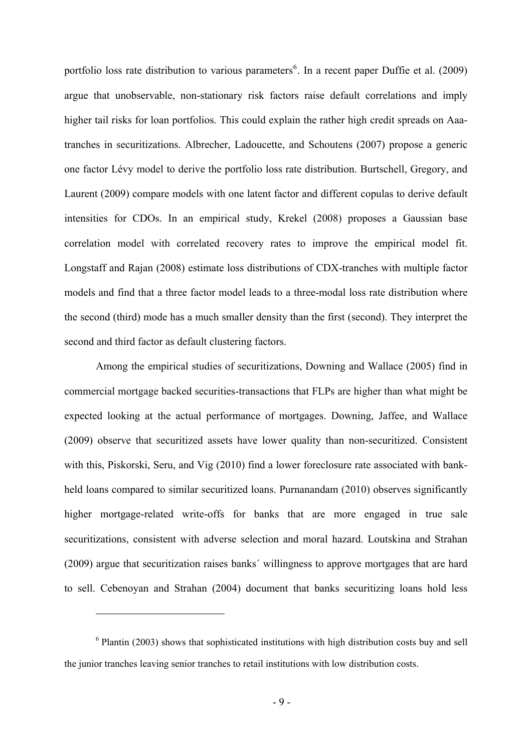portfolio loss rate distribution to various parameters[6]. In a recent paper Duffie et al. (2009) argue that unobservable, non-stationary risk factors raise default correlations and imply higher tail risks for loan portfolios. This could explain the rather high credit spreads on Aaa-tranches in securitizations. Albrecher, Ladoucette, and Schoutens (2007) propose a generic one factor Lévy model to derive the portfolio loss rate distribution. Burtschell, Gregory, and Laurent (2009) compare models with one latent factor and different copulas to derive default intensities for CDOs. In an empirical study, Krekel (2008) proposes a Gaussian base correlation model with correlated recovery rates to improve the empirical model fit. Longstaff and Rajan (2008) estimate loss distributions of CDX-tranches with multiple factor models and find that a three factor model leads to a three-modal loss rate distribution where the second (third) mode has a much smaller density than the first (second). They interpret the second and third factor as default clustering factors.

Among the empirical studies of securitizations, Downing and Wallace (2005) find in commercial mortgage backed securities-transactions that FLPs are higher than what might be expected looking at the actual performance of mortgages. Downing, Jaffee, and Wallace (2009) observe that securitized assets have lower quality than non-securitized. Consistent with this, Piskorski, Seru, and Vig (2010) find a lower foreclosure rate associated with bank-held loans compared to similar securitized loans. Purnanandam (2010) observes significantly higher mortgage-related write-offs for banks that are more engaged in true sale securitizations, consistent with adverse selection and moral hazard. Loutskina and Strahan (2009) argue that securitization raises banks´ willingness to approve mortgages that are hard to sell. Cebenoyan and Strahan (2004) document that banks securitizing loans hold less

[6] Plantin (2003) shows that sophisticated institutions with high distribution costs buy and sell the junior tranches leaving senior tranches to retail institutions with low distribution costs.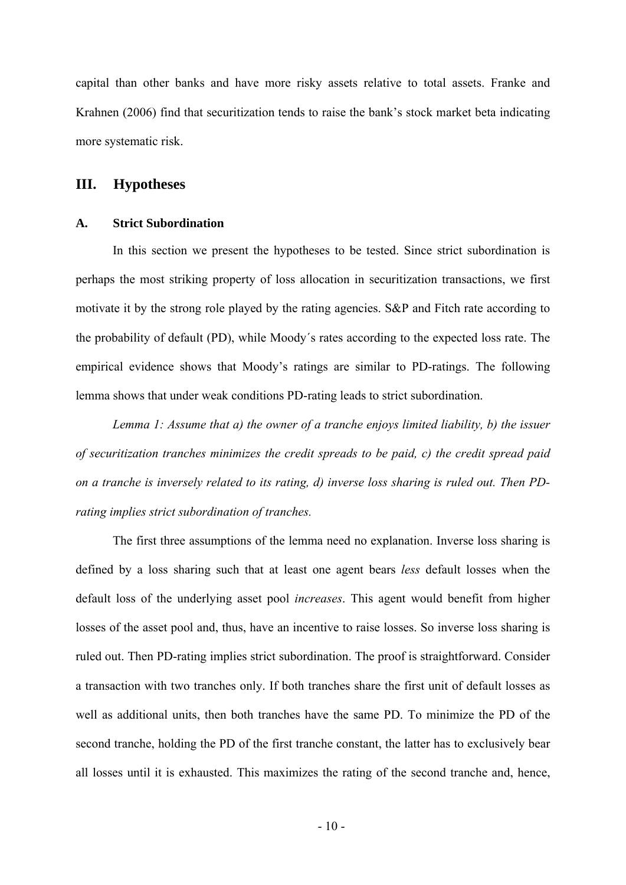capital than other banks and have more risky assets relative to total assets. Franke and Krahnen (2006) find that securitization tends to raise the bank's stock market beta indicating more systematic risk.

## III. Hypotheses

### A. Strict Subordination

In this section we present the hypotheses to be tested. Since strict subordination is perhaps the most striking property of loss allocation in securitization transactions, we first motivate it by the strong role played by the rating agencies. S&P and Fitch rate according to the probability of default (PD), while Moody´s rates according to the expected loss rate. The empirical evidence shows that Moody's ratings are similar to PD-ratings. The following lemma shows that under weak conditions PD-rating leads to strict subordination.

*Lemma 1: Assume that a) the owner of a tranche enjoys limited liability, b) the issuer of securitization tranches minimizes the credit spreads to be paid, c) the credit spread paid on a tranche is inversely related to its rating, d) inverse loss sharing is ruled out. Then PD-rating implies strict subordination of tranches.*

The first three assumptions of the lemma need no explanation. Inverse loss sharing is defined by a loss sharing such that at least one agent bears *less* default losses when the default loss of the underlying asset pool *increases*. This agent would benefit from higher losses of the asset pool and, thus, have an incentive to raise losses. So inverse loss sharing is ruled out. Then PD-rating implies strict subordination. The proof is straightforward. Consider a transaction with two tranches only. If both tranches share the first unit of default losses as well as additional units, then both tranches have the same PD. To minimize the PD of the second tranche, holding the PD of the first tranche constant, the latter has to exclusively bear all losses until it is exhausted. This maximizes the rating of the second tranche and, hence,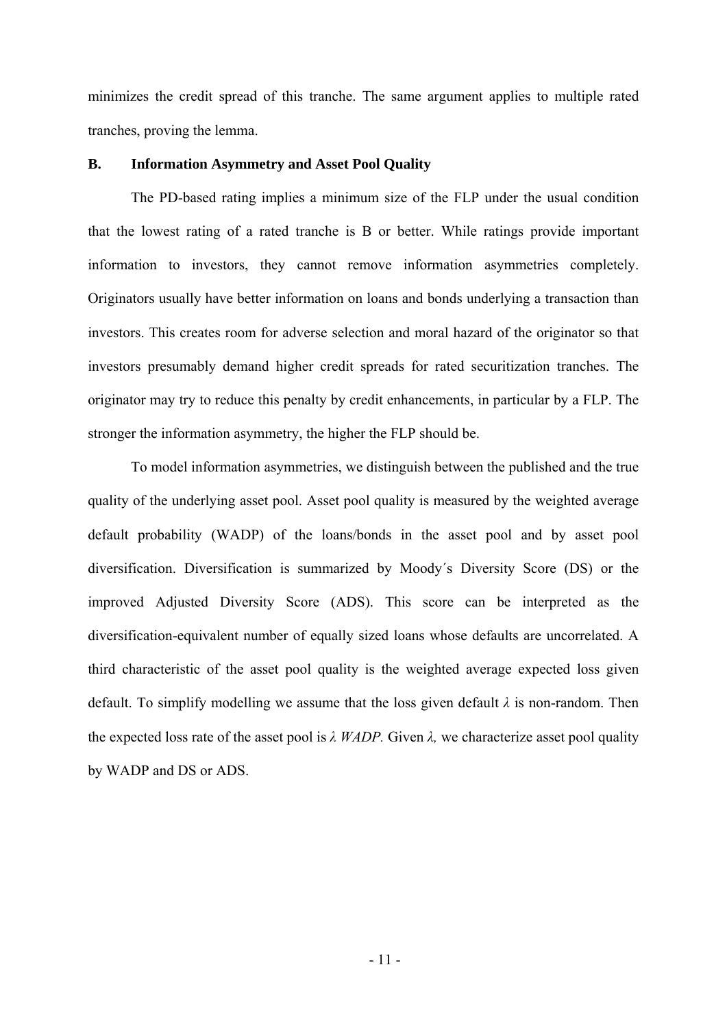minimizes the credit spread of this tranche. The same argument applies to multiple rated tranches, proving the lemma.

### B. Information Asymmetry and Asset Pool Quality

The PD-based rating implies a minimum size of the FLP under the usual condition that the lowest rating of a rated tranche is B or better. While ratings provide important information to investors, they cannot remove information asymmetries completely. Originators usually have better information on loans and bonds underlying a transaction than investors. This creates room for adverse selection and moral hazard of the originator so that investors presumably demand higher credit spreads for rated securitization tranches. The originator may try to reduce this penalty by credit enhancements, in particular by a FLP. The stronger the information asymmetry, the higher the FLP should be.

To model information asymmetries, we distinguish between the published and the true quality of the underlying asset pool. Asset pool quality is measured by the weighted average default probability (WADP) of the loans/bonds in the asset pool and by asset pool diversification. Diversification is summarized by Moody´s Diversity Score (DS) or the improved Adjusted Diversity Score (ADS). This score can be interpreted as the diversification-equivalent number of equally sized loans whose defaults are uncorrelated. A third characteristic of the asset pool quality is the weighted average expected loss given default. To simplify modelling we assume that the loss given default $\lambda$ is non-random. Then the expected loss rate of the asset pool is $\lambda \, WADP$. Given $\lambda$, we characterize asset pool quality by WADP and DS or ADS.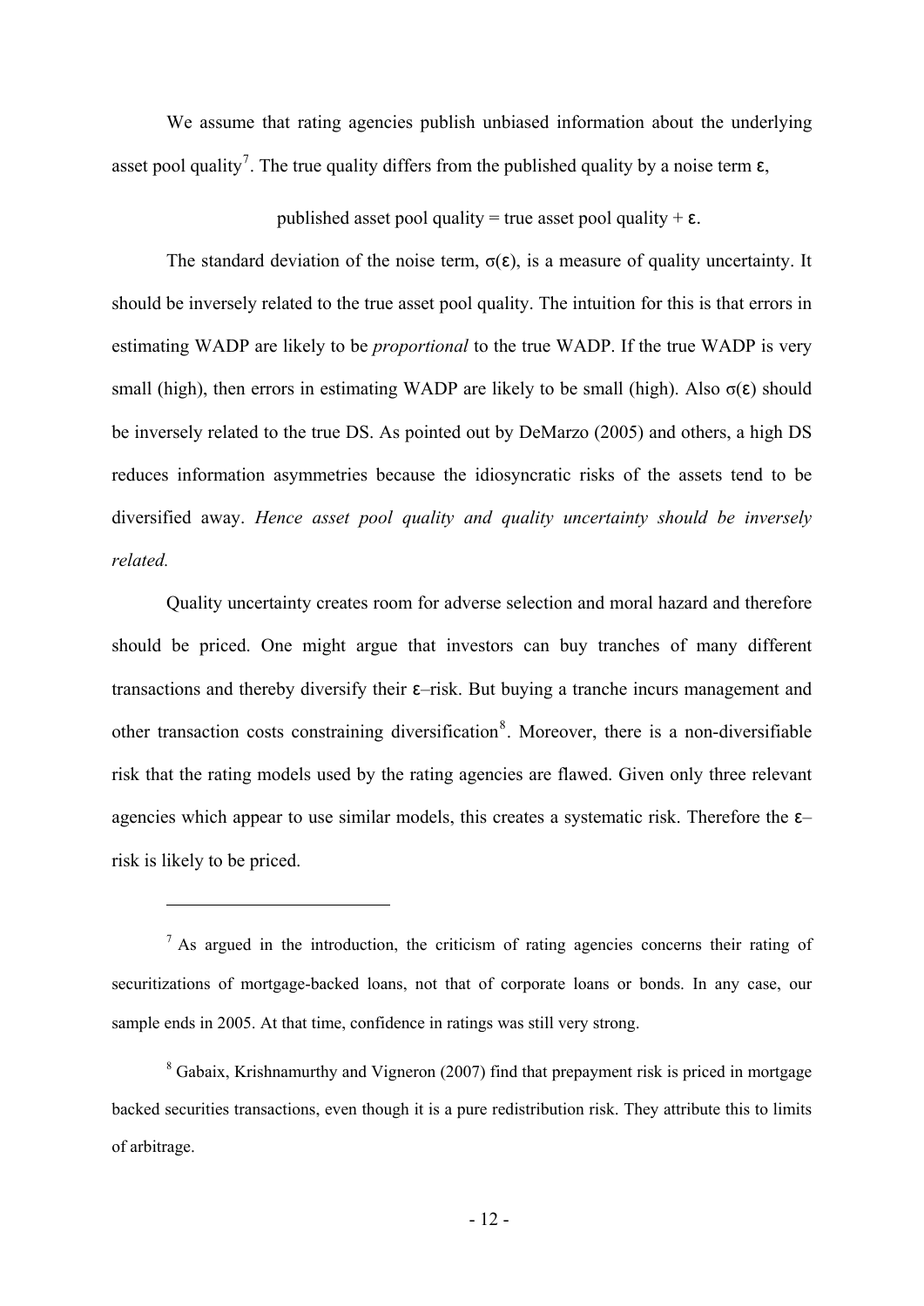We assume that rating agencies publish unbiased information about the underlying asset pool quality[7]. The true quality differs from the published quality by a noise term $\varepsilon$,

$$\text{published asset pool quality} = \text{true asset pool quality} + \varepsilon.$$

The standard deviation of the noise term, $\sigma(\varepsilon)$, is a measure of quality uncertainty. It should be inversely related to the true asset pool quality. The intuition for this is that errors in estimating WADP are likely to be *proportional* to the true WADP. If the true WADP is very small (high), then errors in estimating WADP are likely to be small (high). Also $\sigma(\varepsilon)$ should be inversely related to the true DS. As pointed out by DeMarzo (2005) and others, a high DS reduces information asymmetries because the idiosyncratic risks of the assets tend to be diversified away. *Hence asset pool quality and quality uncertainty should be inversely related.*

Quality uncertainty creates room for adverse selection and moral hazard and therefore should be priced. One might argue that investors can buy tranches of many different transactions and thereby diversify their $\varepsilon$–risk. But buying a tranche incurs management and other transaction costs constraining diversification[8]. Moreover, there is a non-diversifiable risk that the rating models used by the rating agencies are flawed. Given only three relevant agencies which appear to use similar models, this creates a systematic risk. Therefore the $\varepsilon$–risk is likely to be priced.

---

[7] As argued in the introduction, the criticism of rating agencies concerns their rating of securitizations of mortgage-backed loans, not that of corporate loans or bonds. In any case, our sample ends in 2005. At that time, confidence in ratings was still very strong.

[8] Gabaix, Krishnamurthy and Vigneron (2007) find that prepayment risk is priced in mortgage backed securities transactions, even though it is a pure redistribution risk. They attribute this to limits of arbitrage.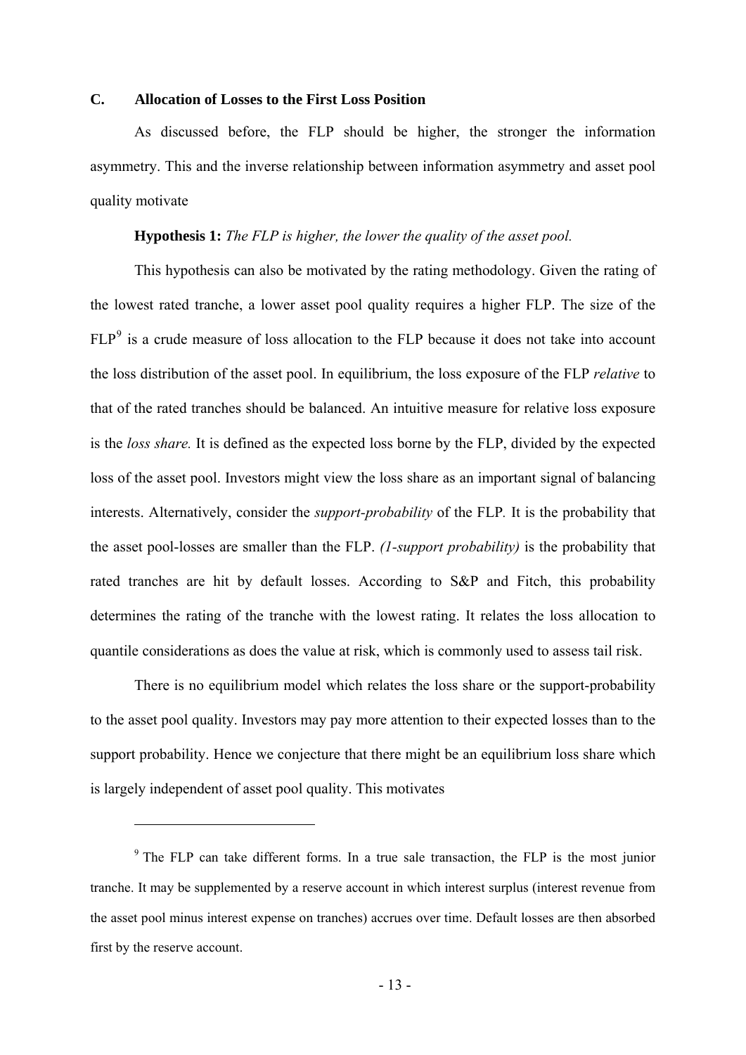### C. Allocation of Losses to the First Loss Position

As discussed before, the FLP should be higher, the stronger the information asymmetry. This and the inverse relationship between information asymmetry and asset pool quality motivate

**Hypothesis 1:** *The FLP is higher, the lower the quality of the asset pool.*

This hypothesis can also be motivated by the rating methodology. Given the rating of the lowest rated tranche, a lower asset pool quality requires a higher FLP. The size of the FLP[9] is a crude measure of loss allocation to the FLP because it does not take into account the loss distribution of the asset pool. In equilibrium, the loss exposure of the FLP *relative* to that of the rated tranches should be balanced. An intuitive measure for relative loss exposure is the *loss share.* It is defined as the expected loss borne by the FLP, divided by the expected loss of the asset pool. Investors might view the loss share as an important signal of balancing interests. Alternatively, consider the *support-probability* of the FLP. It is the probability that the asset pool-losses are smaller than the FLP. *(1-support probability)* is the probability that rated tranches are hit by default losses. According to S&P and Fitch, this probability determines the rating of the tranche with the lowest rating. It relates the loss allocation to quantile considerations as does the value at risk, which is commonly used to assess tail risk.

There is no equilibrium model which relates the loss share or the support-probability to the asset pool quality. Investors may pay more attention to their expected losses than to the support probability. Hence we conjecture that there might be an equilibrium loss share which is largely independent of asset pool quality. This motivates

[9] The FLP can take different forms. In a true sale transaction, the FLP is the most junior tranche. It may be supplemented by a reserve account in which interest surplus (interest revenue from the asset pool minus interest expense on tranches) accrues over time. Default losses are then absorbed first by the reserve account.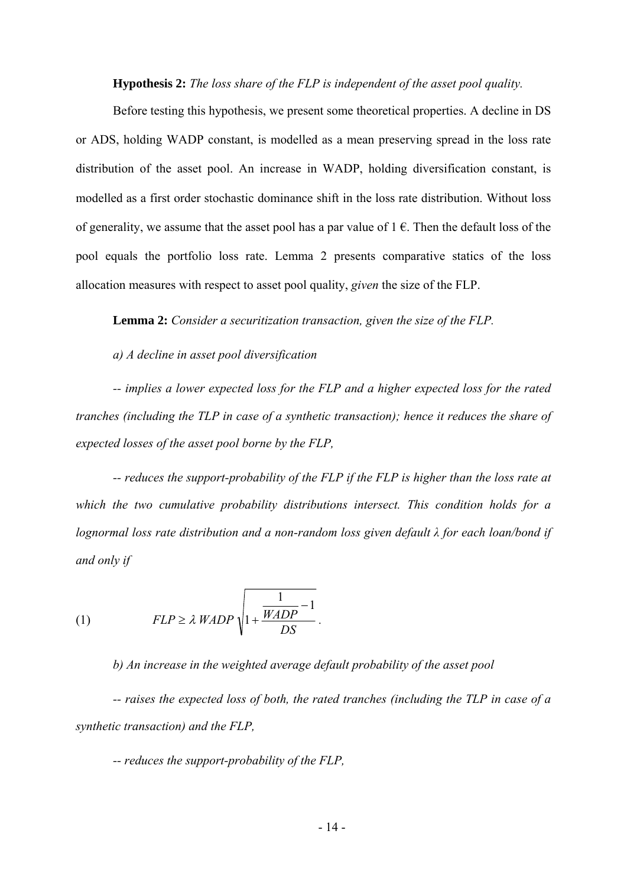**Hypothesis 2:** *The loss share of the FLP is independent of the asset pool quality.*

Before testing this hypothesis, we present some theoretical properties. A decline in DS or ADS, holding WADP constant, is modelled as a mean preserving spread in the loss rate distribution of the asset pool. An increase in WADP, holding diversification constant, is modelled as a first order stochastic dominance shift in the loss rate distribution. Without loss of generality, we assume that the asset pool has a par value of 1 €. Then the default loss of the pool equals the portfolio loss rate. Lemma 2 presents comparative statics of the loss allocation measures with respect to asset pool quality, *given* the size of the FLP.

**Lemma 2:** *Consider a securitization transaction, given the size of the FLP.*

*a) A decline in asset pool diversification*

*-- implies a lower expected loss for the FLP and a higher expected loss for the rated tranches (including the TLP in case of a synthetic transaction); hence it reduces the share of expected losses of the asset pool borne by the FLP,*

*-- reduces the support-probability of the FLP if the FLP is higher than the loss rate at which the two cumulative probability distributions intersect. This condition holds for a lognormal loss rate distribution and a non-random loss given default λ for each loan/bond if and only if*

$$FLP \geq \lambda \, WADP \sqrt{1 + \frac{\frac{1}{WADP} - 1}{DS}} \,. \qquad (1)$$

*b) An increase in the weighted average default probability of the asset pool*

*-- raises the expected loss of both, the rated tranches (including the TLP in case of a synthetic transaction) and the FLP,*

*-- reduces the support-probability of the FLP,*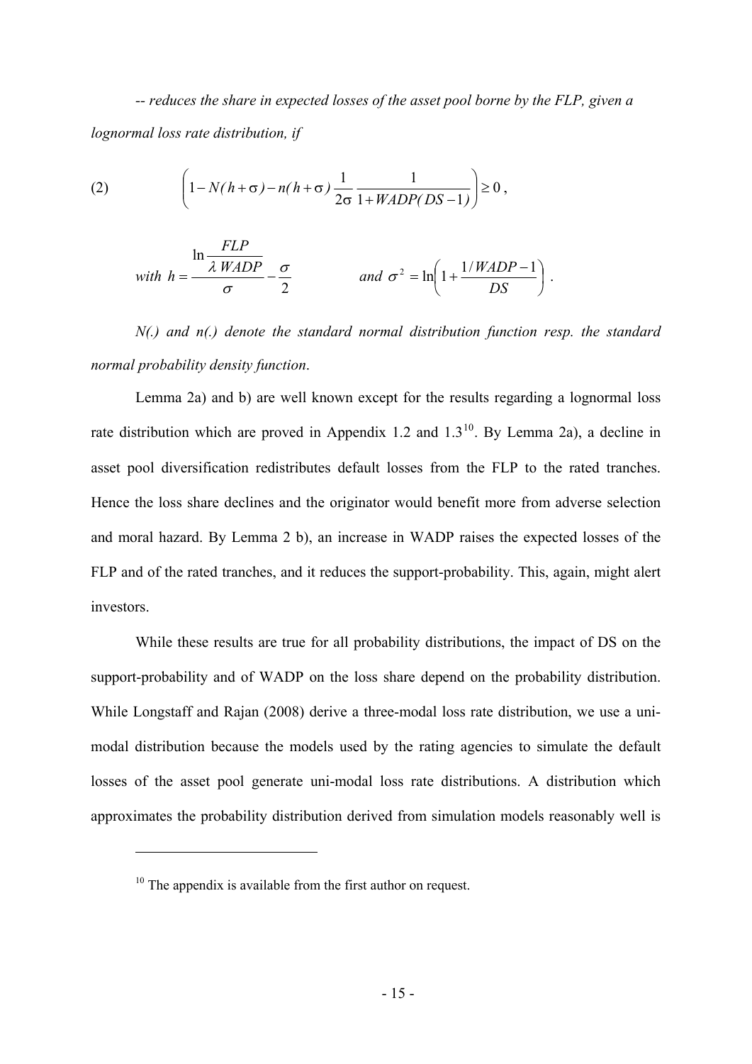*-- reduces the share in expected losses of the asset pool borne by the FLP, given a lognormal loss rate distribution, if*

$$(2) \qquad \left(1 - N(h+\sigma) - n(h+\sigma)\,\frac{1}{2\sigma}\,\frac{1}{1+WADP(DS-1)}\right) \geq 0\,,$$

$$\textit{with } h = \frac{\ln \dfrac{FLP}{\lambda\, WADP}}{\sigma} - \frac{\sigma}{2} \qquad\qquad \textit{and } \sigma^2 = \ln\left(1 + \frac{1/WADP - 1}{DS}\right).$$

*N(.) and n(.) denote the standard normal distribution function resp. the standard normal probability density function*.

Lemma 2a) and b) are well known except for the results regarding a lognormal loss rate distribution which are proved in Appendix 1.2 and 1.3[10]. By Lemma 2a), a decline in asset pool diversification redistributes default losses from the FLP to the rated tranches. Hence the loss share declines and the originator would benefit more from adverse selection and moral hazard. By Lemma 2 b), an increase in WADP raises the expected losses of the FLP and of the rated tranches, and it reduces the support-probability. This, again, might alert investors.

While these results are true for all probability distributions, the impact of DS on the support-probability and of WADP on the loss share depend on the probability distribution. While Longstaff and Rajan (2008) derive a three-modal loss rate distribution, we use a uni-modal distribution because the models used by the rating agencies to simulate the default losses of the asset pool generate uni-modal loss rate distributions. A distribution which approximates the probability distribution derived from simulation models reasonably well is

[10] The appendix is available from the first author on request.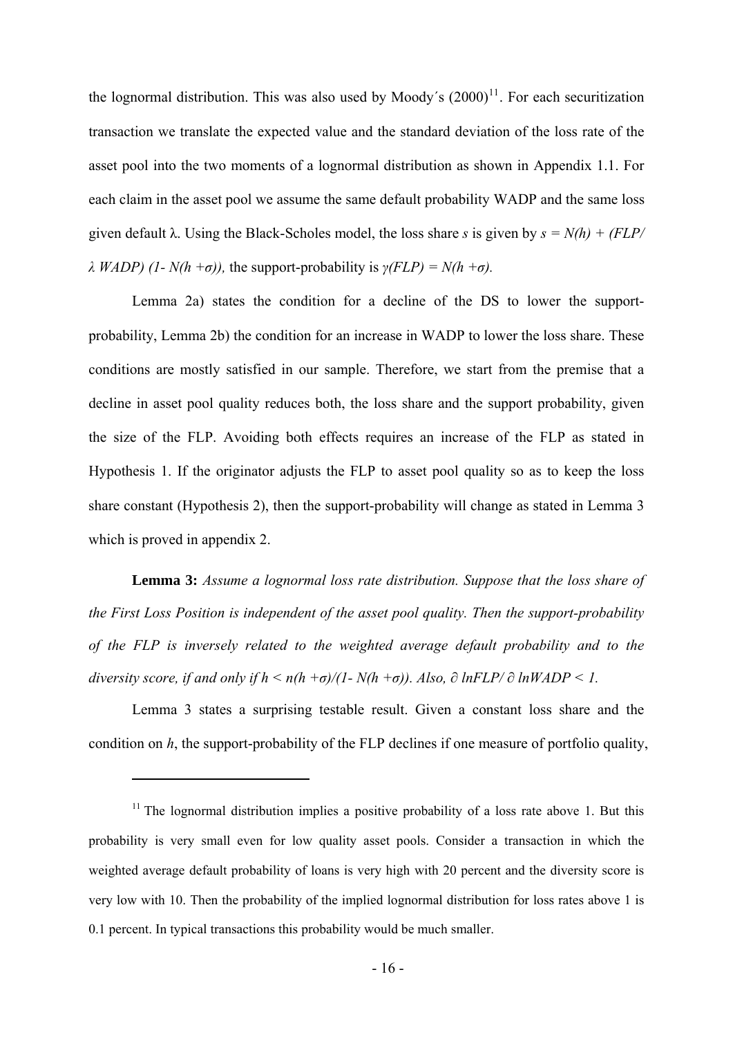the lognormal distribution. This was also used by Moody´s (2000)[11]. For each securitization transaction we translate the expected value and the standard deviation of the loss rate of the asset pool into the two moments of a lognormal distribution as shown in Appendix 1.1. For each claim in the asset pool we assume the same default probability WADP and the same loss given default λ. Using the Black-Scholes model, the loss share $s$ is given by $s = N(h) + (FLP/\lambda\, WADP)\,(1 - N(h + \sigma))$, the support-probability is $\gamma(FLP) = N(h + \sigma)$.

Lemma 2a) states the condition for a decline of the DS to lower the support-probability, Lemma 2b) the condition for an increase in WADP to lower the loss share. These conditions are mostly satisfied in our sample. Therefore, we start from the premise that a decline in asset pool quality reduces both, the loss share and the support probability, given the size of the FLP. Avoiding both effects requires an increase of the FLP as stated in Hypothesis 1. If the originator adjusts the FLP to asset pool quality so as to keep the loss share constant (Hypothesis 2), then the support-probability will change as stated in Lemma 3 which is proved in appendix 2.

**Lemma 3:** *Assume a lognormal loss rate distribution. Suppose that the loss share of the First Loss Position is independent of the asset pool quality. Then the support-probability of the FLP is inversely related to the weighted average default probability and to the diversity score, if and only if* $h < n(h + \sigma)/(1 - N(h + \sigma))$. *Also,* $\partial \ln FLP / \partial \ln WADP < 1$.

Lemma 3 states a surprising testable result. Given a constant loss share and the condition on $h$, the support-probability of the FLP declines if one measure of portfolio quality,

[11] The lognormal distribution implies a positive probability of a loss rate above 1. But this probability is very small even for low quality asset pools. Consider a transaction in which the weighted average default probability of loans is very high with 20 percent and the diversity score is very low with 10. Then the probability of the implied lognormal distribution for loss rates above 1 is 0.1 percent. In typical transactions this probability would be much smaller.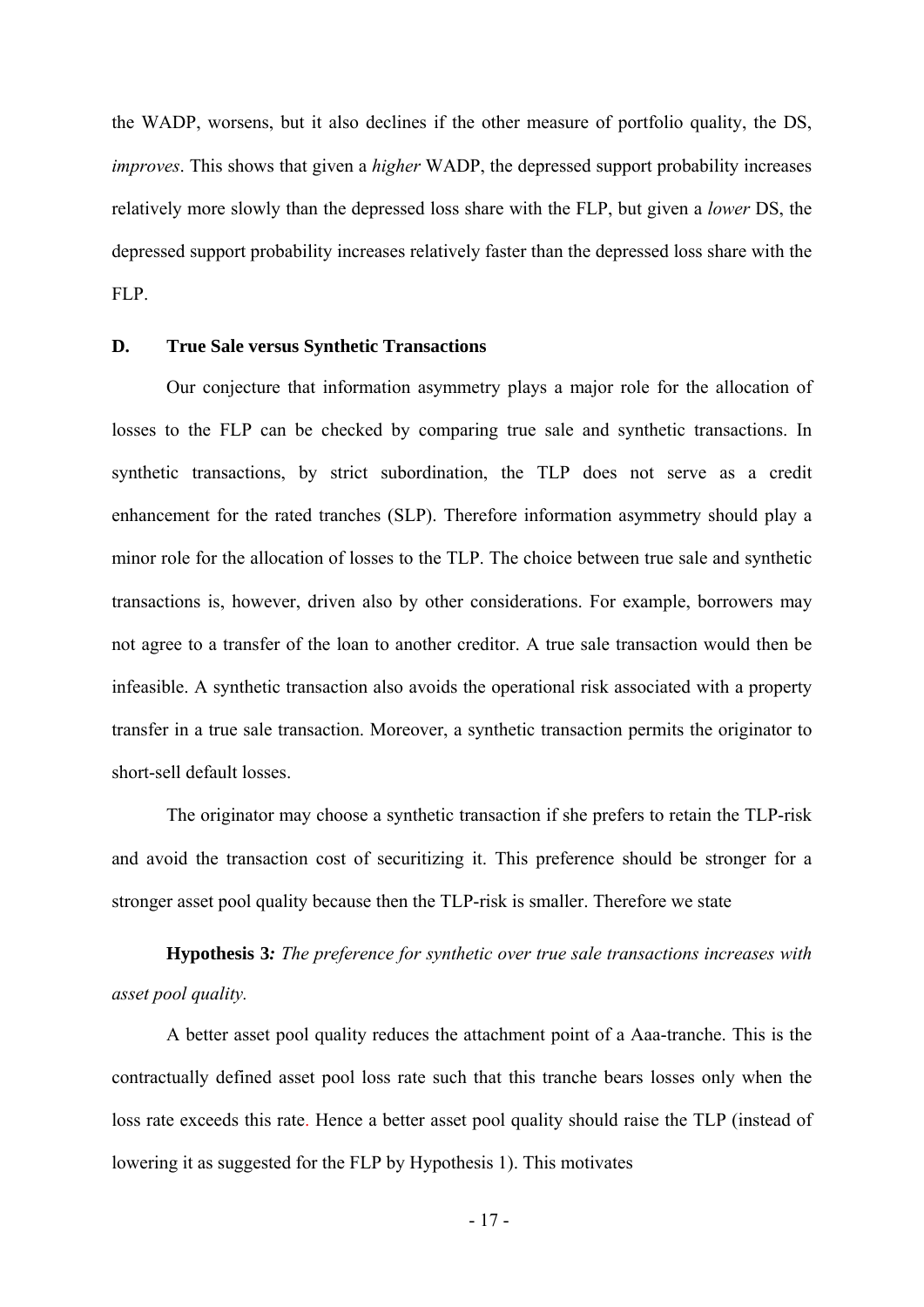the WADP, worsens, but it also declines if the other measure of portfolio quality, the DS, *improves*. This shows that given a *higher* WADP, the depressed support probability increases relatively more slowly than the depressed loss share with the FLP, but given a *lower* DS, the depressed support probability increases relatively faster than the depressed loss share with the FLP.

### D. True Sale versus Synthetic Transactions

Our conjecture that information asymmetry plays a major role for the allocation of losses to the FLP can be checked by comparing true sale and synthetic transactions. In synthetic transactions, by strict subordination, the TLP does not serve as a credit enhancement for the rated tranches (SLP). Therefore information asymmetry should play a minor role for the allocation of losses to the TLP. The choice between true sale and synthetic transactions is, however, driven also by other considerations. For example, borrowers may not agree to a transfer of the loan to another creditor. A true sale transaction would then be infeasible. A synthetic transaction also avoids the operational risk associated with a property transfer in a true sale transaction. Moreover, a synthetic transaction permits the originator to short-sell default losses.

The originator may choose a synthetic transaction if she prefers to retain the TLP-risk and avoid the transaction cost of securitizing it. This preference should be stronger for a stronger asset pool quality because then the TLP-risk is smaller. Therefore we state

**Hypothesis 3***: The preference for synthetic over true sale transactions increases with asset pool quality.*

A better asset pool quality reduces the attachment point of a Aaa-tranche. This is the contractually defined asset pool loss rate such that this tranche bears losses only when the loss rate exceeds this rate. Hence a better asset pool quality should raise the TLP (instead of lowering it as suggested for the FLP by Hypothesis 1). This motivates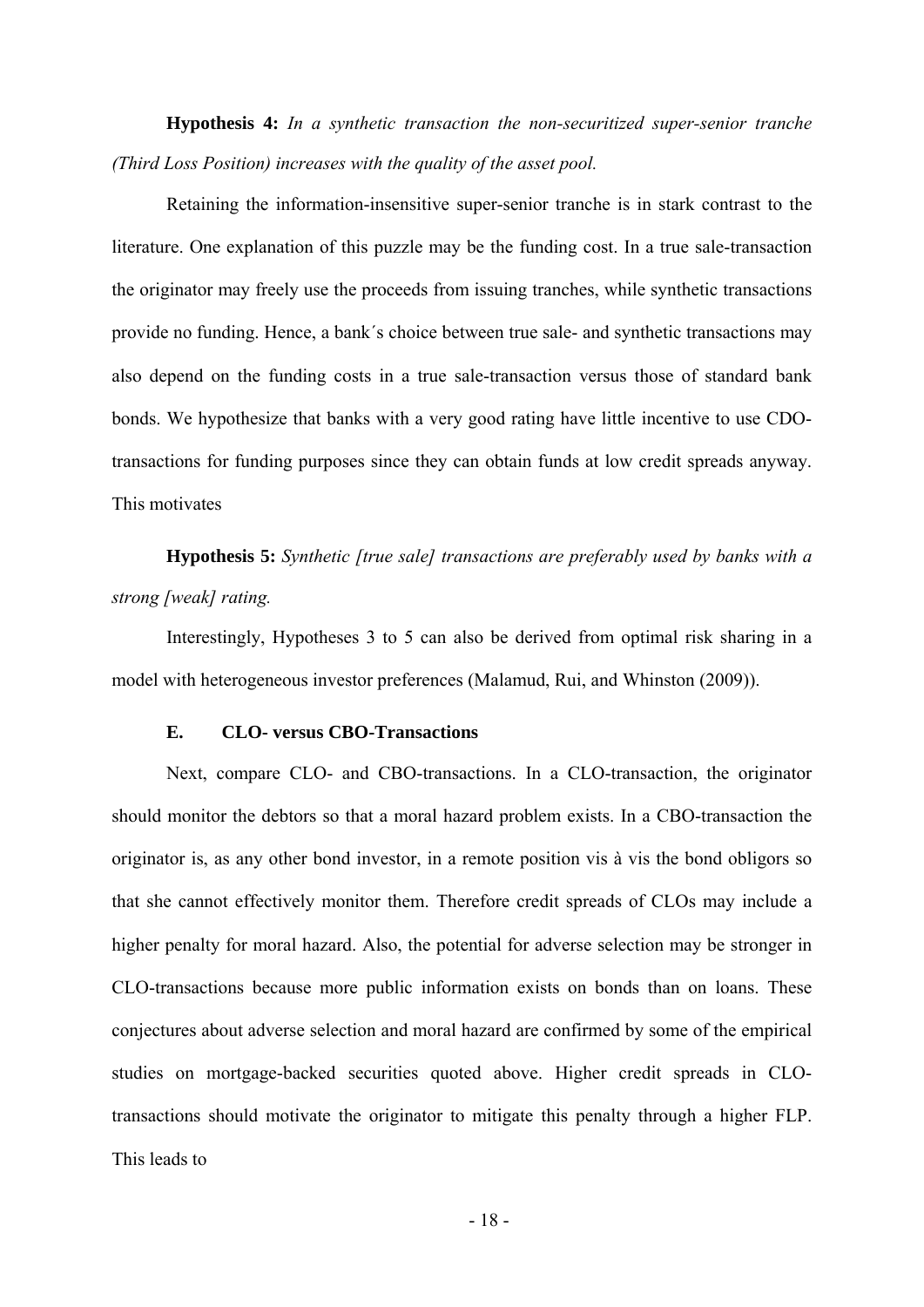**Hypothesis 4:** *In a synthetic transaction the non-securitized super-senior tranche (Third Loss Position) increases with the quality of the asset pool.*

Retaining the information-insensitive super-senior tranche is in stark contrast to the literature. One explanation of this puzzle may be the funding cost. In a true sale-transaction the originator may freely use the proceeds from issuing tranches, while synthetic transactions provide no funding. Hence, a bank´s choice between true sale- and synthetic transactions may also depend on the funding costs in a true sale-transaction versus those of standard bank bonds. We hypothesize that banks with a very good rating have little incentive to use CDO-transactions for funding purposes since they can obtain funds at low credit spreads anyway. This motivates

**Hypothesis 5:** *Synthetic [true sale] transactions are preferably used by banks with a strong [weak] rating.*

Interestingly, Hypotheses 3 to 5 can also be derived from optimal risk sharing in a model with heterogeneous investor preferences (Malamud, Rui, and Whinston (2009)).

### E. CLO- versus CBO-Transactions

Next, compare CLO- and CBO-transactions. In a CLO-transaction, the originator should monitor the debtors so that a moral hazard problem exists. In a CBO-transaction the originator is, as any other bond investor, in a remote position vis à vis the bond obligors so that she cannot effectively monitor them. Therefore credit spreads of CLOs may include a higher penalty for moral hazard. Also, the potential for adverse selection may be stronger in CLO-transactions because more public information exists on bonds than on loans. These conjectures about adverse selection and moral hazard are confirmed by some of the empirical studies on mortgage-backed securities quoted above. Higher credit spreads in CLO-transactions should motivate the originator to mitigate this penalty through a higher FLP. This leads to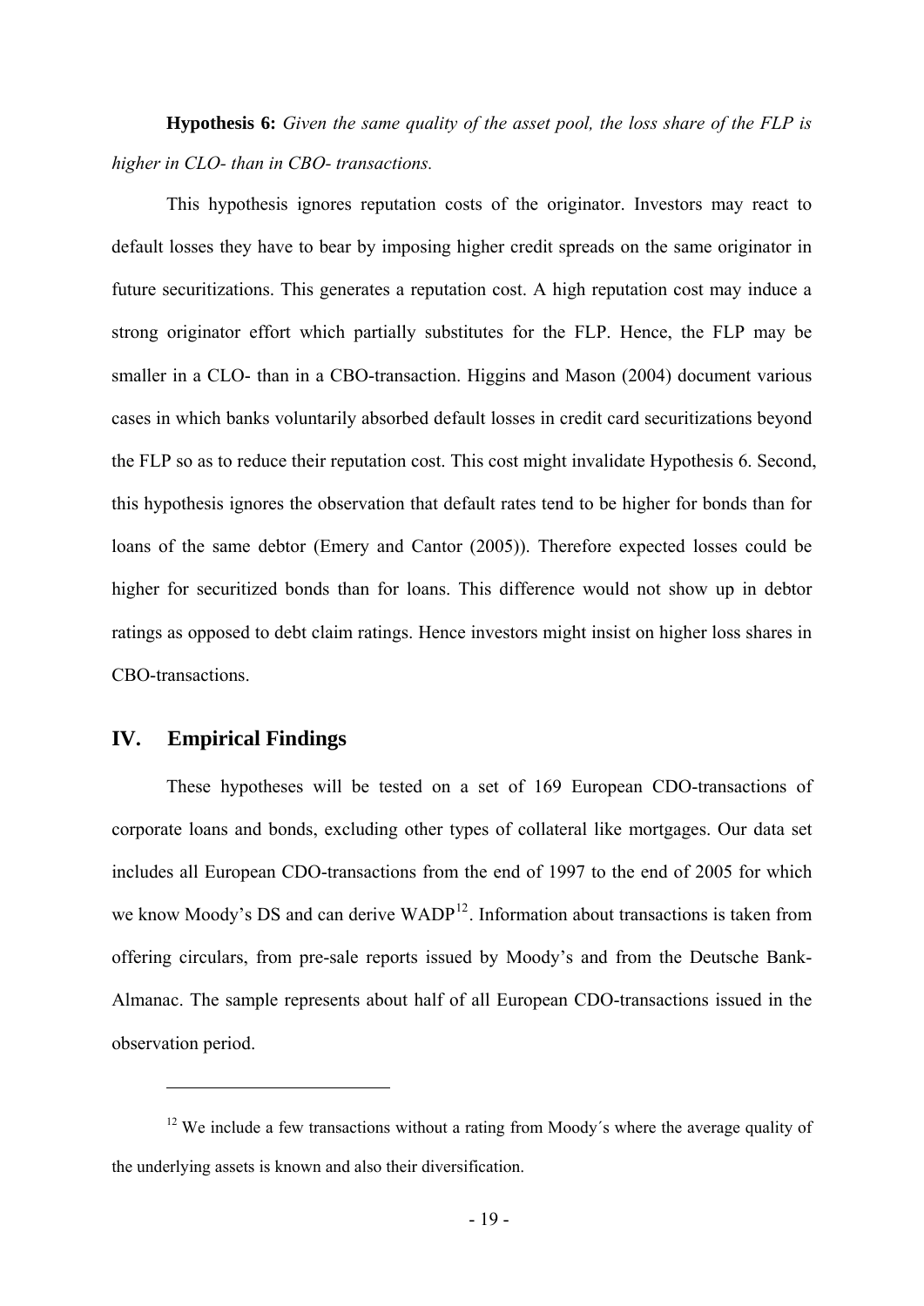**Hypothesis 6:** *Given the same quality of the asset pool, the loss share of the FLP is higher in CLO- than in CBO- transactions.*

This hypothesis ignores reputation costs of the originator. Investors may react to default losses they have to bear by imposing higher credit spreads on the same originator in future securitizations. This generates a reputation cost. A high reputation cost may induce a strong originator effort which partially substitutes for the FLP. Hence, the FLP may be smaller in a CLO- than in a CBO-transaction. Higgins and Mason (2004) document various cases in which banks voluntarily absorbed default losses in credit card securitizations beyond the FLP so as to reduce their reputation cost. This cost might invalidate Hypothesis 6. Second, this hypothesis ignores the observation that default rates tend to be higher for bonds than for loans of the same debtor (Emery and Cantor (2005)). Therefore expected losses could be higher for securitized bonds than for loans. This difference would not show up in debtor ratings as opposed to debt claim ratings. Hence investors might insist on higher loss shares in CBO-transactions.

## IV. Empirical Findings

These hypotheses will be tested on a set of 169 European CDO-transactions of corporate loans and bonds, excluding other types of collateral like mortgages. Our data set includes all European CDO-transactions from the end of 1997 to the end of 2005 for which we know Moody's DS and can derive WADP[12]. Information about transactions is taken from offering circulars, from pre-sale reports issued by Moody's and from the Deutsche Bank-Almanac. The sample represents about half of all European CDO-transactions issued in the observation period.

---

[12] We include a few transactions without a rating from Moody´s where the average quality of the underlying assets is known and also their diversification.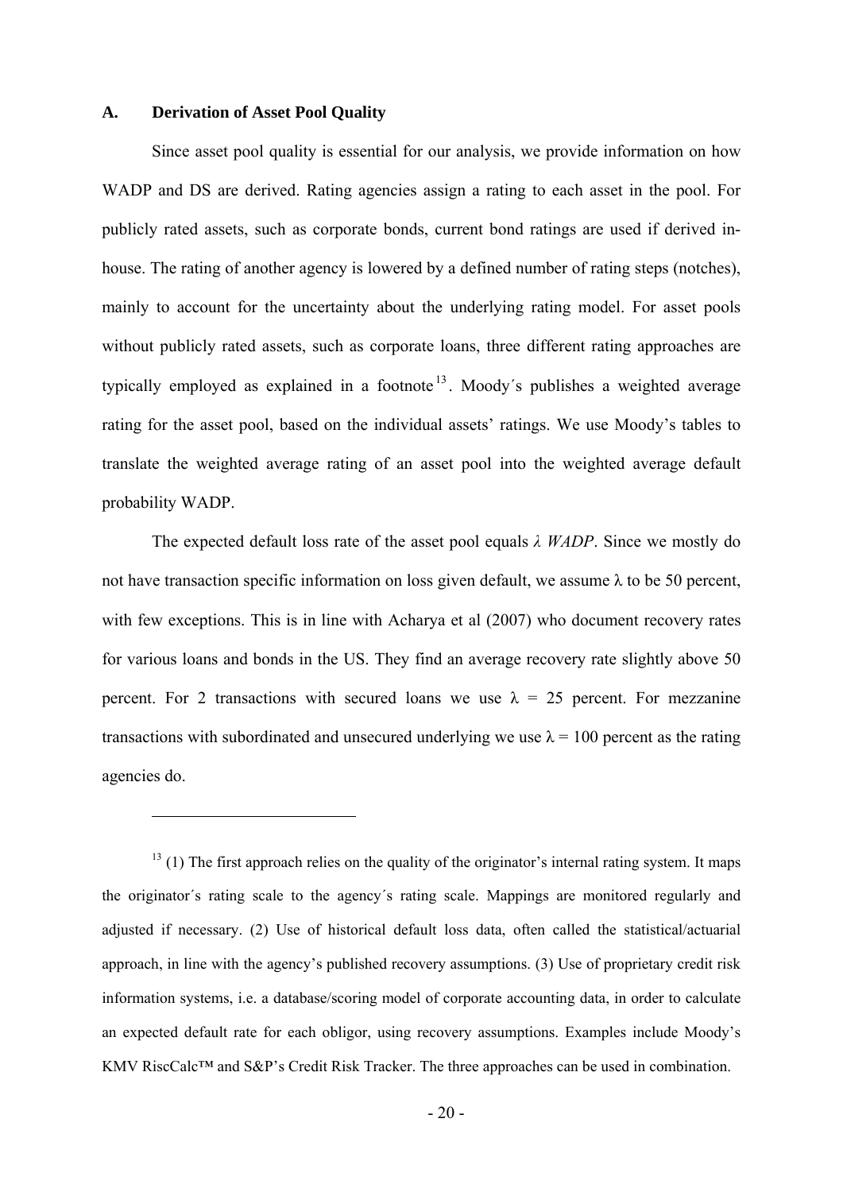### A. Derivation of Asset Pool Quality

Since asset pool quality is essential for our analysis, we provide information on how WADP and DS are derived. Rating agencies assign a rating to each asset in the pool. For publicly rated assets, such as corporate bonds, current bond ratings are used if derived in-house. The rating of another agency is lowered by a defined number of rating steps (notches), mainly to account for the uncertainty about the underlying rating model. For asset pools without publicly rated assets, such as corporate loans, three different rating approaches are typically employed as explained in a footnote[13]. Moody´s publishes a weighted average rating for the asset pool, based on the individual assets' ratings. We use Moody's tables to translate the weighted average rating of an asset pool into the weighted average default probability WADP.

The expected default loss rate of the asset pool equals $\lambda$ *WADP*. Since we mostly do not have transaction specific information on loss given default, we assume $\lambda$ to be 50 percent, with few exceptions. This is in line with Acharya et al (2007) who document recovery rates for various loans and bonds in the US. They find an average recovery rate slightly above 50 percent. For 2 transactions with secured loans we use $\lambda$ = 25 percent. For mezzanine transactions with subordinated and unsecured underlying we use $\lambda$ = 100 percent as the rating agencies do.

---

[13] (1) The first approach relies on the quality of the originator's internal rating system. It maps the originator´s rating scale to the agency´s rating scale. Mappings are monitored regularly and adjusted if necessary. (2) Use of historical default loss data, often called the statistical/actuarial approach, in line with the agency's published recovery assumptions. (3) Use of proprietary credit risk information systems, i.e. a database/scoring model of corporate accounting data, in order to calculate an expected default rate for each obligor, using recovery assumptions. Examples include Moody's KMV RiscCalc™ and S&P's Credit Risk Tracker. The three approaches can be used in combination.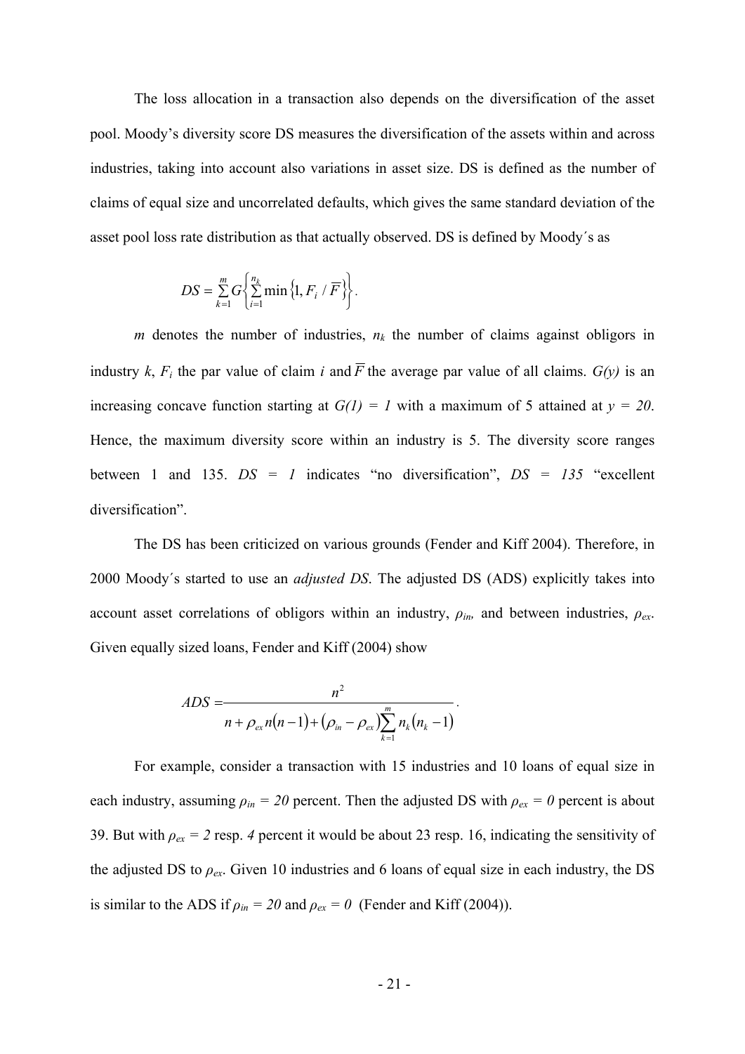The loss allocation in a transaction also depends on the diversification of the asset pool. Moody's diversity score DS measures the diversification of the assets within and across industries, taking into account also variations in asset size. DS is defined as the number of claims of equal size and uncorrelated defaults, which gives the same standard deviation of the asset pool loss rate distribution as that actually observed. DS is defined by Moody´s as

$$DS = \sum_{k=1}^{m} G\left\{ \sum_{i=1}^{n_k} \min\left\{1, F_i / \overline{F}\right\} \right\}.$$

$m$ denotes the number of industries, $n_k$ the number of claims against obligors in industry $k$, $F_i$ the par value of claim $i$ and $\overline{F}$ the average par value of all claims. $G(y)$ is an increasing concave function starting at $G(1) = 1$ with a maximum of 5 attained at $y = 20$. Hence, the maximum diversity score within an industry is 5. The diversity score ranges between 1 and 135. $DS = 1$ indicates "no diversification", $DS = 135$ "excellent diversification".

The DS has been criticized on various grounds (Fender and Kiff 2004). Therefore, in 2000 Moody´s started to use an *adjusted DS*. The adjusted DS (ADS) explicitly takes into account asset correlations of obligors within an industry, $\rho_{in}$, and between industries, $\rho_{ex}$. Given equally sized loans, Fender and Kiff (2004) show

$$ADS = \frac{n^2}{n + \rho_{ex} n(n-1) + (\rho_{in} - \rho_{ex}) \sum_{k=1}^{m} n_k (n_k - 1)}.$$

For example, consider a transaction with 15 industries and 10 loans of equal size in each industry, assuming $\rho_{in} = 20$ percent. Then the adjusted DS with $\rho_{ex} = 0$ percent is about 39. But with $\rho_{ex} = 2$ resp. $4$ percent it would be about 23 resp. 16, indicating the sensitivity of the adjusted DS to $\rho_{ex}$. Given 10 industries and 6 loans of equal size in each industry, the DS is similar to the ADS if $\rho_{in} = 20$ and $\rho_{ex} = 0$ (Fender and Kiff (2004)).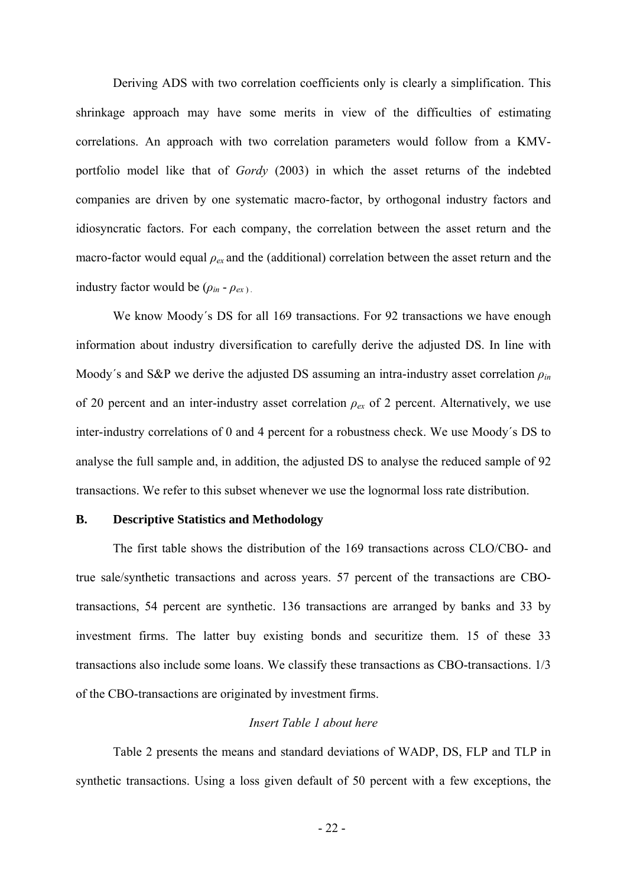Deriving ADS with two correlation coefficients only is clearly a simplification. This shrinkage approach may have some merits in view of the difficulties of estimating correlations. An approach with two correlation parameters would follow from a KMV-portfolio model like that of *Gordy* (2003) in which the asset returns of the indebted companies are driven by one systematic macro-factor, by orthogonal industry factors and idiosyncratic factors. For each company, the correlation between the asset return and the macro-factor would equal $\rho_{ex}$ and the (additional) correlation between the asset return and the industry factor would be $(\rho_{in} - \rho_{ex})$.

We know Moody´s DS for all 169 transactions. For 92 transactions we have enough information about industry diversification to carefully derive the adjusted DS. In line with Moody´s and S&P we derive the adjusted DS assuming an intra-industry asset correlation $\rho_{in}$ of 20 percent and an inter-industry asset correlation $\rho_{ex}$ of 2 percent. Alternatively, we use inter-industry correlations of 0 and 4 percent for a robustness check. We use Moody´s DS to analyse the full sample and, in addition, the adjusted DS to analyse the reduced sample of 92 transactions. We refer to this subset whenever we use the lognormal loss rate distribution.

### B. Descriptive Statistics and Methodology

The first table shows the distribution of the 169 transactions across CLO/CBO- and true sale/synthetic transactions and across years. 57 percent of the transactions are CBO-transactions, 54 percent are synthetic. 136 transactions are arranged by banks and 33 by investment firms. The latter buy existing bonds and securitize them. 15 of these 33 transactions also include some loans. We classify these transactions as CBO-transactions. 1/3 of the CBO-transactions are originated by investment firms.

*Insert Table 1 about here*

Table 2 presents the means and standard deviations of WADP, DS, FLP and TLP in synthetic transactions. Using a loss given default of 50 percent with a few exceptions, the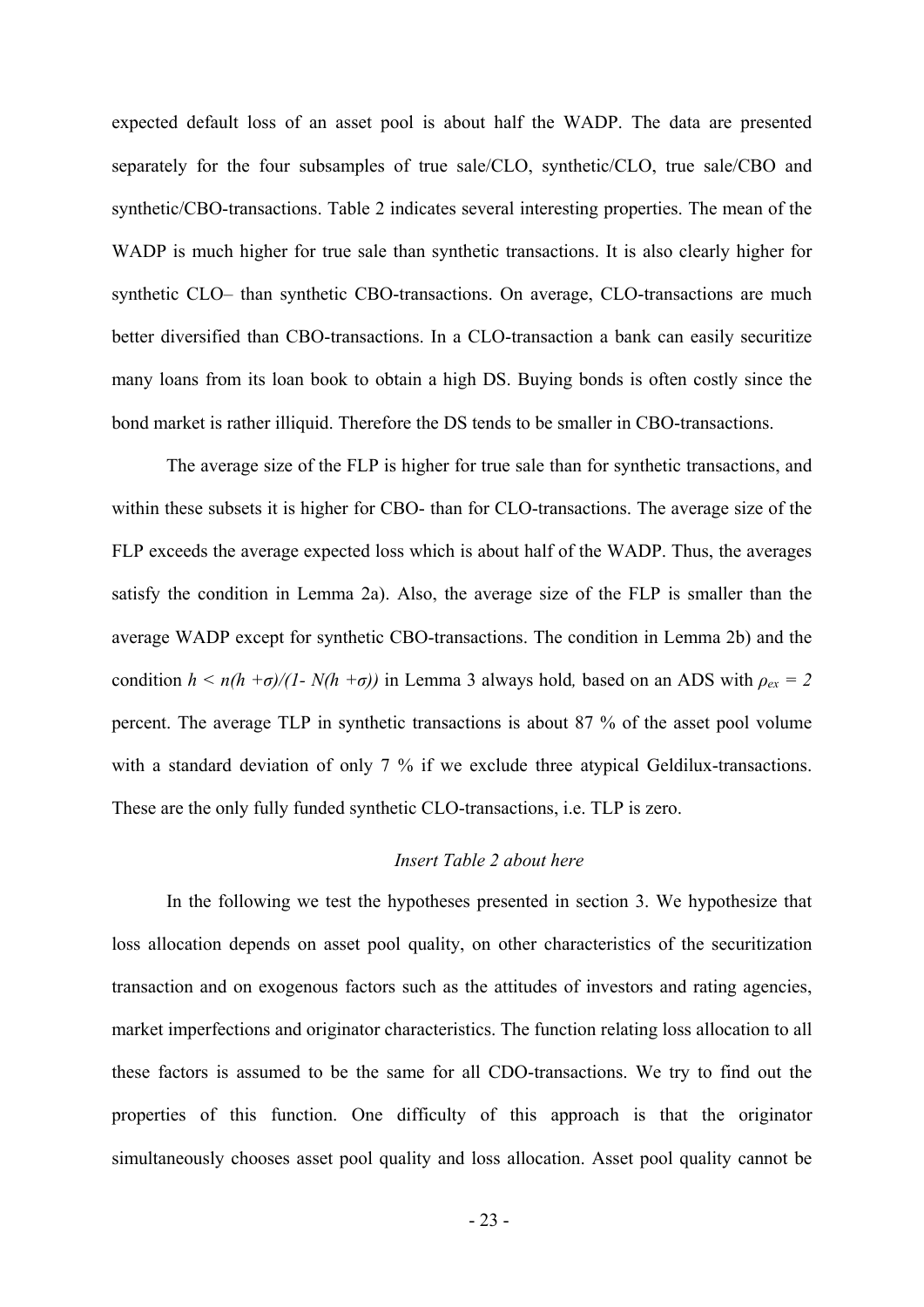expected default loss of an asset pool is about half the WADP. The data are presented separately for the four subsamples of true sale/CLO, synthetic/CLO, true sale/CBO and synthetic/CBO-transactions. Table 2 indicates several interesting properties. The mean of the WADP is much higher for true sale than synthetic transactions. It is also clearly higher for synthetic CLO– than synthetic CBO-transactions. On average, CLO-transactions are much better diversified than CBO-transactions. In a CLO-transaction a bank can easily securitize many loans from its loan book to obtain a high DS. Buying bonds is often costly since the bond market is rather illiquid. Therefore the DS tends to be smaller in CBO-transactions.

The average size of the FLP is higher for true sale than for synthetic transactions, and within these subsets it is higher for CBO- than for CLO-transactions. The average size of the FLP exceeds the average expected loss which is about half of the WADP. Thus, the averages satisfy the condition in Lemma 2a). Also, the average size of the FLP is smaller than the average WADP except for synthetic CBO-transactions. The condition in Lemma 2b) and the condition $h < n(h + \sigma)/(1 - N(h + \sigma))$ in Lemma 3 always hold*,* based on an ADS with $\rho_{ex} = 2$ percent. The average TLP in synthetic transactions is about 87 % of the asset pool volume with a standard deviation of only 7 % if we exclude three atypical Geldilux-transactions. These are the only fully funded synthetic CLO-transactions, i.e. TLP is zero.

*Insert Table 2 about here*

In the following we test the hypotheses presented in section 3. We hypothesize that loss allocation depends on asset pool quality, on other characteristics of the securitization transaction and on exogenous factors such as the attitudes of investors and rating agencies, market imperfections and originator characteristics. The function relating loss allocation to all these factors is assumed to be the same for all CDO-transactions. We try to find out the properties of this function. One difficulty of this approach is that the originator simultaneously chooses asset pool quality and loss allocation. Asset pool quality cannot be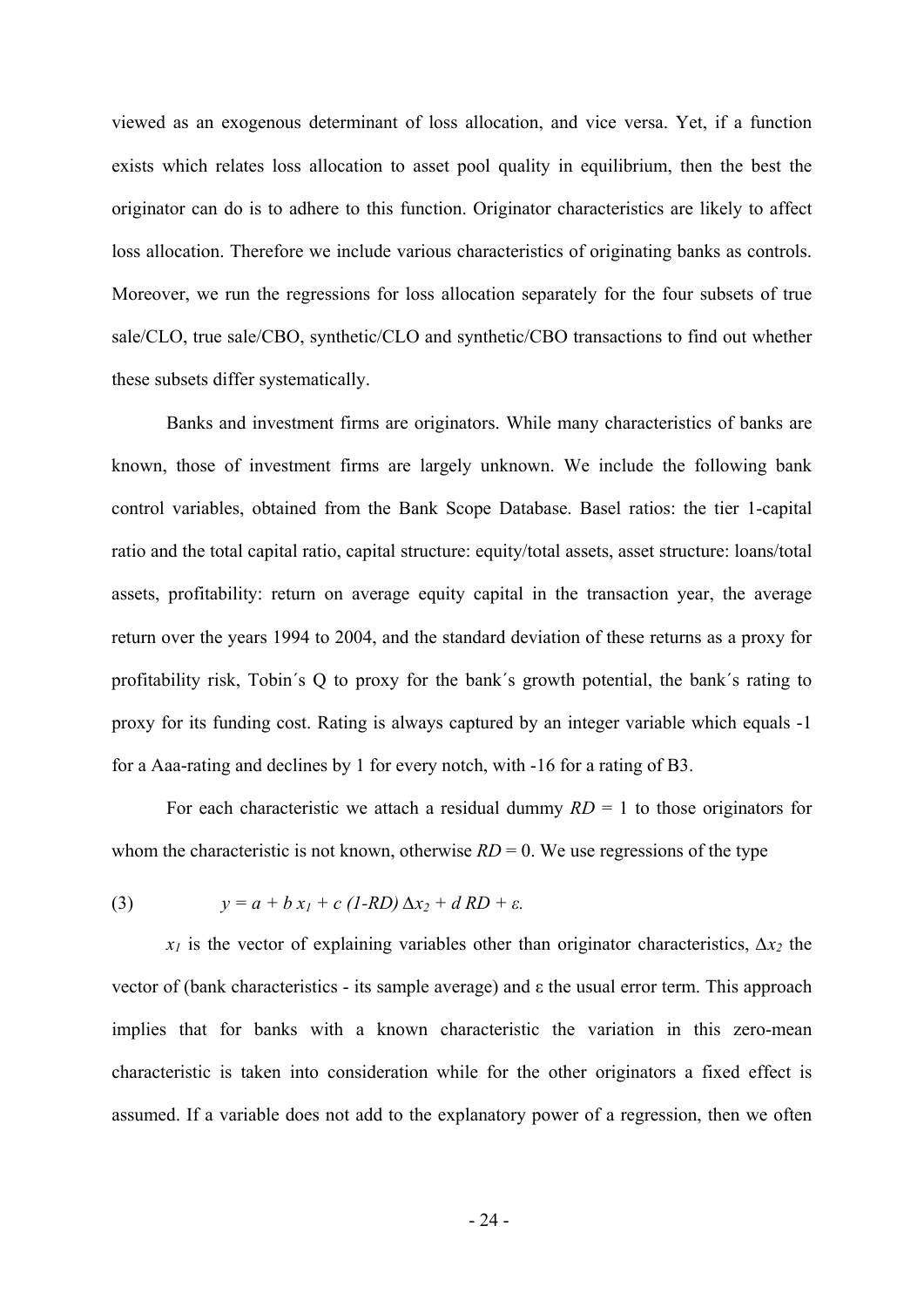viewed as an exogenous determinant of loss allocation, and vice versa. Yet, if a function exists which relates loss allocation to asset pool quality in equilibrium, then the best the originator can do is to adhere to this function. Originator characteristics are likely to affect loss allocation. Therefore we include various characteristics of originating banks as controls. Moreover, we run the regressions for loss allocation separately for the four subsets of true sale/CLO, true sale/CBO, synthetic/CLO and synthetic/CBO transactions to find out whether these subsets differ systematically.

Banks and investment firms are originators. While many characteristics of banks are known, those of investment firms are largely unknown. We include the following bank control variables, obtained from the Bank Scope Database. Basel ratios: the tier 1-capital ratio and the total capital ratio, capital structure: equity/total assets, asset structure: loans/total assets, profitability: return on average equity capital in the transaction year, the average return over the years 1994 to 2004, and the standard deviation of these returns as a proxy for profitability risk, Tobin´s Q to proxy for the bank´s growth potential, the bank´s rating to proxy for its funding cost. Rating is always captured by an integer variable which equals -1 for a Aaa-rating and declines by 1 for every notch, with -16 for a rating of B3.

For each characteristic we attach a residual dummy $RD$ = 1 to those originators for whom the characteristic is not known, otherwise $RD$ = 0. We use regressions of the type

$$y = a + b\, x_1 + c\,(1\text{-}RD)\,\Delta x_2 + d\, RD + \varepsilon. \tag{3}$$

$x_1$ is the vector of explaining variables other than originator characteristics, $\Delta x_2$ the vector of (bank characteristics - its sample average) and $\varepsilon$ the usual error term. This approach implies that for banks with a known characteristic the variation in this zero-mean characteristic is taken into consideration while for the other originators a fixed effect is assumed. If a variable does not add to the explanatory power of a regression, then we often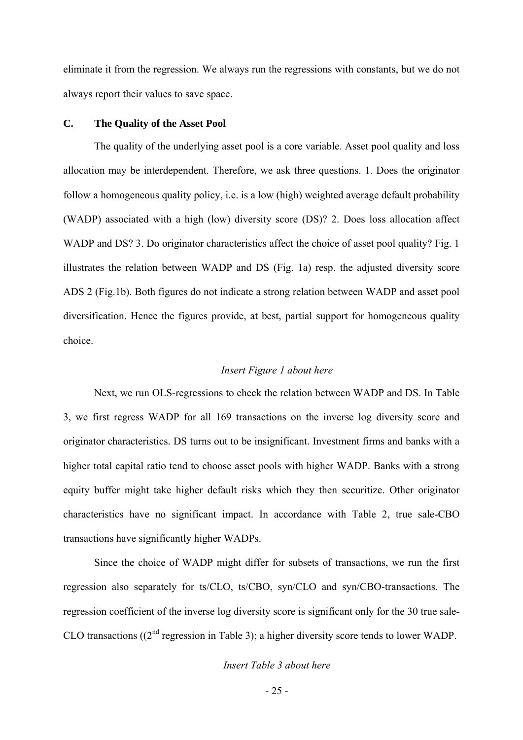eliminate it from the regression. We always run the regressions with constants, but we do not always report their values to save space.

### C. The Quality of the Asset Pool

The quality of the underlying asset pool is a core variable. Asset pool quality and loss allocation may be interdependent. Therefore, we ask three questions. 1. Does the originator follow a homogeneous quality policy, i.e. is a low (high) weighted average default probability (WADP) associated with a high (low) diversity score (DS)? 2. Does loss allocation affect WADP and DS? 3. Do originator characteristics affect the choice of asset pool quality? Fig. 1 illustrates the relation between WADP and DS (Fig. 1a) resp. the adjusted diversity score ADS 2 (Fig.1b). Both figures do not indicate a strong relation between WADP and asset pool diversification. Hence the figures provide, at best, partial support for homogeneous quality choice.

*Insert Figure 1 about here*

Next, we run OLS-regressions to check the relation between WADP and DS. In Table 3, we first regress WADP for all 169 transactions on the inverse log diversity score and originator characteristics. DS turns out to be insignificant. Investment firms and banks with a higher total capital ratio tend to choose asset pools with higher WADP. Banks with a strong equity buffer might take higher default risks which they then securitize. Other originator characteristics have no significant impact. In accordance with Table 2, true sale-CBO transactions have significantly higher WADPs.

Since the choice of WADP might differ for subsets of transactions, we run the first regression also separately for ts/CLO, ts/CBO, syn/CLO and syn/CBO-transactions. The regression coefficient of the inverse log diversity score is significant only for the 30 true sale-CLO transactions (($2^{nd}$ regression in Table 3); a higher diversity score tends to lower WADP.

*Insert Table 3 about here*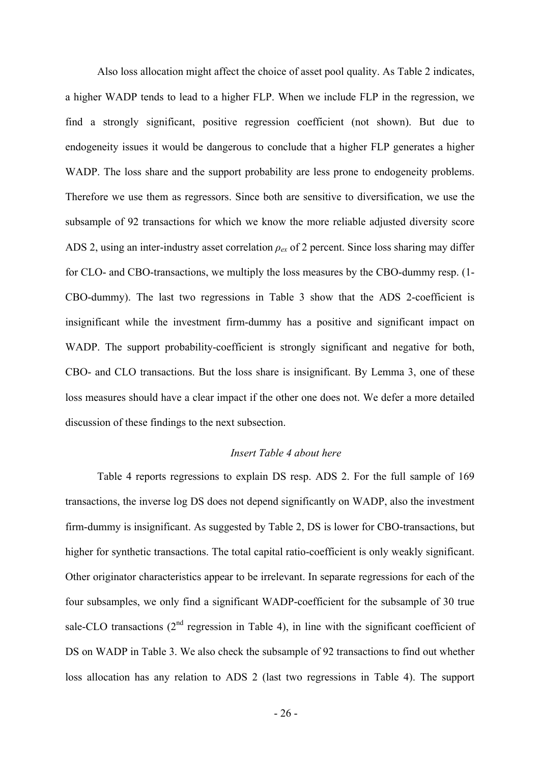Also loss allocation might affect the choice of asset pool quality. As Table 2 indicates, a higher WADP tends to lead to a higher FLP. When we include FLP in the regression, we find a strongly significant, positive regression coefficient (not shown). But due to endogeneity issues it would be dangerous to conclude that a higher FLP generates a higher WADP. The loss share and the support probability are less prone to endogeneity problems. Therefore we use them as regressors. Since both are sensitive to diversification, we use the subsample of 92 transactions for which we know the more reliable adjusted diversity score ADS 2, using an inter-industry asset correlation $\rho_{ex}$ of 2 percent. Since loss sharing may differ for CLO- and CBO-transactions, we multiply the loss measures by the CBO-dummy resp. (1-CBO-dummy). The last two regressions in Table 3 show that the ADS 2-coefficient is insignificant while the investment firm-dummy has a positive and significant impact on WADP. The support probability-coefficient is strongly significant and negative for both, CBO- and CLO transactions. But the loss share is insignificant. By Lemma 3, one of these loss measures should have a clear impact if the other one does not. We defer a more detailed discussion of these findings to the next subsection.

*Insert Table 4 about here*

Table 4 reports regressions to explain DS resp. ADS 2. For the full sample of 169 transactions, the inverse log DS does not depend significantly on WADP, also the investment firm-dummy is insignificant. As suggested by Table 2, DS is lower for CBO-transactions, but higher for synthetic transactions. The total capital ratio-coefficient is only weakly significant. Other originator characteristics appear to be irrelevant. In separate regressions for each of the four subsamples, we only find a significant WADP-coefficient for the subsample of 30 true sale-CLO transactions (2nd regression in Table 4), in line with the significant coefficient of DS on WADP in Table 3. We also check the subsample of 92 transactions to find out whether loss allocation has any relation to ADS 2 (last two regressions in Table 4). The support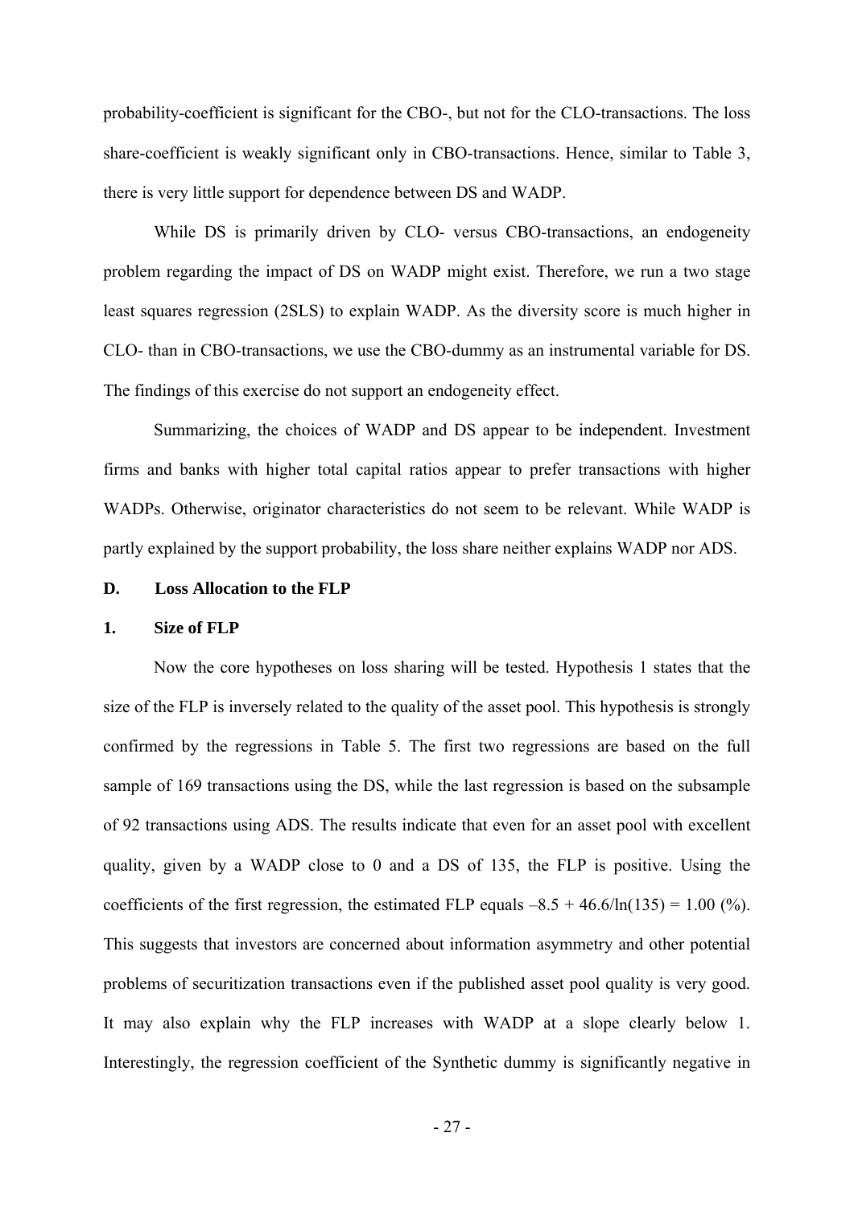probability-coefficient is significant for the CBO-, but not for the CLO-transactions. The loss share-coefficient is weakly significant only in CBO-transactions. Hence, similar to Table 3, there is very little support for dependence between DS and WADP.

While DS is primarily driven by CLO- versus CBO-transactions, an endogeneity problem regarding the impact of DS on WADP might exist. Therefore, we run a two stage least squares regression (2SLS) to explain WADP. As the diversity score is much higher in CLO- than in CBO-transactions, we use the CBO-dummy as an instrumental variable for DS. The findings of this exercise do not support an endogeneity effect.

Summarizing, the choices of WADP and DS appear to be independent. Investment firms and banks with higher total capital ratios appear to prefer transactions with higher WADPs. Otherwise, originator characteristics do not seem to be relevant. While WADP is partly explained by the support probability, the loss share neither explains WADP nor ADS.

### D. Loss Allocation to the FLP

#### 1. Size of FLP

Now the core hypotheses on loss sharing will be tested. Hypothesis 1 states that the size of the FLP is inversely related to the quality of the asset pool. This hypothesis is strongly confirmed by the regressions in Table 5. The first two regressions are based on the full sample of 169 transactions using the DS, while the last regression is based on the subsample of 92 transactions using ADS. The results indicate that even for an asset pool with excellent quality, given by a WADP close to 0 and a DS of 135, the FLP is positive. Using the coefficients of the first regression, the estimated FLP equals $-8.5 + 46.6/\ln(135) = 1.00$ (%). This suggests that investors are concerned about information asymmetry and other potential problems of securitization transactions even if the published asset pool quality is very good. It may also explain why the FLP increases with WADP at a slope clearly below 1. Interestingly, the regression coefficient of the Synthetic dummy is significantly negative in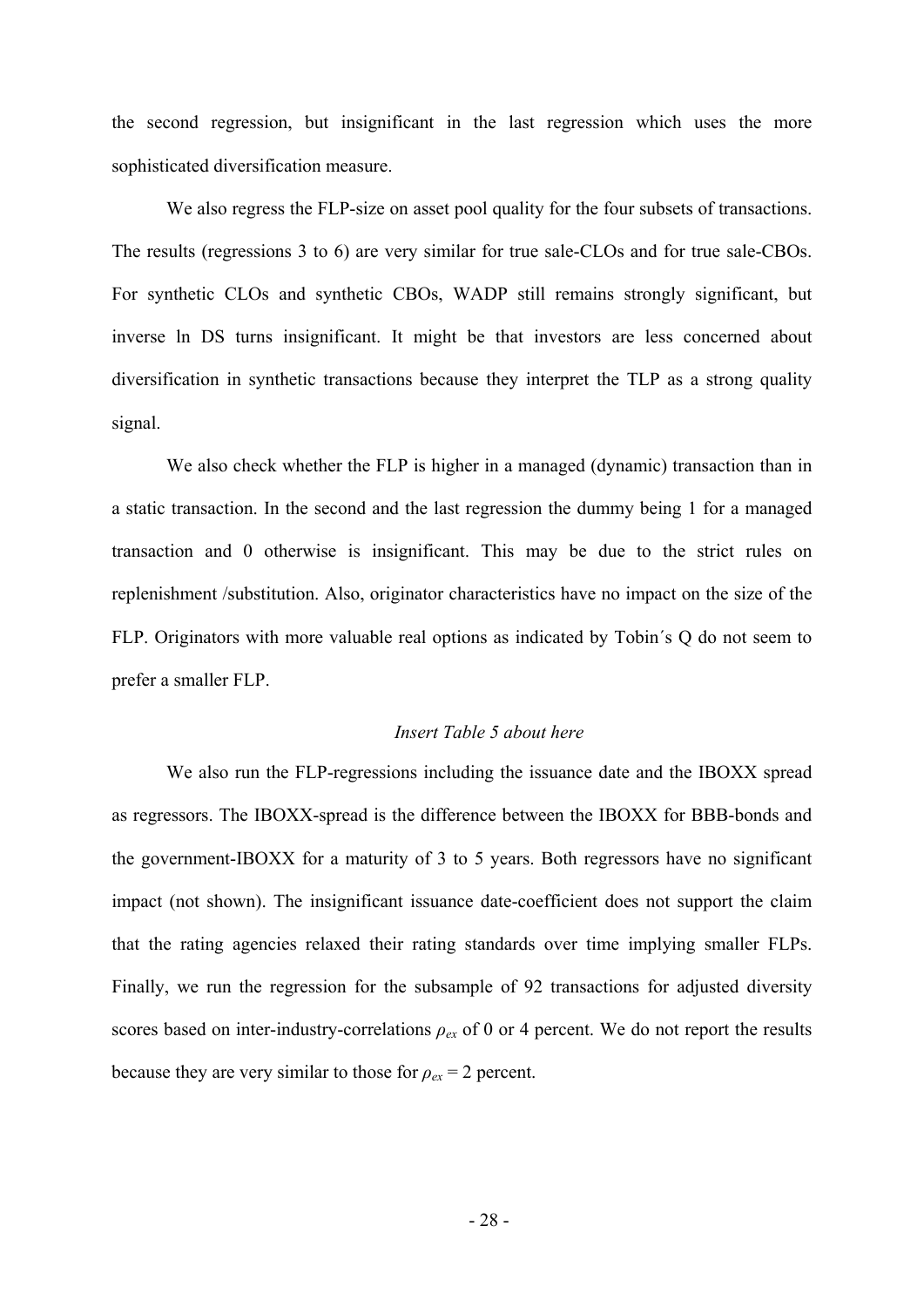the second regression, but insignificant in the last regression which uses the more sophisticated diversification measure.

We also regress the FLP-size on asset pool quality for the four subsets of transactions. The results (regressions 3 to 6) are very similar for true sale-CLOs and for true sale-CBOs. For synthetic CLOs and synthetic CBOs, WADP still remains strongly significant, but inverse ln DS turns insignificant. It might be that investors are less concerned about diversification in synthetic transactions because they interpret the TLP as a strong quality signal.

We also check whether the FLP is higher in a managed (dynamic) transaction than in a static transaction. In the second and the last regression the dummy being 1 for a managed transaction and 0 otherwise is insignificant. This may be due to the strict rules on replenishment /substitution. Also, originator characteristics have no impact on the size of the FLP. Originators with more valuable real options as indicated by Tobin´s Q do not seem to prefer a smaller FLP.

*Insert Table 5 about here*

We also run the FLP-regressions including the issuance date and the IBOXX spread as regressors. The IBOXX-spread is the difference between the IBOXX for BBB-bonds and the government-IBOXX for a maturity of 3 to 5 years. Both regressors have no significant impact (not shown). The insignificant issuance date-coefficient does not support the claim that the rating agencies relaxed their rating standards over time implying smaller FLPs. Finally, we run the regression for the subsample of 92 transactions for adjusted diversity scores based on inter-industry-correlations $\rho_{ex}$ of 0 or 4 percent. We do not report the results because they are very similar to those for $\rho_{ex}$ = 2 percent.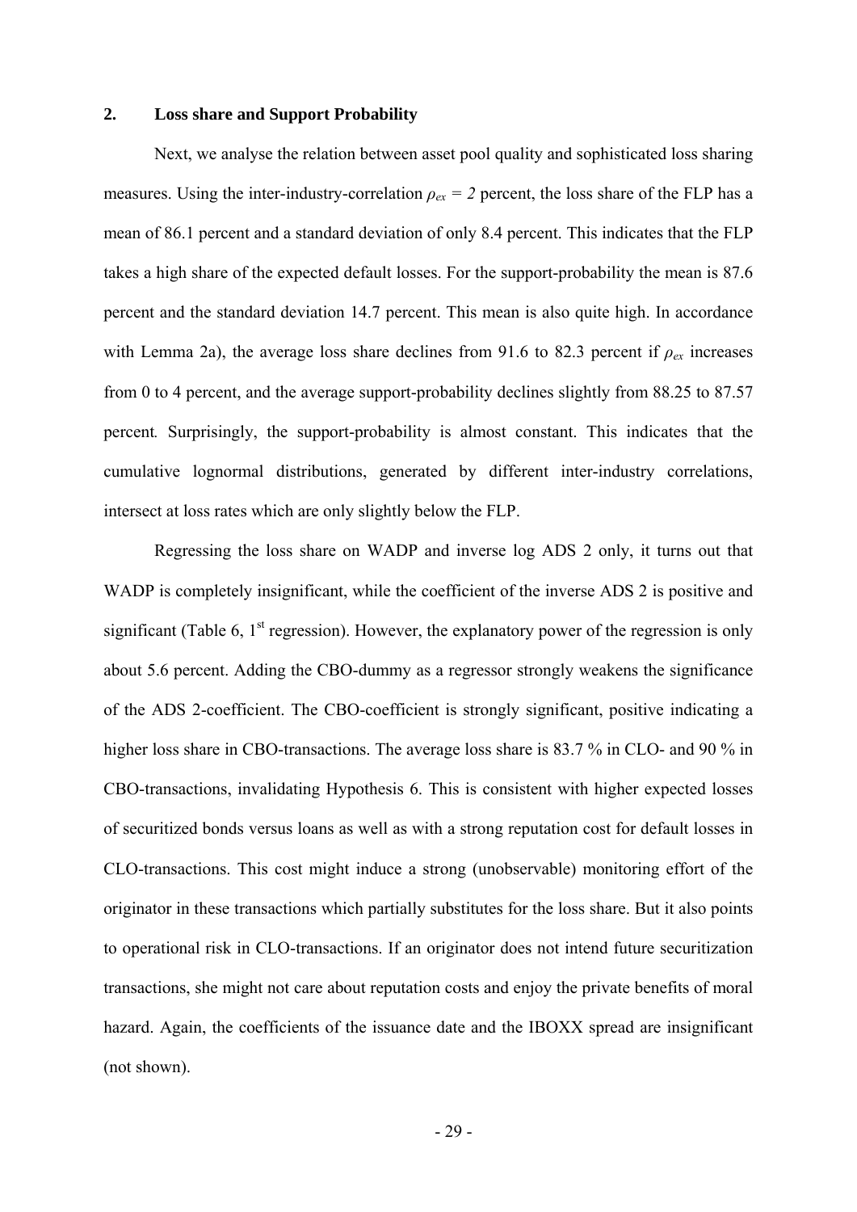## 2. Loss share and Support Probability

Next, we analyse the relation between asset pool quality and sophisticated loss sharing measures. Using the inter-industry-correlation $\rho_{ex} = 2$ percent, the loss share of the FLP has a mean of 86.1 percent and a standard deviation of only 8.4 percent. This indicates that the FLP takes a high share of the expected default losses. For the support-probability the mean is 87.6 percent and the standard deviation 14.7 percent. This mean is also quite high. In accordance with Lemma 2a), the average loss share declines from 91.6 to 82.3 percent if $\rho_{ex}$ increases from 0 to 4 percent, and the average support-probability declines slightly from 88.25 to 87.57 percent*.* Surprisingly, the support-probability is almost constant. This indicates that the cumulative lognormal distributions, generated by different inter-industry correlations, intersect at loss rates which are only slightly below the FLP.

Regressing the loss share on WADP and inverse log ADS 2 only, it turns out that WADP is completely insignificant, while the coefficient of the inverse ADS 2 is positive and significant (Table 6, 1st regression). However, the explanatory power of the regression is only about 5.6 percent. Adding the CBO-dummy as a regressor strongly weakens the significance of the ADS 2-coefficient. The CBO-coefficient is strongly significant, positive indicating a higher loss share in CBO-transactions. The average loss share is 83.7 % in CLO- and 90 % in CBO-transactions, invalidating Hypothesis 6. This is consistent with higher expected losses of securitized bonds versus loans as well as with a strong reputation cost for default losses in CLO-transactions. This cost might induce a strong (unobservable) monitoring effort of the originator in these transactions which partially substitutes for the loss share. But it also points to operational risk in CLO-transactions. If an originator does not intend future securitization transactions, she might not care about reputation costs and enjoy the private benefits of moral hazard. Again, the coefficients of the issuance date and the IBOXX spread are insignificant (not shown).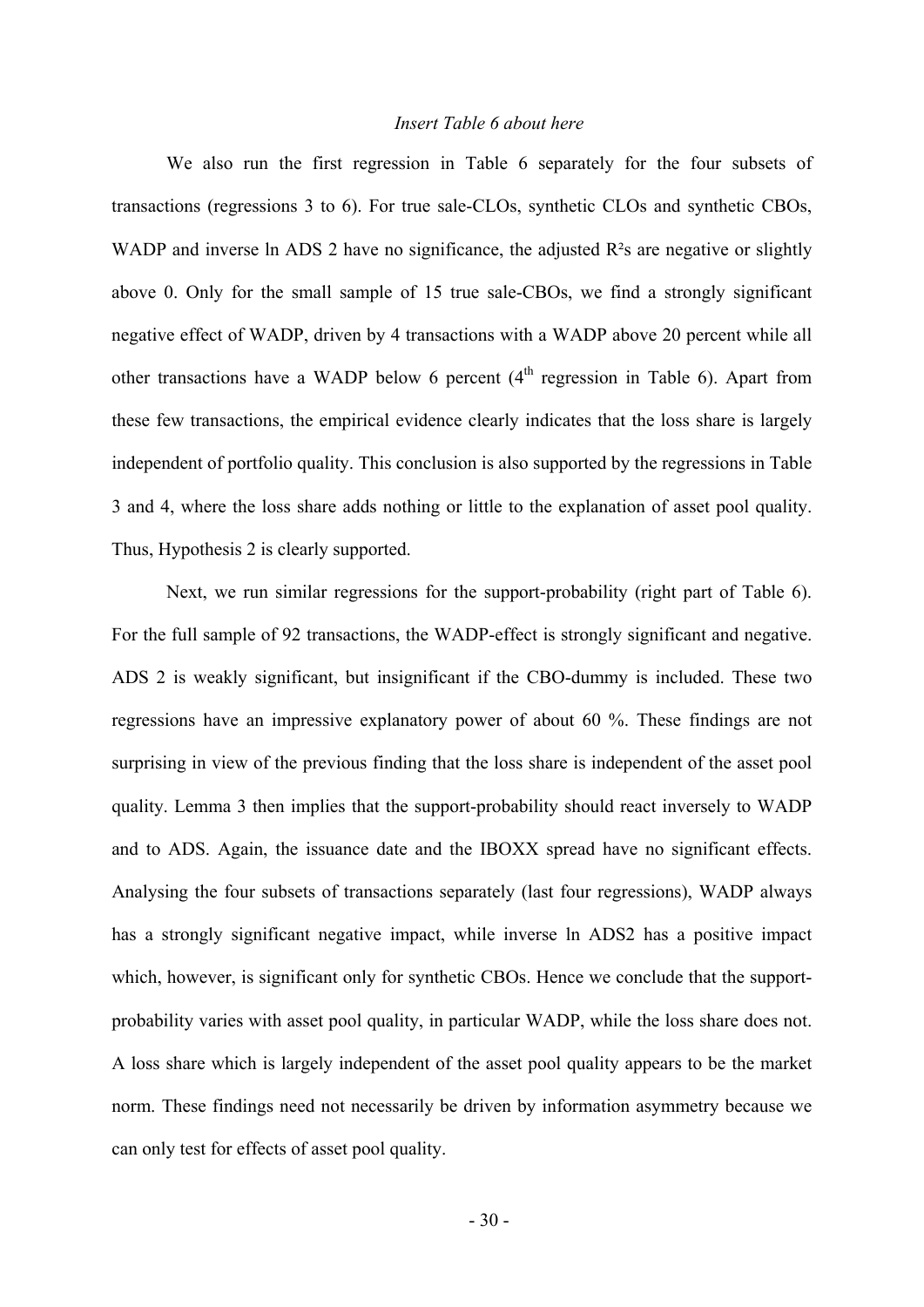*Insert Table 6 about here*

We also run the first regression in Table 6 separately for the four subsets of transactions (regressions 3 to 6). For true sale-CLOs, synthetic CLOs and synthetic CBOs, WADP and inverse ln ADS 2 have no significance, the adjusted $R^2$s are negative or slightly above 0. Only for the small sample of 15 true sale-CBOs, we find a strongly significant negative effect of WADP, driven by 4 transactions with a WADP above 20 percent while all other transactions have a WADP below 6 percent ($4^{th}$ regression in Table 6). Apart from these few transactions, the empirical evidence clearly indicates that the loss share is largely independent of portfolio quality. This conclusion is also supported by the regressions in Table 3 and 4, where the loss share adds nothing or little to the explanation of asset pool quality. Thus, Hypothesis 2 is clearly supported.

Next, we run similar regressions for the support-probability (right part of Table 6). For the full sample of 92 transactions, the WADP-effect is strongly significant and negative. ADS 2 is weakly significant, but insignificant if the CBO-dummy is included. These two regressions have an impressive explanatory power of about 60 %. These findings are not surprising in view of the previous finding that the loss share is independent of the asset pool quality. Lemma 3 then implies that the support-probability should react inversely to WADP and to ADS. Again, the issuance date and the IBOXX spread have no significant effects. Analysing the four subsets of transactions separately (last four regressions), WADP always has a strongly significant negative impact, while inverse ln ADS2 has a positive impact which, however, is significant only for synthetic CBOs. Hence we conclude that the support-probability varies with asset pool quality, in particular WADP, while the loss share does not. A loss share which is largely independent of the asset pool quality appears to be the market norm. These findings need not necessarily be driven by information asymmetry because we can only test for effects of asset pool quality.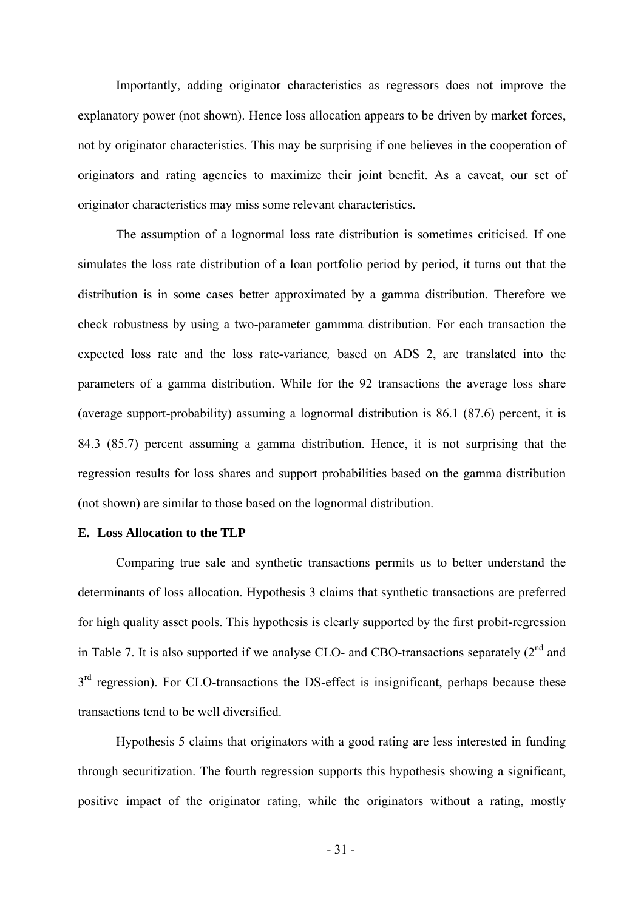Importantly, adding originator characteristics as regressors does not improve the explanatory power (not shown). Hence loss allocation appears to be driven by market forces, not by originator characteristics. This may be surprising if one believes in the cooperation of originators and rating agencies to maximize their joint benefit. As a caveat, our set of originator characteristics may miss some relevant characteristics.

The assumption of a lognormal loss rate distribution is sometimes criticised. If one simulates the loss rate distribution of a loan portfolio period by period, it turns out that the distribution is in some cases better approximated by a gamma distribution. Therefore we check robustness by using a two-parameter gammma distribution. For each transaction the expected loss rate and the loss rate-variance*,* based on ADS 2, are translated into the parameters of a gamma distribution. While for the 92 transactions the average loss share (average support-probability) assuming a lognormal distribution is 86.1 (87.6) percent, it is 84.3 (85.7) percent assuming a gamma distribution. Hence, it is not surprising that the regression results for loss shares and support probabilities based on the gamma distribution (not shown) are similar to those based on the lognormal distribution.

### E. Loss Allocation to the TLP

Comparing true sale and synthetic transactions permits us to better understand the determinants of loss allocation. Hypothesis 3 claims that synthetic transactions are preferred for high quality asset pools. This hypothesis is clearly supported by the first probit-regression in Table 7. It is also supported if we analyse CLO- and CBO-transactions separately (2nd and 3rd regression). For CLO-transactions the DS-effect is insignificant, perhaps because these transactions tend to be well diversified.

Hypothesis 5 claims that originators with a good rating are less interested in funding through securitization. The fourth regression supports this hypothesis showing a significant, positive impact of the originator rating, while the originators without a rating, mostly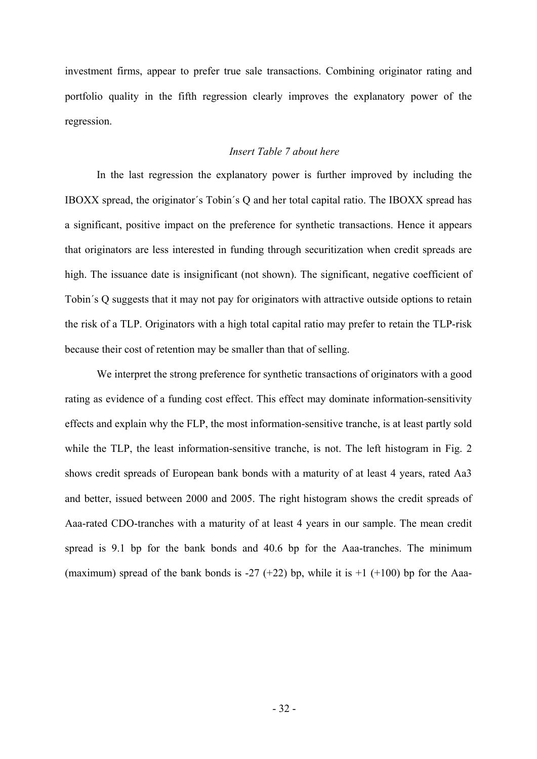investment firms, appear to prefer true sale transactions. Combining originator rating and portfolio quality in the fifth regression clearly improves the explanatory power of the regression.

*Insert Table 7 about here*

In the last regression the explanatory power is further improved by including the IBOXX spread, the originator´s Tobin´s Q and her total capital ratio. The IBOXX spread has a significant, positive impact on the preference for synthetic transactions. Hence it appears that originators are less interested in funding through securitization when credit spreads are high. The issuance date is insignificant (not shown). The significant, negative coefficient of Tobin´s Q suggests that it may not pay for originators with attractive outside options to retain the risk of a TLP. Originators with a high total capital ratio may prefer to retain the TLP-risk because their cost of retention may be smaller than that of selling.

We interpret the strong preference for synthetic transactions of originators with a good rating as evidence of a funding cost effect. This effect may dominate information-sensitivity effects and explain why the FLP, the most information-sensitive tranche, is at least partly sold while the TLP, the least information-sensitive tranche, is not. The left histogram in Fig. 2 shows credit spreads of European bank bonds with a maturity of at least 4 years, rated Aa3 and better, issued between 2000 and 2005. The right histogram shows the credit spreads of Aaa-rated CDO-tranches with a maturity of at least 4 years in our sample. The mean credit spread is 9.1 bp for the bank bonds and 40.6 bp for the Aaa-tranches. The minimum (maximum) spread of the bank bonds is -27 (+22) bp, while it is +1 (+100) bp for the Aaa-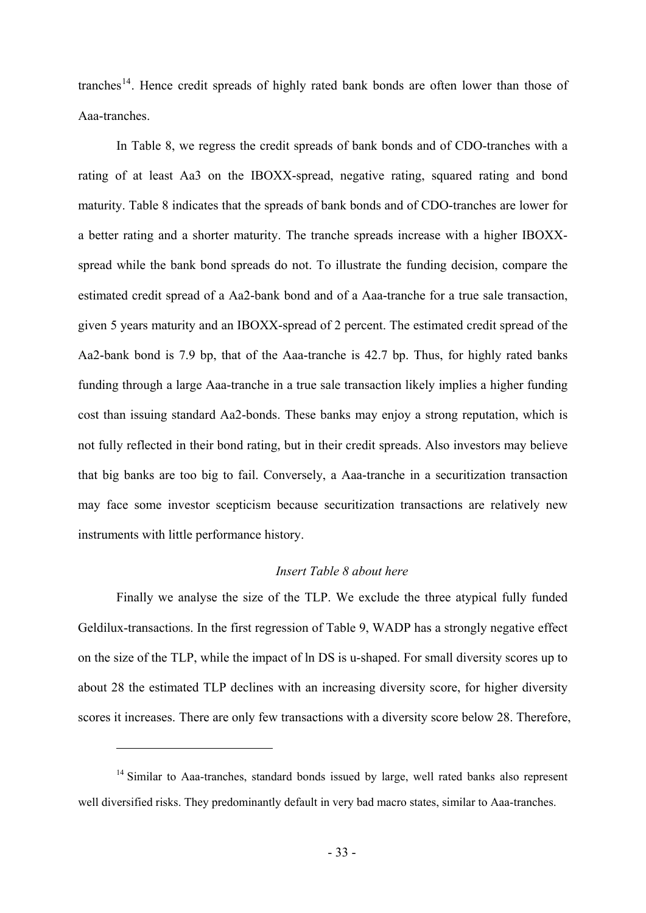tranches[14]. Hence credit spreads of highly rated bank bonds are often lower than those of Aaa-tranches.

In Table 8, we regress the credit spreads of bank bonds and of CDO-tranches with a rating of at least Aa3 on the IBOXX-spread, negative rating, squared rating and bond maturity. Table 8 indicates that the spreads of bank bonds and of CDO-tranches are lower for a better rating and a shorter maturity. The tranche spreads increase with a higher IBOXX-spread while the bank bond spreads do not. To illustrate the funding decision, compare the estimated credit spread of a Aa2-bank bond and of a Aaa-tranche for a true sale transaction, given 5 years maturity and an IBOXX-spread of 2 percent. The estimated credit spread of the Aa2-bank bond is 7.9 bp, that of the Aaa-tranche is 42.7 bp. Thus, for highly rated banks funding through a large Aaa-tranche in a true sale transaction likely implies a higher funding cost than issuing standard Aa2-bonds. These banks may enjoy a strong reputation, which is not fully reflected in their bond rating, but in their credit spreads. Also investors may believe that big banks are too big to fail. Conversely, a Aaa-tranche in a securitization transaction may face some investor scepticism because securitization transactions are relatively new instruments with little performance history.

*Insert Table 8 about here*

Finally we analyse the size of the TLP. We exclude the three atypical fully funded Geldilux-transactions. In the first regression of Table 9, WADP has a strongly negative effect on the size of the TLP, while the impact of ln DS is u-shaped. For small diversity scores up to about 28 the estimated TLP declines with an increasing diversity score, for higher diversity scores it increases. There are only few transactions with a diversity score below 28. Therefore,

---

[14] Similar to Aaa-tranches, standard bonds issued by large, well rated banks also represent well diversified risks. They predominantly default in very bad macro states, similar to Aaa-tranches.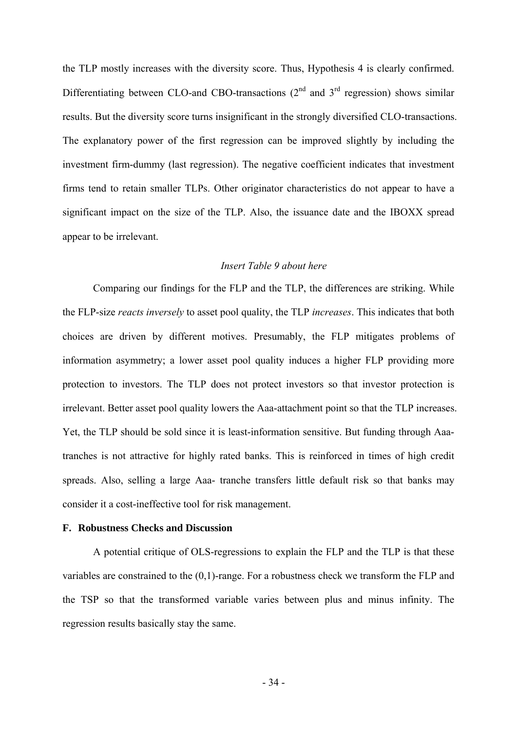the TLP mostly increases with the diversity score. Thus, Hypothesis 4 is clearly confirmed. Differentiating between CLO-and CBO-transactions (2nd and 3rd regression) shows similar results. But the diversity score turns insignificant in the strongly diversified CLO-transactions. The explanatory power of the first regression can be improved slightly by including the investment firm-dummy (last regression). The negative coefficient indicates that investment firms tend to retain smaller TLPs. Other originator characteristics do not appear to have a significant impact on the size of the TLP. Also, the issuance date and the IBOXX spread appear to be irrelevant.

*Insert Table 9 about here*

Comparing our findings for the FLP and the TLP, the differences are striking. While the FLP-size *reacts inversely* to asset pool quality, the TLP *increases*. This indicates that both choices are driven by different motives. Presumably, the FLP mitigates problems of information asymmetry; a lower asset pool quality induces a higher FLP providing more protection to investors. The TLP does not protect investors so that investor protection is irrelevant. Better asset pool quality lowers the Aaa-attachment point so that the TLP increases. Yet, the TLP should be sold since it is least-information sensitive. But funding through Aaa-tranches is not attractive for highly rated banks. This is reinforced in times of high credit spreads. Also, selling a large Aaa- tranche transfers little default risk so that banks may consider it a cost-ineffective tool for risk management.

**F. Robustness Checks and Discussion**

A potential critique of OLS-regressions to explain the FLP and the TLP is that these variables are constrained to the (0,1)-range. For a robustness check we transform the FLP and the TSP so that the transformed variable varies between plus and minus infinity. The regression results basically stay the same.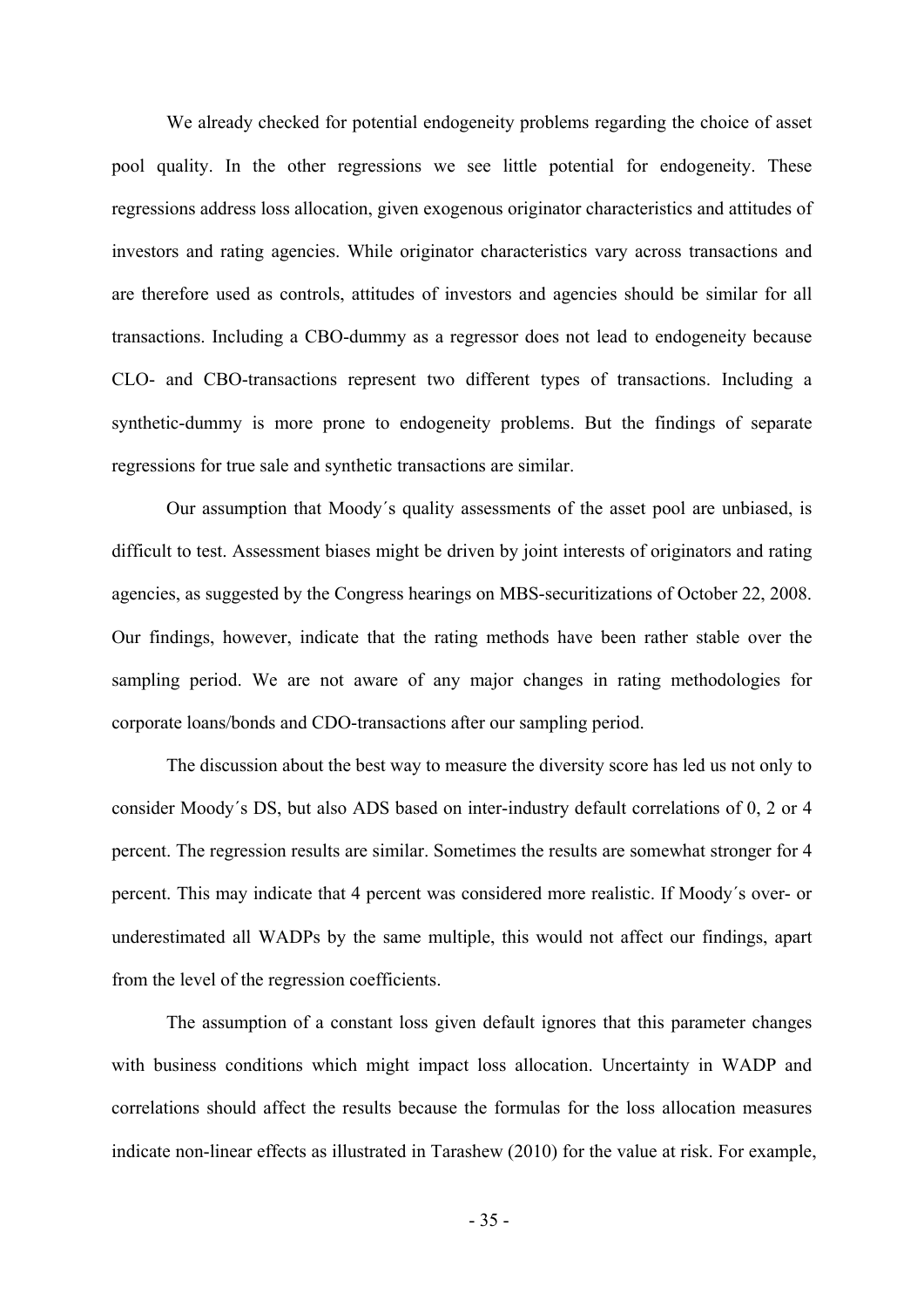We already checked for potential endogeneity problems regarding the choice of asset pool quality. In the other regressions we see little potential for endogeneity. These regressions address loss allocation, given exogenous originator characteristics and attitudes of investors and rating agencies. While originator characteristics vary across transactions and are therefore used as controls, attitudes of investors and agencies should be similar for all transactions. Including a CBO-dummy as a regressor does not lead to endogeneity because CLO- and CBO-transactions represent two different types of transactions. Including a synthetic-dummy is more prone to endogeneity problems. But the findings of separate regressions for true sale and synthetic transactions are similar.

Our assumption that Moody´s quality assessments of the asset pool are unbiased, is difficult to test. Assessment biases might be driven by joint interests of originators and rating agencies, as suggested by the Congress hearings on MBS-securitizations of October 22, 2008. Our findings, however, indicate that the rating methods have been rather stable over the sampling period. We are not aware of any major changes in rating methodologies for corporate loans/bonds and CDO-transactions after our sampling period.

The discussion about the best way to measure the diversity score has led us not only to consider Moody´s DS, but also ADS based on inter-industry default correlations of 0, 2 or 4 percent. The regression results are similar. Sometimes the results are somewhat stronger for 4 percent. This may indicate that 4 percent was considered more realistic. If Moody´s over- or underestimated all WADPs by the same multiple, this would not affect our findings, apart from the level of the regression coefficients.

The assumption of a constant loss given default ignores that this parameter changes with business conditions which might impact loss allocation. Uncertainty in WADP and correlations should affect the results because the formulas for the loss allocation measures indicate non-linear effects as illustrated in Tarashew (2010) for the value at risk. For example,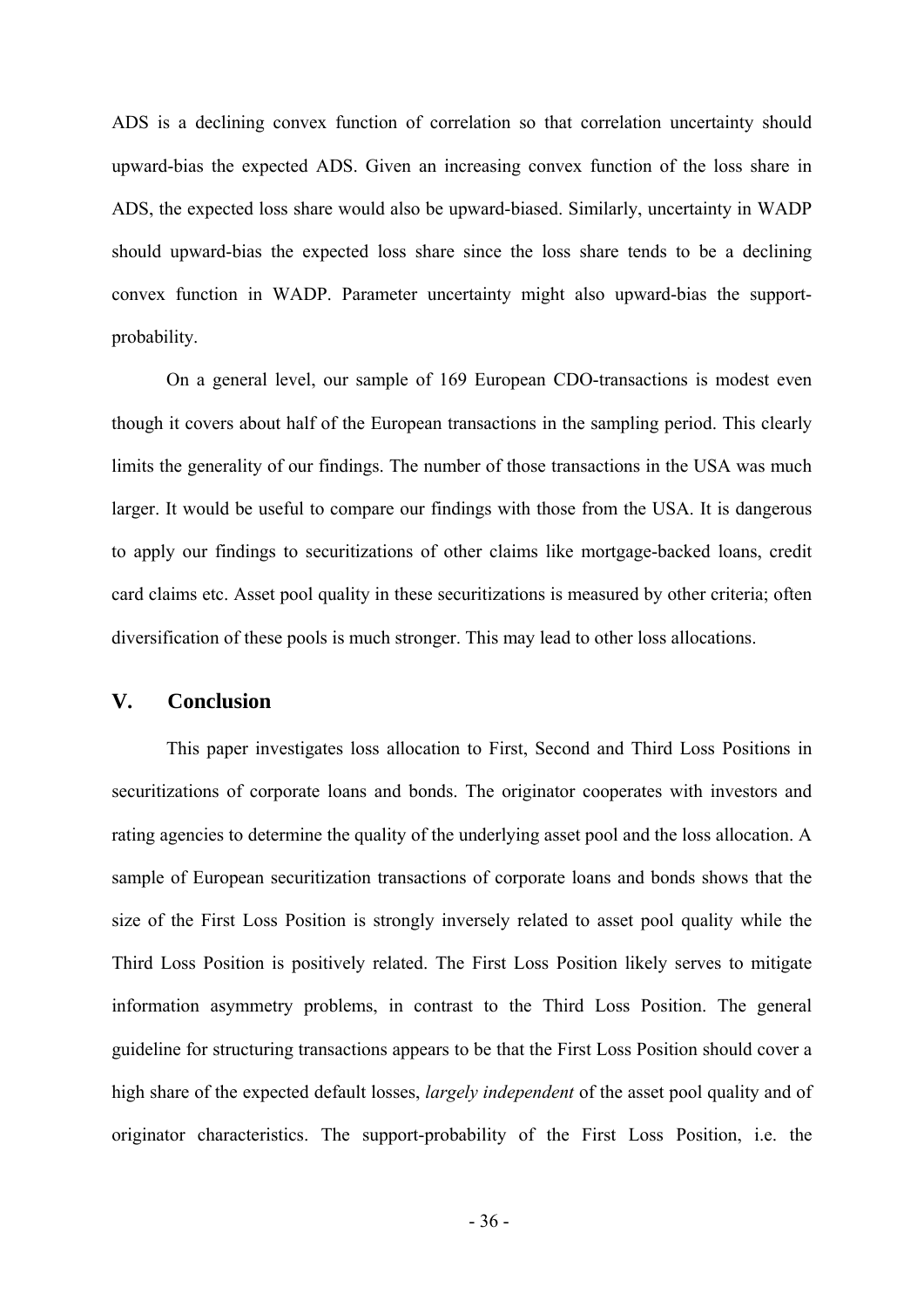ADS is a declining convex function of correlation so that correlation uncertainty should upward-bias the expected ADS. Given an increasing convex function of the loss share in ADS, the expected loss share would also be upward-biased. Similarly, uncertainty in WADP should upward-bias the expected loss share since the loss share tends to be a declining convex function in WADP. Parameter uncertainty might also upward-bias the support-probability.

On a general level, our sample of 169 European CDO-transactions is modest even though it covers about half of the European transactions in the sampling period. This clearly limits the generality of our findings. The number of those transactions in the USA was much larger. It would be useful to compare our findings with those from the USA. It is dangerous to apply our findings to securitizations of other claims like mortgage-backed loans, credit card claims etc. Asset pool quality in these securitizations is measured by other criteria; often diversification of these pools is much stronger. This may lead to other loss allocations.

## V. Conclusion

This paper investigates loss allocation to First, Second and Third Loss Positions in securitizations of corporate loans and bonds. The originator cooperates with investors and rating agencies to determine the quality of the underlying asset pool and the loss allocation. A sample of European securitization transactions of corporate loans and bonds shows that the size of the First Loss Position is strongly inversely related to asset pool quality while the Third Loss Position is positively related. The First Loss Position likely serves to mitigate information asymmetry problems, in contrast to the Third Loss Position. The general guideline for structuring transactions appears to be that the First Loss Position should cover a high share of the expected default losses, *largely independent* of the asset pool quality and of originator characteristics. The support-probability of the First Loss Position, i.e. the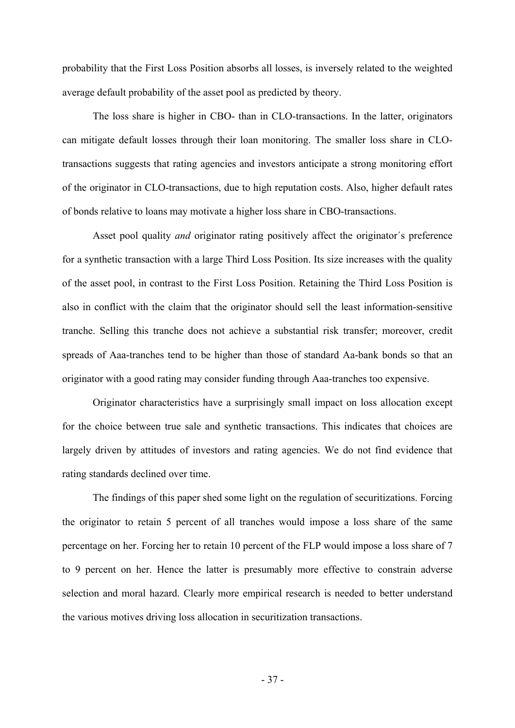probability that the First Loss Position absorbs all losses, is inversely related to the weighted average default probability of the asset pool as predicted by theory.

The loss share is higher in CBO- than in CLO-transactions. In the latter, originators can mitigate default losses through their loan monitoring. The smaller loss share in CLO-transactions suggests that rating agencies and investors anticipate a strong monitoring effort of the originator in CLO-transactions, due to high reputation costs. Also, higher default rates of bonds relative to loans may motivate a higher loss share in CBO-transactions.

Asset pool quality *and* originator rating positively affect the originator´s preference for a synthetic transaction with a large Third Loss Position. Its size increases with the quality of the asset pool, in contrast to the First Loss Position. Retaining the Third Loss Position is also in conflict with the claim that the originator should sell the least information-sensitive tranche. Selling this tranche does not achieve a substantial risk transfer; moreover, credit spreads of Aaa-tranches tend to be higher than those of standard Aa-bank bonds so that an originator with a good rating may consider funding through Aaa-tranches too expensive.

Originator characteristics have a surprisingly small impact on loss allocation except for the choice between true sale and synthetic transactions. This indicates that choices are largely driven by attitudes of investors and rating agencies. We do not find evidence that rating standards declined over time.

The findings of this paper shed some light on the regulation of securitizations. Forcing the originator to retain 5 percent of all tranches would impose a loss share of the same percentage on her. Forcing her to retain 10 percent of the FLP would impose a loss share of 7 to 9 percent on her. Hence the latter is presumably more effective to constrain adverse selection and moral hazard. Clearly more empirical research is needed to better understand the various motives driving loss allocation in securitization transactions.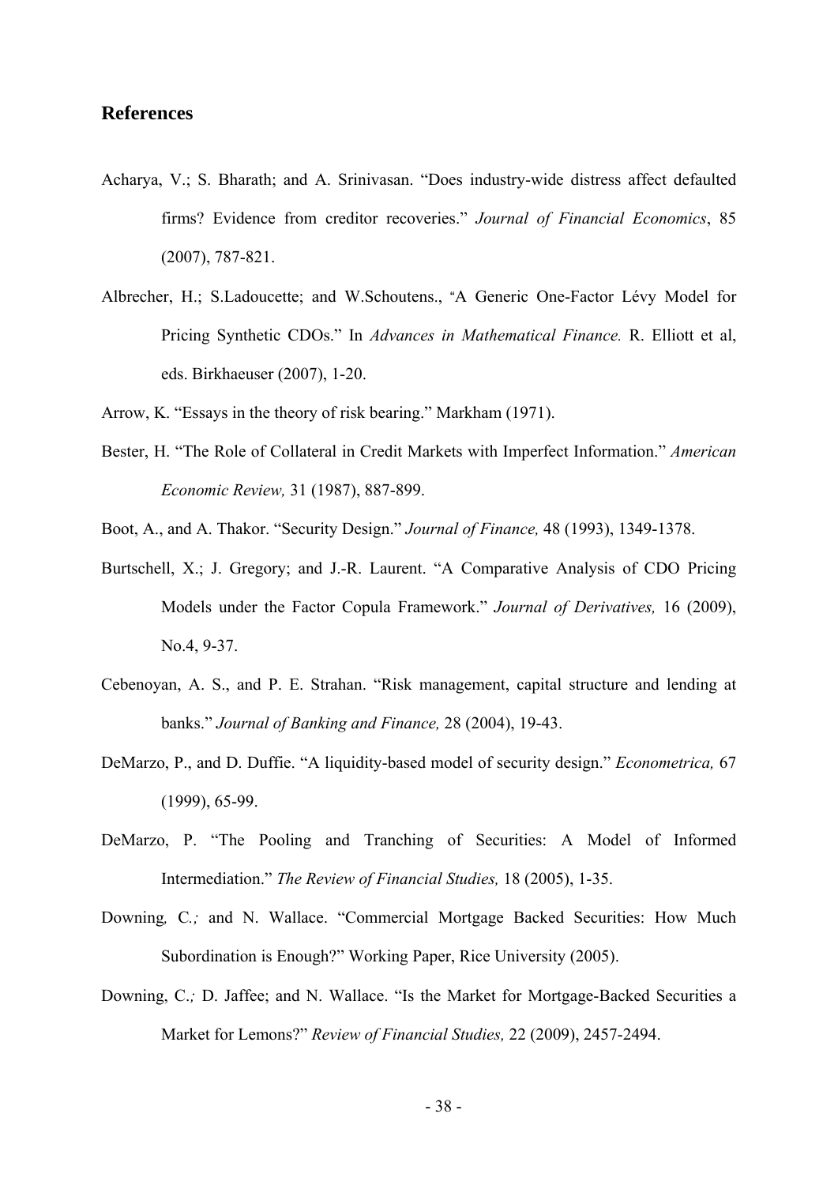## References

Acharya, V.; S. Bharath; and A. Srinivasan. "Does industry-wide distress affect defaulted firms? Evidence from creditor recoveries." *Journal of Financial Economics*, 85 (2007), 787-821.

Albrecher, H.; S.Ladoucette; and W.Schoutens., "A Generic One-Factor Lévy Model for Pricing Synthetic CDOs." In *Advances in Mathematical Finance.* R. Elliott et al, eds. Birkhaeuser (2007), 1-20.

Arrow, K. "Essays in the theory of risk bearing." Markham (1971).

Bester, H. "The Role of Collateral in Credit Markets with Imperfect Information." *American Economic Review,* 31 (1987), 887-899.

Boot, A., and A. Thakor. "Security Design." *Journal of Finance,* 48 (1993), 1349-1378.

Burtschell, X.; J. Gregory; and J.-R. Laurent. "A Comparative Analysis of CDO Pricing Models under the Factor Copula Framework." *Journal of Derivatives,* 16 (2009), No.4, 9-37.

Cebenoyan, A. S., and P. E. Strahan. "Risk management, capital structure and lending at banks." *Journal of Banking and Finance,* 28 (2004), 19-43.

DeMarzo, P., and D. Duffie. "A liquidity-based model of security design." *Econometrica,* 67 (1999), 65-99.

DeMarzo, P. "The Pooling and Tranching of Securities: A Model of Informed Intermediation." *The Review of Financial Studies,* 18 (2005), 1-35.

Downing, C.; and N. Wallace. "Commercial Mortgage Backed Securities: How Much Subordination is Enough?" Working Paper, Rice University (2005).

Downing, C.; D. Jaffee; and N. Wallace. "Is the Market for Mortgage-Backed Securities a Market for Lemons?" *Review of Financial Studies,* 22 (2009), 2457-2494.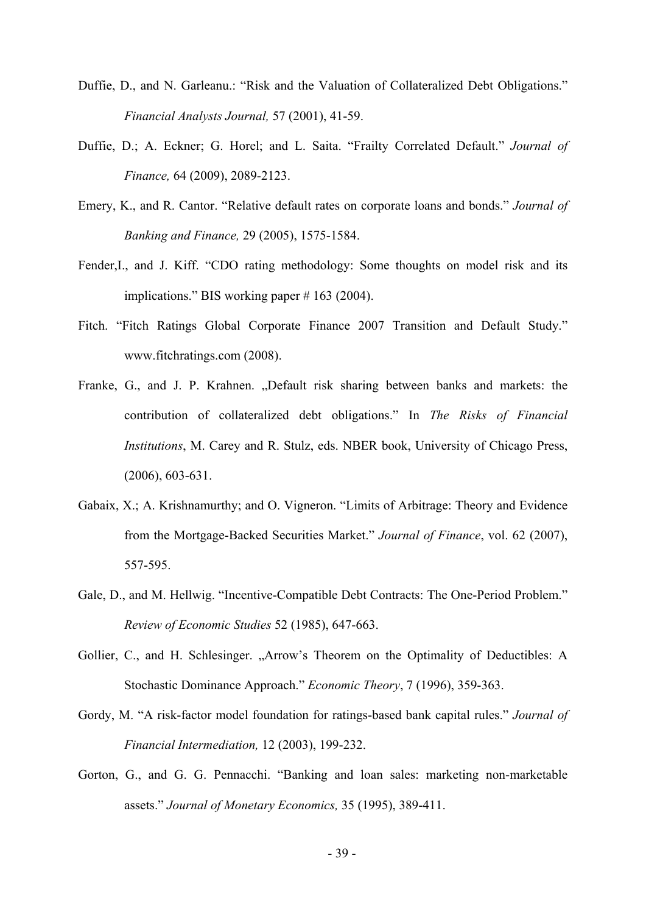Duffie, D., and N. Garleanu.: "Risk and the Valuation of Collateralized Debt Obligations." *Financial Analysts Journal,* 57 (2001), 41-59.

Duffie, D.; A. Eckner; G. Horel; and L. Saita. "Frailty Correlated Default." *Journal of Finance,* 64 (2009), 2089-2123.

Emery, K., and R. Cantor. "Relative default rates on corporate loans and bonds." *Journal of Banking and Finance,* 29 (2005), 1575-1584.

Fender,I., and J. Kiff. "CDO rating methodology: Some thoughts on model risk and its implications." BIS working paper # 163 (2004).

Fitch. "Fitch Ratings Global Corporate Finance 2007 Transition and Default Study." www.fitchratings.com (2008).

Franke, G., and J. P. Krahnen. „Default risk sharing between banks and markets: the contribution of collateralized debt obligations." In *The Risks of Financial Institutions*, M. Carey and R. Stulz, eds. NBER book, University of Chicago Press, (2006), 603-631.

Gabaix, X.; A. Krishnamurthy; and O. Vigneron. "Limits of Arbitrage: Theory and Evidence from the Mortgage-Backed Securities Market." *Journal of Finance*, vol. 62 (2007), 557-595.

Gale, D., and M. Hellwig. "Incentive-Compatible Debt Contracts: The One-Period Problem." *Review of Economic Studies* 52 (1985), 647-663.

Gollier, C., and H. Schlesinger. „Arrow's Theorem on the Optimality of Deductibles: A Stochastic Dominance Approach." *Economic Theory*, 7 (1996), 359-363.

Gordy, M. "A risk-factor model foundation for ratings-based bank capital rules." *Journal of Financial Intermediation,* 12 (2003), 199-232.

Gorton, G., and G. G. Pennacchi. "Banking and loan sales: marketing non-marketable assets." *Journal of Monetary Economics,* 35 (1995), 389-411.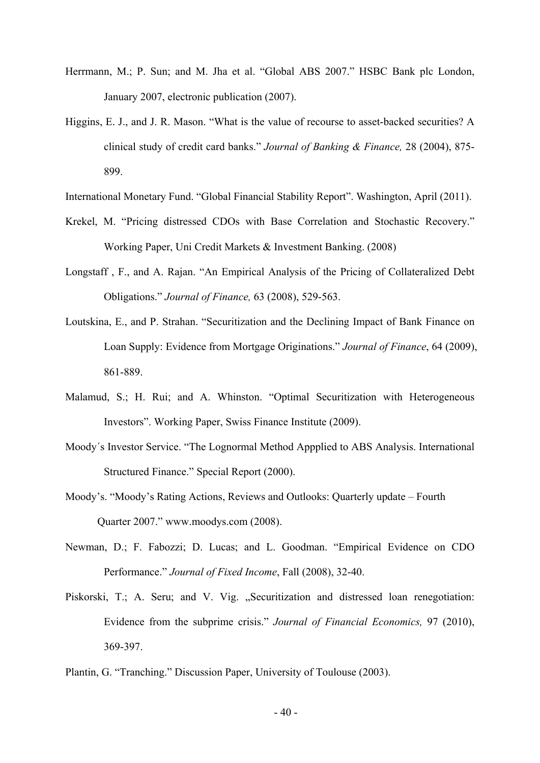Herrmann, M.; P. Sun; and M. Jha et al. "Global ABS 2007." HSBC Bank plc London, January 2007, electronic publication (2007).

Higgins, E. J., and J. R. Mason. "What is the value of recourse to asset-backed securities? A clinical study of credit card banks." *Journal of Banking & Finance,* 28 (2004), 875-899.

International Monetary Fund. "Global Financial Stability Report". Washington, April (2011).

Krekel, M. "Pricing distressed CDOs with Base Correlation and Stochastic Recovery." Working Paper, Uni Credit Markets & Investment Banking. (2008)

Longstaff , F., and A. Rajan. "An Empirical Analysis of the Pricing of Collateralized Debt Obligations." *Journal of Finance,* 63 (2008), 529-563.

Loutskina, E., and P. Strahan. "Securitization and the Declining Impact of Bank Finance on Loan Supply: Evidence from Mortgage Originations." *Journal of Finance*, 64 (2009), 861-889.

Malamud, S.; H. Rui; and A. Whinston. "Optimal Securitization with Heterogeneous Investors". Working Paper, Swiss Finance Institute (2009).

Moody´s Investor Service. "The Lognormal Method Appplied to ABS Analysis. International Structured Finance." Special Report (2000).

Moody's. "Moody's Rating Actions, Reviews and Outlooks: Quarterly update – Fourth Quarter 2007." www.moodys.com (2008).

Newman, D.; F. Fabozzi; D. Lucas; and L. Goodman. "Empirical Evidence on CDO Performance." *Journal of Fixed Income*, Fall (2008), 32-40.

Piskorski, T.; A. Seru; and V. Vig. „Securitization and distressed loan renegotiation: Evidence from the subprime crisis." *Journal of Financial Economics,* 97 (2010), 369-397.

Plantin, G. "Tranching." Discussion Paper, University of Toulouse (2003).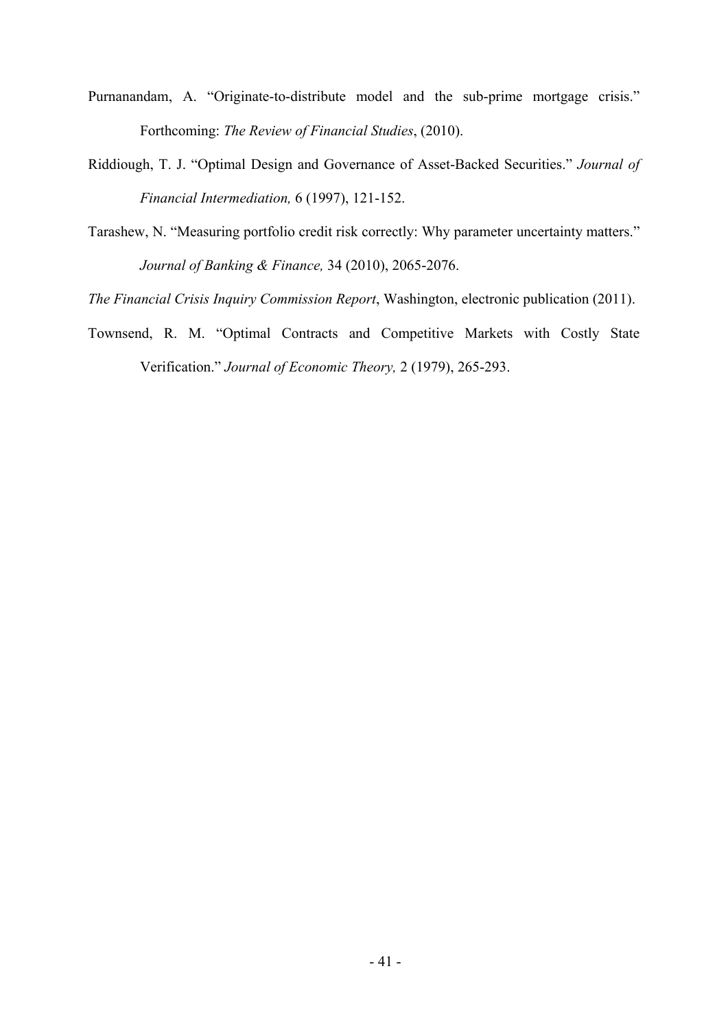Purnanandam, A. "Originate-to-distribute model and the sub-prime mortgage crisis." Forthcoming: *The Review of Financial Studies*, (2010).

Riddiough, T. J. "Optimal Design and Governance of Asset-Backed Securities." *Journal of Financial Intermediation,* 6 (1997), 121-152.

Tarashew, N. "Measuring portfolio credit risk correctly: Why parameter uncertainty matters." *Journal of Banking & Finance,* 34 (2010), 2065-2076.

*The Financial Crisis Inquiry Commission Report*, Washington, electronic publication (2011).

Townsend, R. M. "Optimal Contracts and Competitive Markets with Costly State Verification." *Journal of Economic Theory,* 2 (1979), 265-293.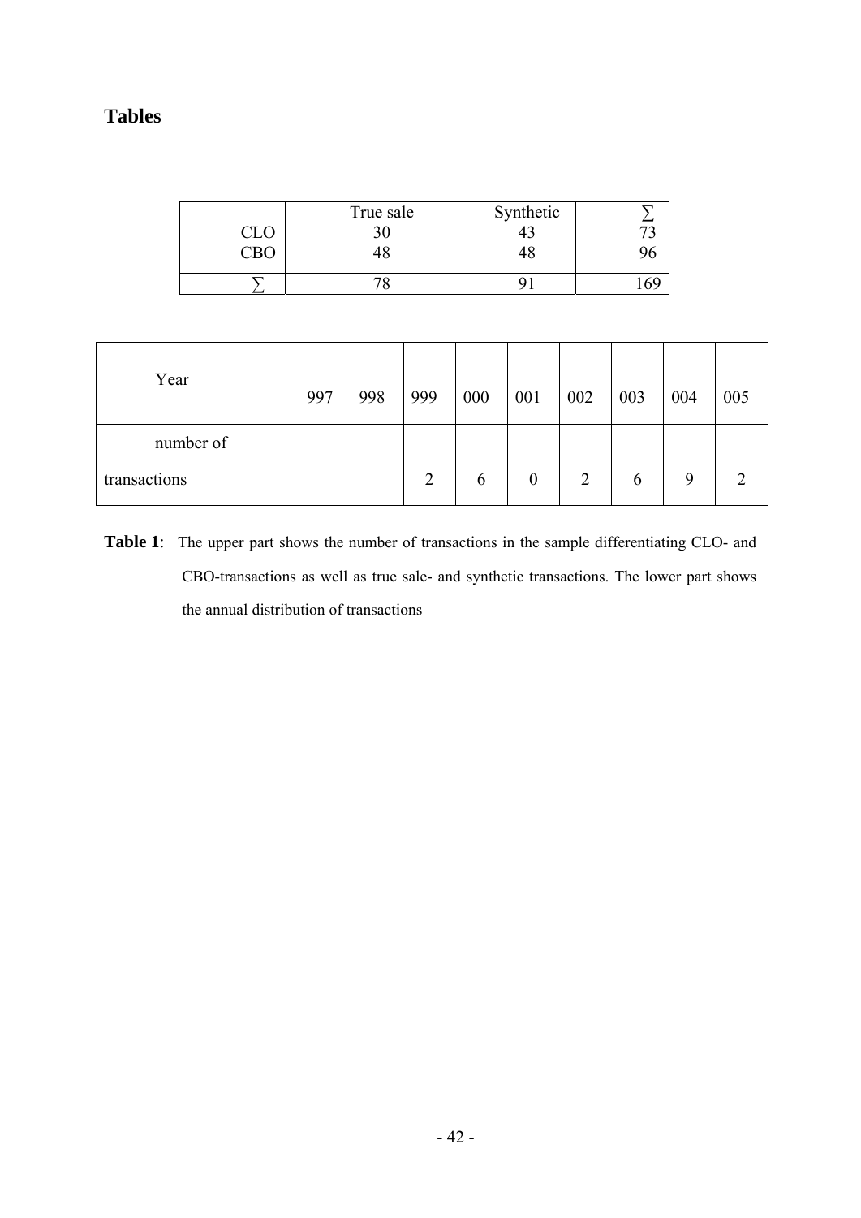## Tables

| | True sale | Synthetic | ∑ |
|---|---|---|---|
| CLO | 30 | 43 | 73 |
| CBO | 48 | 48 | 96 |
| ∑ | 78 | 91 | 169 |

| Year | 997 | 998 | 999 | 000 | 001 | 002 | 003 | 004 | 005 |
|---|---|---|---|---|---|---|---|---|---|
| number of transactions | | | 2 | 6 | 0 | 2 | 6 | 9 | 2 |

**Table 1**: The upper part shows the number of transactions in the sample differentiating CLO- and CBO-transactions as well as true sale- and synthetic transactions. The lower part shows the annual distribution of transactions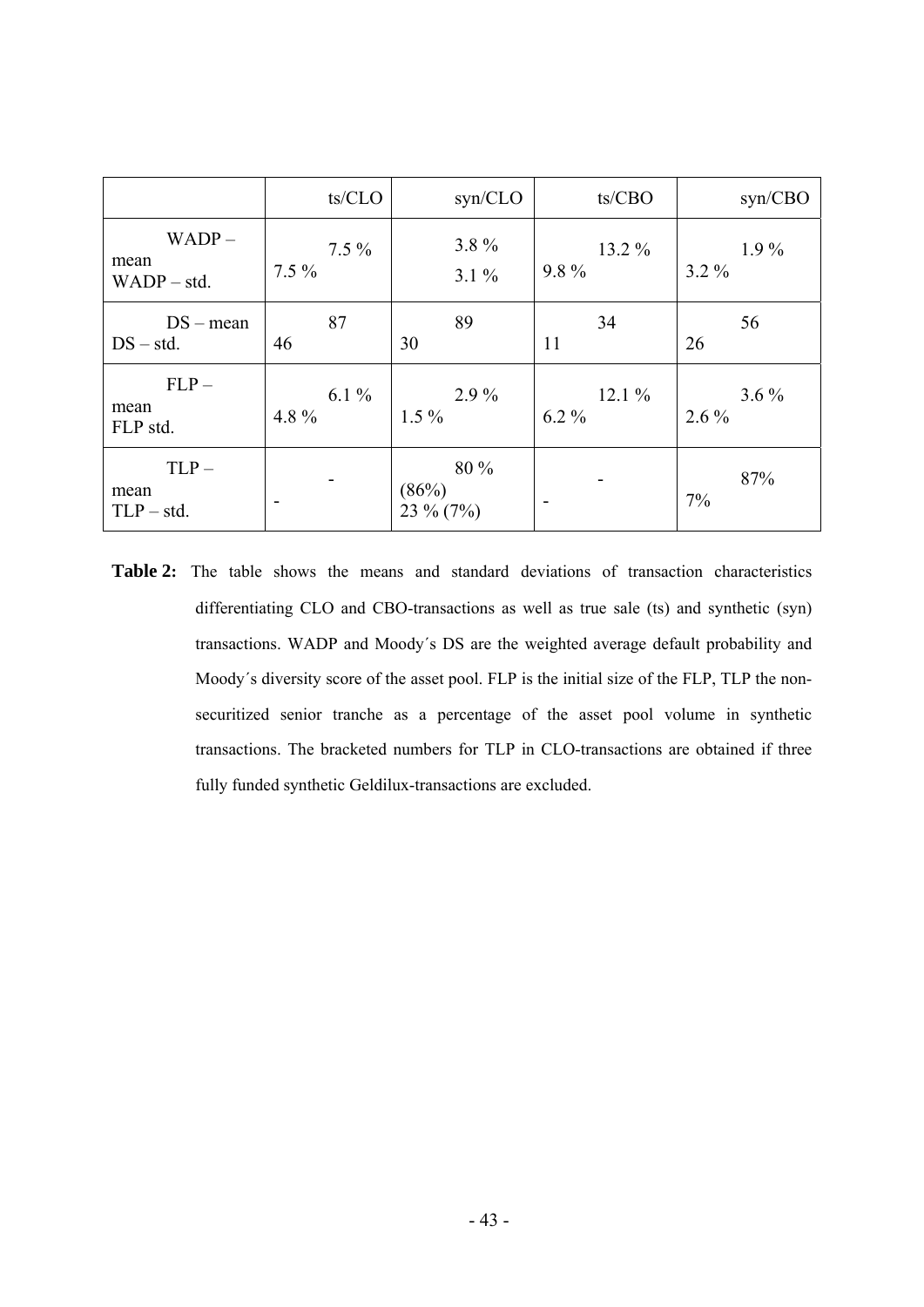| | ts/CLO | syn/CLO | ts/CBO | syn/CBO |
|---|---|---|---|---|
| WADP – mean<br>WADP – std. | 7.5 %<br>7.5 % | 3.8 %<br>3.1 % | 13.2 %<br>9.8 % | 1.9 %<br>3.2 % |
| DS – mean<br>DS – std. | 87<br>46 | 89<br>30 | 34<br>11 | 56<br>26 |
| FLP – mean<br>FLP std. | 6.1 %<br>4.8 % | 2.9 %<br>1.5 % | 12.1 %<br>6.2 % | 3.6 %<br>2.6 % |
| TLP – mean<br>TLP – std. | -<br>- | 80 % (86%)<br>23 % (7%) | -<br>- | 87%<br>7% |

**Table 2:** The table shows the means and standard deviations of transaction characteristics differentiating CLO and CBO-transactions as well as true sale (ts) and synthetic (syn) transactions. WADP and Moody´s DS are the weighted average default probability and Moody´s diversity score of the asset pool. FLP is the initial size of the FLP, TLP the non-securitized senior tranche as a percentage of the asset pool volume in synthetic transactions. The bracketed numbers for TLP in CLO-transactions are obtained if three fully funded synthetic Geldilux-transactions are excluded.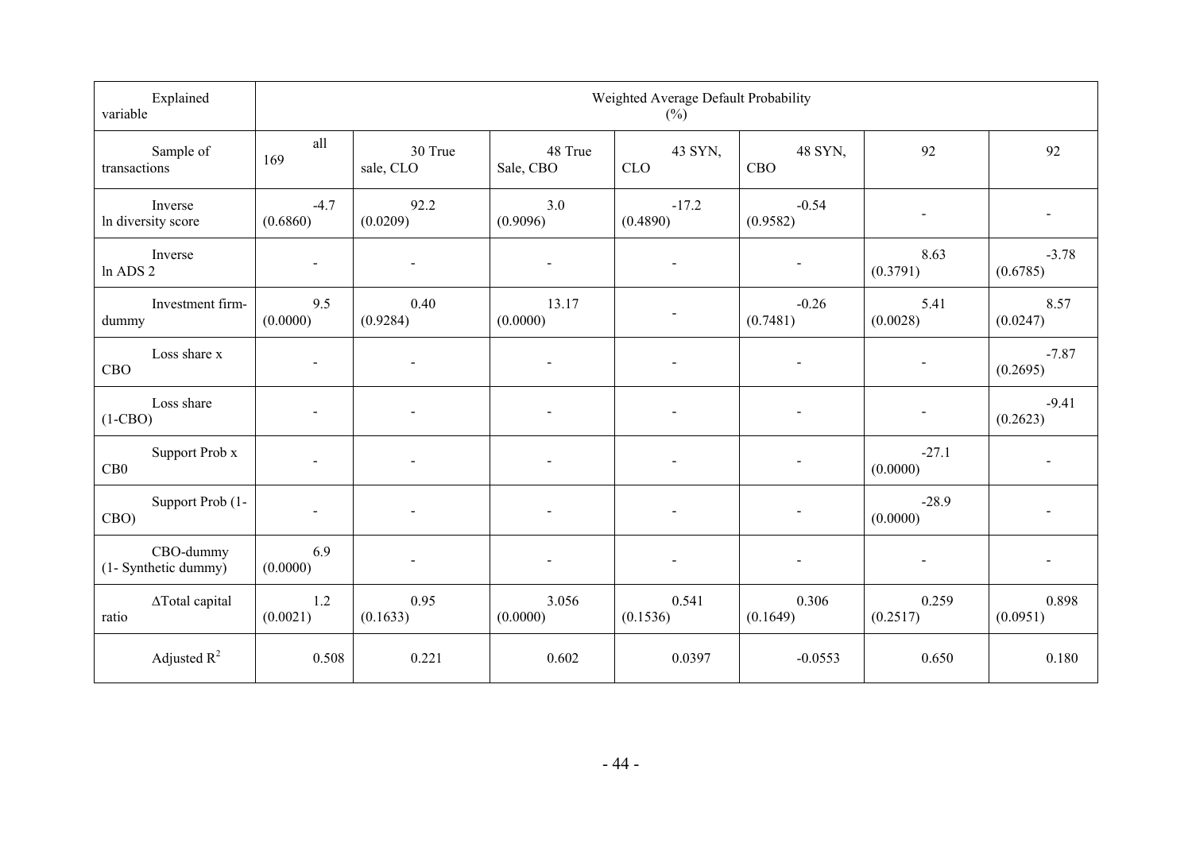| Explained variable | Weighted Average Default Probability (%) | | | | | | |
|---|---|---|---|---|---|---|---|
| Sample of transactions | all 169 | 30 True sale, CLO | 48 True Sale, CBO | 43 SYN, CLO | 48 SYN, CBO | 92 | 92 |
| Inverse ln diversity score | -4.7 (0.6860) | 92.2 (0.0209) | 3.0 (0.9096) | -17.2 (0.4890) | -0.54 (0.9582) | - | - |
| Inverse ln ADS 2 | - | - | - | - | - | 8.63 (0.3791) | -3.78 (0.6785) |
| Investment firm-dummy | 9.5 (0.0000) | 0.40 (0.9284) | 13.17 (0.0000) | - | -0.26 (0.7481) | 5.41 (0.0028) | 8.57 (0.0247) |
| Loss share x CBO | - | - | - | - | - | - | -7.87 (0.2695) |
| Loss share (1-CBO) | - | - | - | - | - | - | -9.41 (0.2623) |
| Support Prob x CB0 | - | - | - | - | - | -27.1 (0.0000) | - |
| Support Prob (1-CBO) | - | - | - | - | - | -28.9 (0.0000) | - |
| CBO-dummy (1- Synthetic dummy) | 6.9 (0.0000) | - | - | - | - | - | - |
| ΔTotal capital ratio | 1.2 (0.0021) | 0.95 (0.1633) | 3.056 (0.0000) | 0.541 (0.1536) | 0.306 (0.1649) | 0.259 (0.2517) | 0.898 (0.0951) |
| Adjusted $R^2$ | 0.508 | 0.221 | 0.602 | 0.0397 | -0.0553 | 0.650 | 0.180 |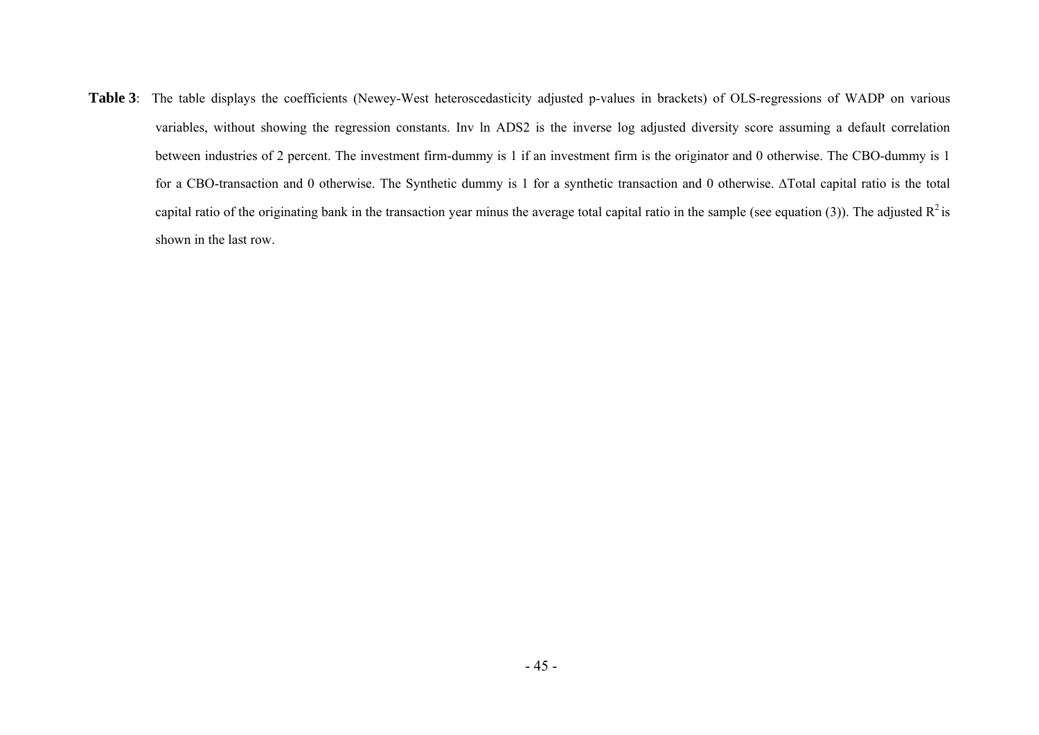**Table 3**: The table displays the coefficients (Newey-West heteroscedasticity adjusted p-values in brackets) of OLS-regressions of WADP on various variables, without showing the regression constants. Inv ln ADS2 is the inverse log adjusted diversity score assuming a default correlation between industries of 2 percent. The investment firm-dummy is 1 if an investment firm is the originator and 0 otherwise. The CBO-dummy is 1 for a CBO-transaction and 0 otherwise. The Synthetic dummy is 1 for a synthetic transaction and 0 otherwise. ΔTotal capital ratio is the total capital ratio of the originating bank in the transaction year minus the average total capital ratio in the sample (see equation (3)). The adjusted $R^2$ is shown in the last row.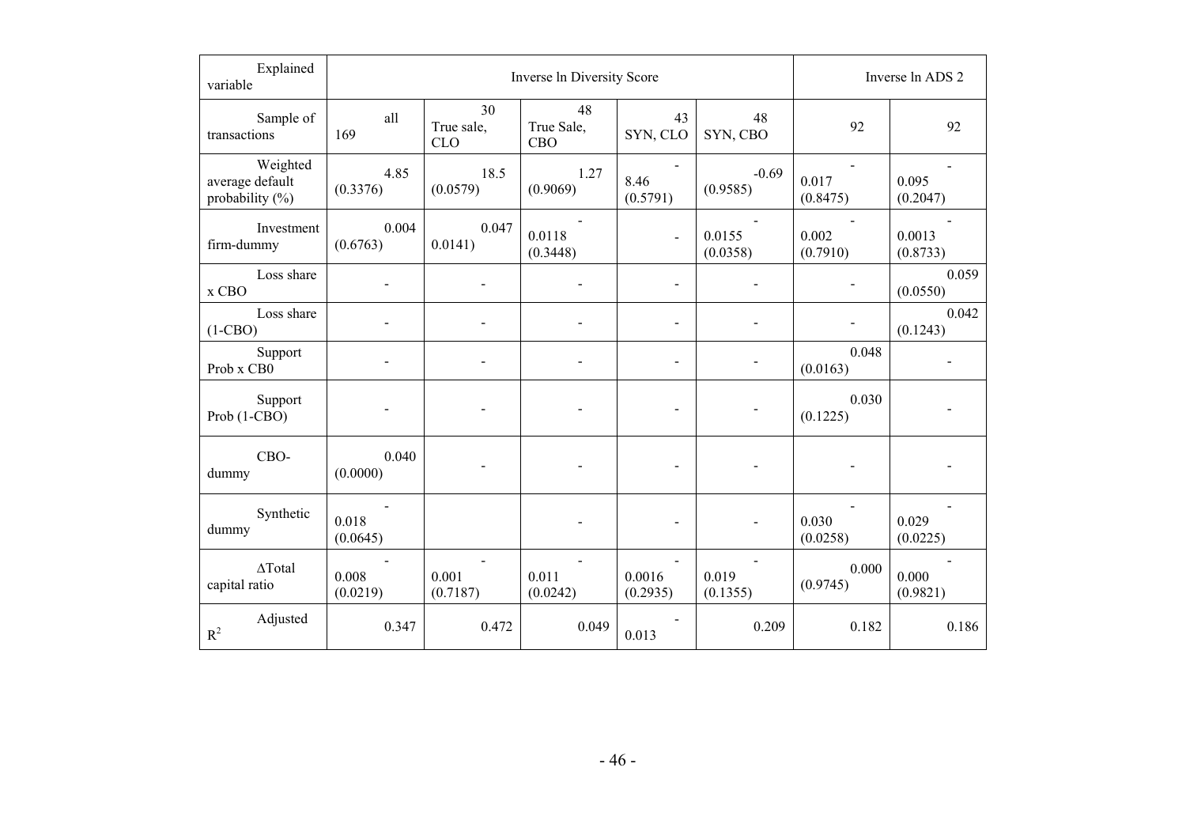| Explained variable | Inverse ln Diversity Score | | | | | Inverse ln ADS 2 | |
|---|---|---|---|---|---|---|---|
| Sample of transactions | all 169 | 30 True sale, CLO | 48 True Sale, CBO | 43 SYN, CLO | 48 SYN, CBO | 92 | 92 |
| Weighted average default probability (%) | 4.85 (0.3376) | 18.5 (0.0579) | 1.27 (0.9069) | -8.46 (0.5791) | -0.69 (0.9585) | -0.017 (0.8475) | -0.095 (0.2047) |
| Investment firm-dummy | 0.004 (0.6763) | 0.047 0.0141) | -0.0118 (0.3448) | - | -0.0155 (0.0358) | -0.002 (0.7910) | -0.0013 (0.8733) |
| Loss share x CBO | - | - | - | - | - | - | 0.059 (0.0550) |
| Loss share (1-CBO) | - | - | - | - | - | - | 0.042 (0.1243) |
| Support Prob x CB0 | - | - | - | - | - | 0.048 (0.0163) | - |
| Support Prob (1-CBO) | - | - | - | - | - | 0.030 (0.1225) | - |
| CBO-dummy | 0.040 (0.0000) | - | - | - | - | - | - |
| Synthetic dummy | -0.018 (0.0645) | | - | - | - | -0.030 (0.0258) | -0.029 (0.0225) |
| ΔTotal capital ratio | -0.008 (0.0219) | -0.001 (0.7187) | -0.011 (0.0242) | -0.0016 (0.2935) | -0.019 (0.1355) | 0.000 (0.9745) | -0.000 (0.9821) |
| Adjusted $R^2$ | 0.347 | 0.472 | 0.049 | -0.013 | 0.209 | 0.182 | 0.186 |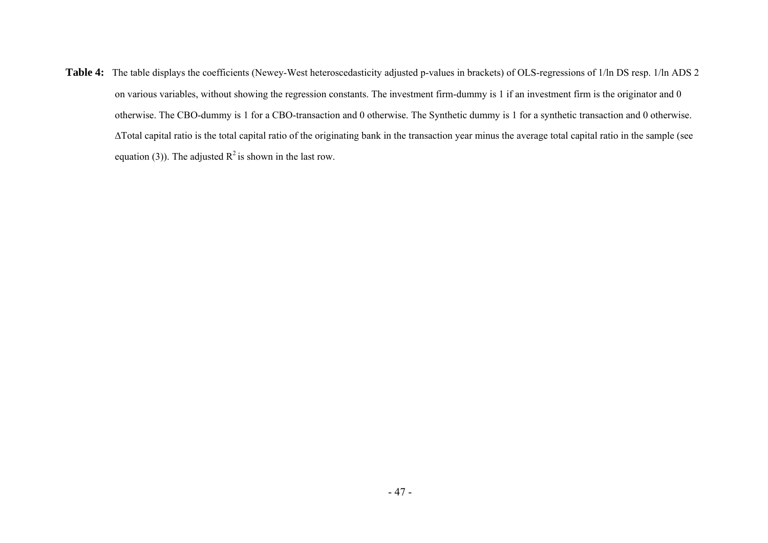**Table 4:** The table displays the coefficients (Newey-West heteroscedasticity adjusted p-values in brackets) of OLS-regressions of 1/ln DS resp. 1/ln ADS 2 on various variables, without showing the regression constants. The investment firm-dummy is 1 if an investment firm is the originator and 0 otherwise. The CBO-dummy is 1 for a CBO-transaction and 0 otherwise. The Synthetic dummy is 1 for a synthetic transaction and 0 otherwise. ΔTotal capital ratio is the total capital ratio of the originating bank in the transaction year minus the average total capital ratio in the sample (see equation (3)). The adjusted $R^2$ is shown in the last row.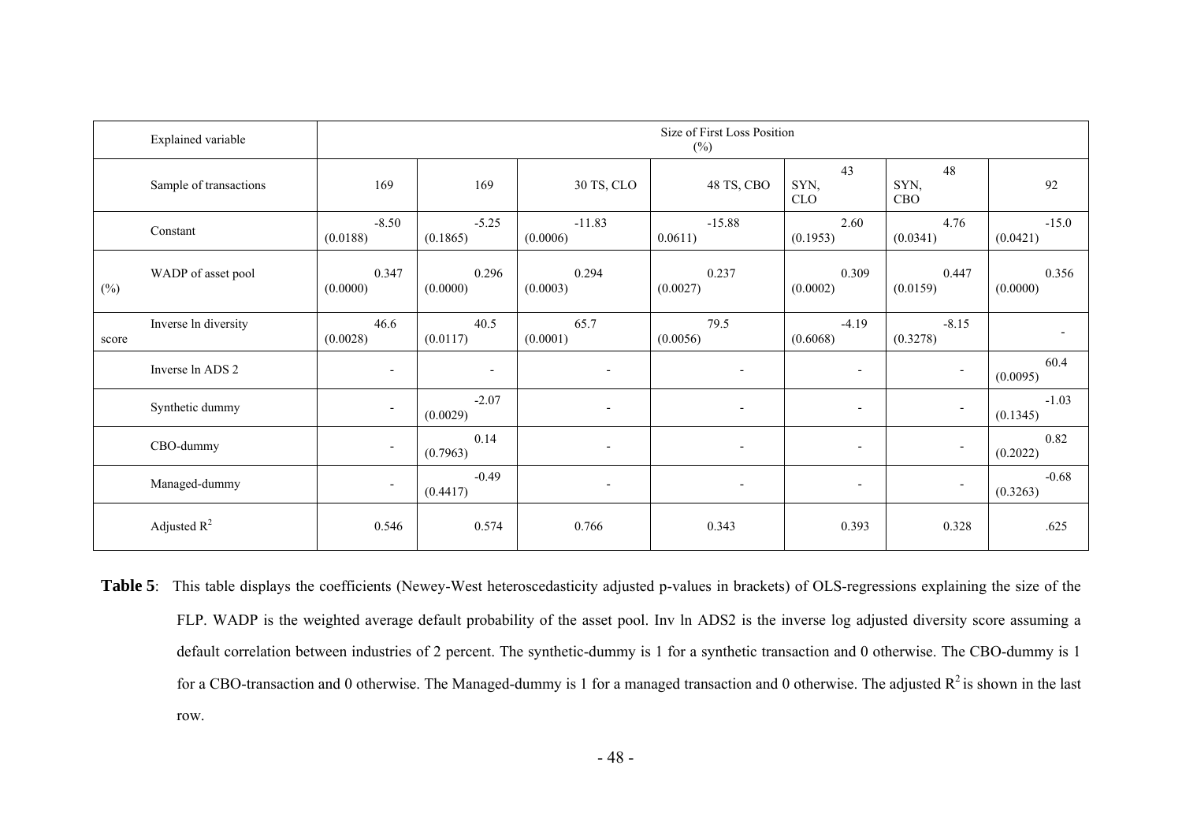| Explained variable | Size of First Loss Position (%) | | | | | | |
|---|---|---|---|---|---|---|---|
| Sample of transactions | 169 | 169 | 30 TS, CLO | 48 TS, CBO | 43 SYN, CLO | 48 SYN, CBO | 92 |
| Constant | -8.50 (0.0188) | -5.25 (0.1865) | -11.83 (0.0006) | -15.88 0.0611) | 2.60 (0.1953) | 4.76 (0.0341) | -15.0 (0.0421) |
| WADP of asset pool (%) | 0.347 (0.0000) | 0.296 (0.0000) | 0.294 (0.0003) | 0.237 (0.0027) | 0.309 (0.0002) | 0.447 (0.0159) | 0.356 (0.0000) |
| Inverse ln diversity score | 46.6 (0.0028) | 40.5 (0.0117) | 65.7 (0.0001) | 79.5 (0.0056) | -4.19 (0.6068) | -8.15 (0.3278) | - |
| Inverse ln ADS 2 | - | - | - | - | - | - | 60.4 (0.0095) |
| Synthetic dummy | - | -2.07 (0.0029) | - | - | - | - | -1.03 (0.1345) |
| CBO-dummy | - | 0.14 (0.7963) | - | - | - | - | 0.82 (0.2022) |
| Managed-dummy | - | -0.49 (0.4417) | - | - | - | - | -0.68 (0.3263) |
| Adjusted $R^2$ | 0.546 | 0.574 | 0.766 | 0.343 | 0.393 | 0.328 | .625 |

**Table 5**: This table displays the coefficients (Newey-West heteroscedasticity adjusted p-values in brackets) of OLS-regressions explaining the size of the FLP. WADP is the weighted average default probability of the asset pool. Inv ln ADS2 is the inverse log adjusted diversity score assuming a default correlation between industries of 2 percent. The synthetic-dummy is 1 for a synthetic transaction and 0 otherwise. The CBO-dummy is 1 for a CBO-transaction and 0 otherwise. The Managed-dummy is 1 for a managed transaction and 0 otherwise. The adjusted $R^2$ is shown in the last row.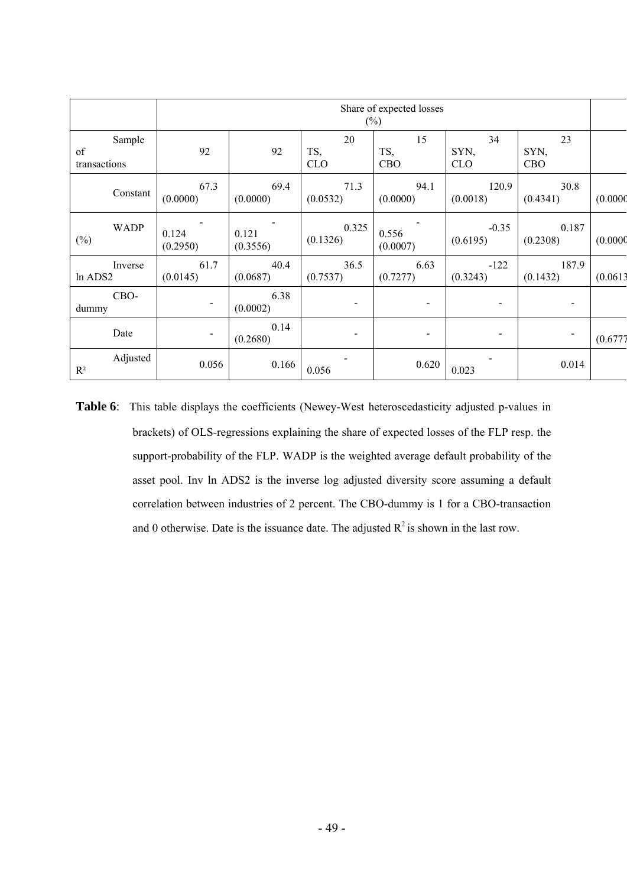| | Share of expected losses (%) | | | | | | |
|---|---|---|---|---|---|---|---|
| Sample of transactions | 92 | 92 | 20 TS, CLO | 15 TS, CBO | 34 SYN, CLO | 23 SYN, CBO | |
| Constant | 67.3 (0.0000) | 69.4 (0.0000) | 71.3 (0.0532) | 94.1 (0.0000) | 120.9 (0.0018) | 30.8 (0.4341) | (0.0000 |
| WADP (%) | -0.124 (0.2950) | -0.121 (0.3556) | 0.325 (0.1326) | -0.556 (0.0007) | -0.35 (0.6195) | 0.187 (0.2308) | (0.0000 |
| Inverse ln ADS2 | 61.7 (0.0145) | 40.4 (0.0687) | 36.5 (0.7537) | 6.63 (0.7277) | -122 (0.3243) | 187.9 (0.1432) | (0.0613 |
| CBO-dummy | - | 6.38 (0.0002) | - | - | - | - | |
| Date | - | 0.14 (0.2680) | - | - | - | - | (0.6777 |
| Adjusted $R^2$ | 0.056 | 0.166 | -0.056 | 0.620 | -0.023 | 0.014 | |

**Table 6**: This table displays the coefficients (Newey-West heteroscedasticity adjusted p-values in brackets) of OLS-regressions explaining the share of expected losses of the FLP resp. the support-probability of the FLP. WADP is the weighted average default probability of the asset pool. Inv ln ADS2 is the inverse log adjusted diversity score assuming a default correlation between industries of 2 percent. The CBO-dummy is 1 for a CBO-transaction and 0 otherwise. Date is the issuance date. The adjusted $R^2$ is shown in the last row.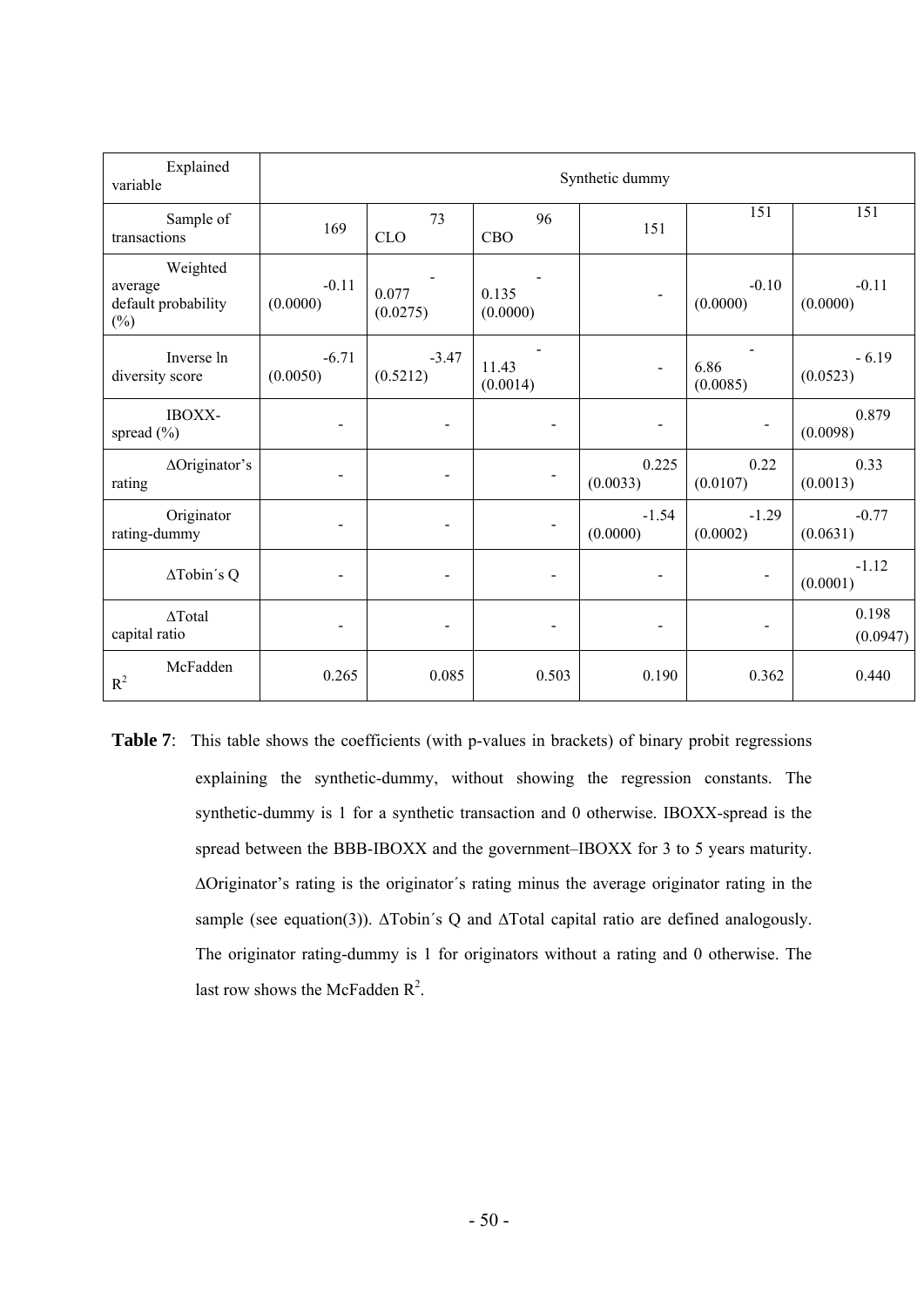| Explained variable | Synthetic dummy | | | | | |
|---|---|---|---|---|---|---|
| Sample of transactions | 169 | 73 CLO | 96 CBO | 151 | 151 | 151 |
| Weighted average default probability (%) | -0.11 (0.0000) | -0.077 (0.0275) | -0.135 (0.0000) | - | -0.10 (0.0000) | -0.11 (0.0000) |
| Inverse ln diversity score | -6.71 (0.0050) | -3.47 (0.5212) | -11.43 (0.0014) | - | -6.86 (0.0085) | - 6.19 (0.0523) |
| IBOXX-spread (%) | - | - | - | - | - | 0.879 (0.0098) |
| ΔOriginator's rating | - | - | - | 0.225 (0.0033) | 0.22 (0.0107) | 0.33 (0.0013) |
| Originator rating-dummy | - | - | - | -1.54 (0.0000) | -1.29 (0.0002) | -0.77 (0.0631) |
| ΔTobin´s Q | - | - | - | - | - | -1.12 (0.0001) |
| ΔTotal capital ratio | - | - | - | - | - | 0.198 (0.0947) |
| McFadden $R^2$ | 0.265 | 0.085 | 0.503 | 0.190 | 0.362 | 0.440 |

**Table 7**: This table shows the coefficients (with p-values in brackets) of binary probit regressions explaining the synthetic-dummy, without showing the regression constants. The synthetic-dummy is 1 for a synthetic transaction and 0 otherwise. IBOXX-spread is the spread between the BBB-IBOXX and the government–IBOXX for 3 to 5 years maturity. ΔOriginator's rating is the originator´s rating minus the average originator rating in the sample (see equation(3)). ΔTobin´s Q and ΔTotal capital ratio are defined analogously. The originator rating-dummy is 1 for originators without a rating and 0 otherwise. The last row shows the McFadden $R^2$.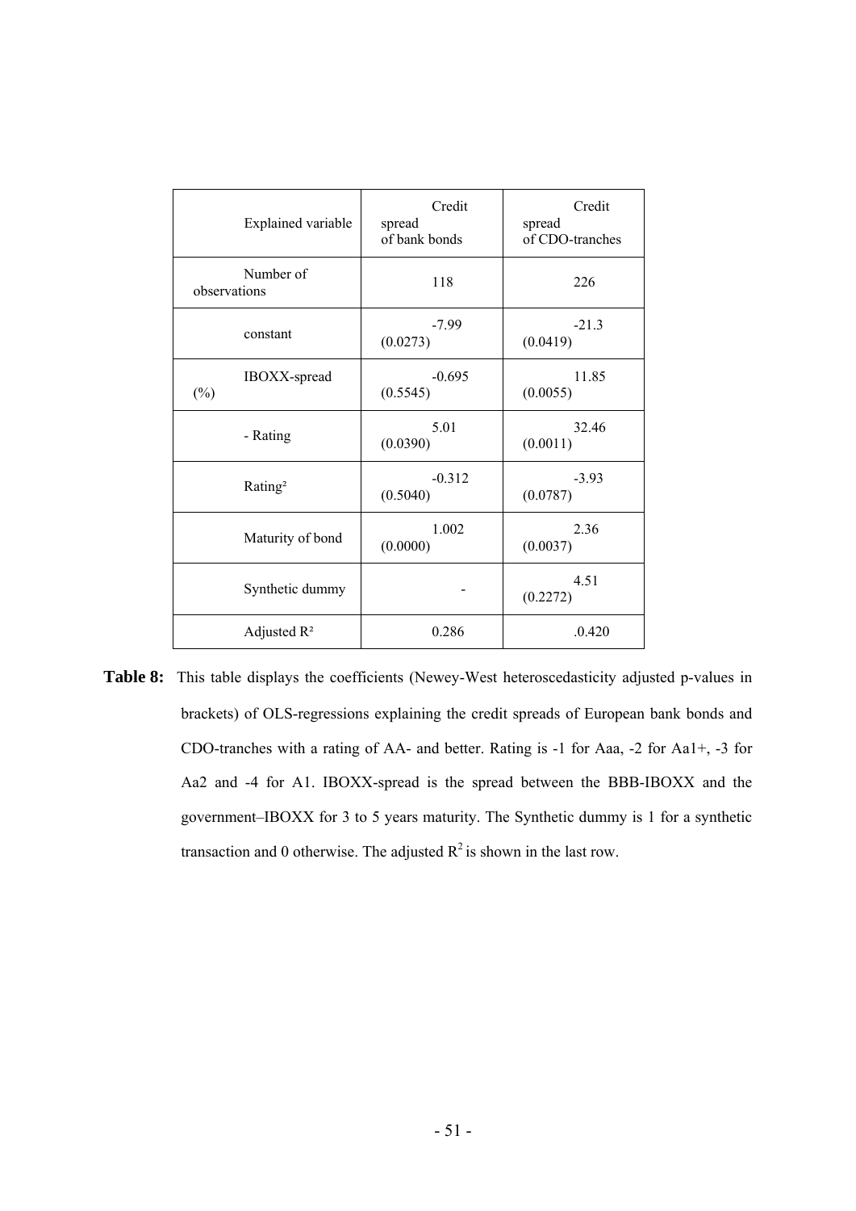| Explained variable | Credit spread of bank bonds | Credit spread of CDO-tranches |
|---|---|---|
| Number of observations | 118 | 226 |
| constant | -7.99 (0.0273) | -21.3 (0.0419) |
| IBOXX-spread (%) | -0.695 (0.5545) | 11.85 (0.0055) |
| - Rating | 5.01 (0.0390) | 32.46 (0.0011) |
| Rating² | -0.312 (0.5040) | -3.93 (0.0787) |
| Maturity of bond | 1.002 (0.0000) | 2.36 (0.0037) |
| Synthetic dummy | - | 4.51 (0.2272) |
| Adjusted R² | 0.286 | .0.420 |

**Table 8:** This table displays the coefficients (Newey-West heteroscedasticity adjusted p-values in brackets) of OLS-regressions explaining the credit spreads of European bank bonds and CDO-tranches with a rating of AA- and better. Rating is -1 for Aaa, -2 for Aa1+, -3 for Aa2 and -4 for A1. IBOXX-spread is the spread between the BBB-IBOXX and the government–IBOXX for 3 to 5 years maturity. The Synthetic dummy is 1 for a synthetic transaction and 0 otherwise. The adjusted $R^2$ is shown in the last row.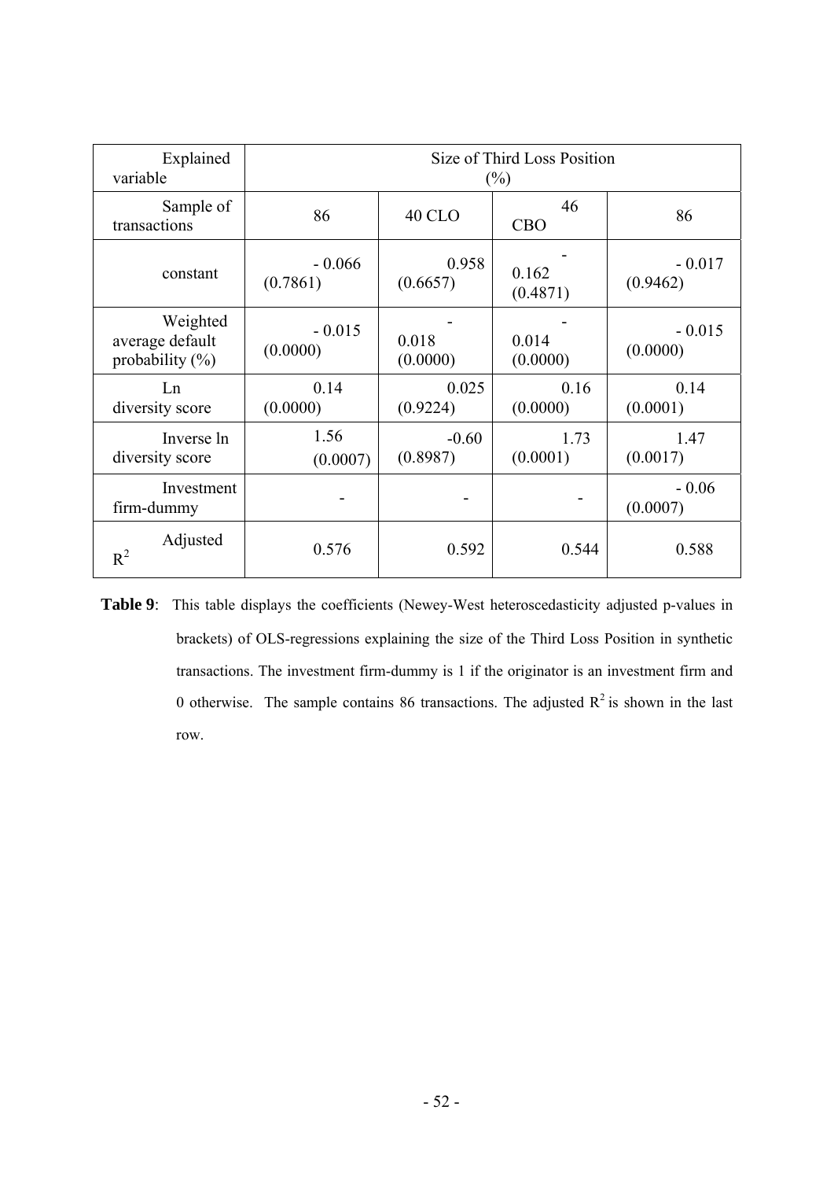| Explained variable | Size of Third Loss Position (%) | | | |
|---|---|---|---|---|
| Sample of transactions | 86 | 40 CLO | 46 CBO | 86 |
| constant | - 0.066 (0.7861) | 0.958 (0.6657) | - 0.162 (0.4871) | - 0.017 (0.9462) |
| Weighted average default probability (%) | - 0.015 (0.0000) | - 0.018 (0.0000) | - 0.014 (0.0000) | - 0.015 (0.0000) |
| Ln diversity score | 0.14 (0.0000) | 0.025 (0.9224) | 0.16 (0.0000) | 0.14 (0.0001) |
| Inverse ln diversity score | 1.56 (0.0007) | -0.60 (0.8987) | 1.73 (0.0001) | 1.47 (0.0017) |
| Investment firm-dummy | - | - | - | - 0.06 (0.0007) |
| Adjusted $R^2$ | 0.576 | 0.592 | 0.544 | 0.588 |

**Table 9**: This table displays the coefficients (Newey-West heteroscedasticity adjusted p-values in brackets) of OLS-regressions explaining the size of the Third Loss Position in synthetic transactions. The investment firm-dummy is 1 if the originator is an investment firm and 0 otherwise. The sample contains 86 transactions. The adjusted $R^2$ is shown in the last row.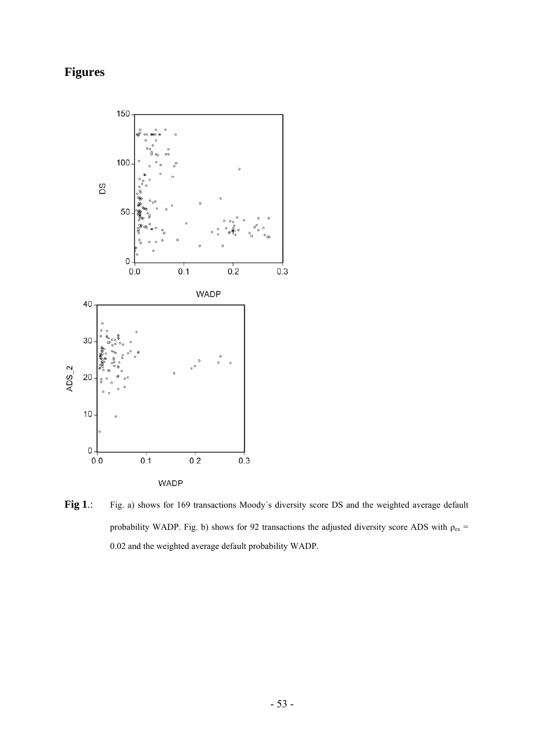## Figures

**Fig 1**.: Fig. a) shows for 169 transactions Moody´s diversity score DS and the weighted average default probability WADP. Fig. b) shows for 92 transactions the adjusted diversity score ADS with $\rho_{ex}$ = 0.02 and the weighted average default probability WADP.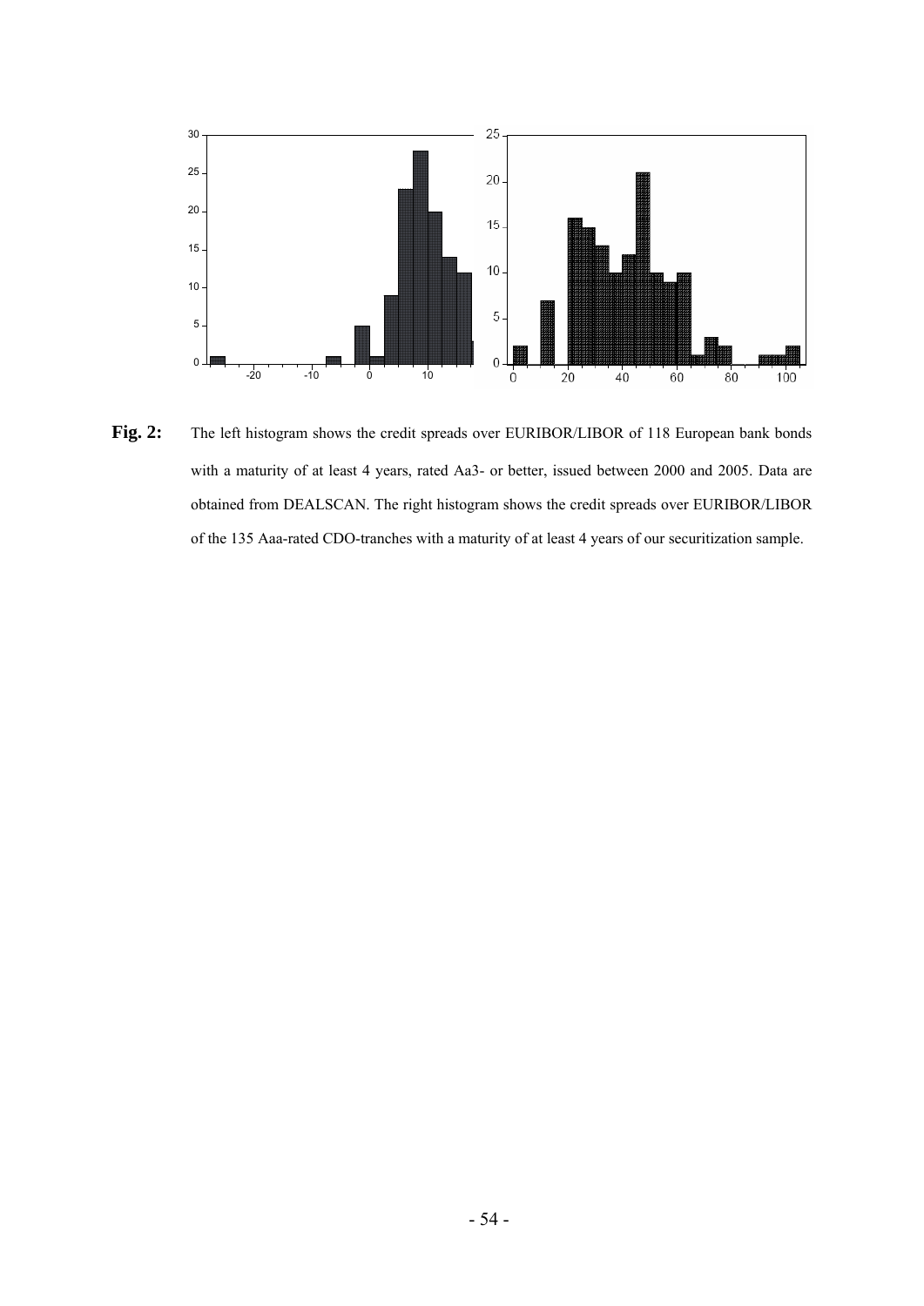30
25
20
15
10
5
0
-20
-10
0
10

25
20
15
10
5
0
0
20
40
60
80
100

**Fig. 2:** The left histogram shows the credit spreads over EURIBOR/LIBOR of 118 European bank bonds with a maturity of at least 4 years, rated Aa3- or better, issued between 2000 and 2005. Data are obtained from DEALSCAN. The right histogram shows the credit spreads over EURIBOR/LIBOR of the 135 Aaa-rated CDO-tranches with a maturity of at least 4 years of our securitization sample.